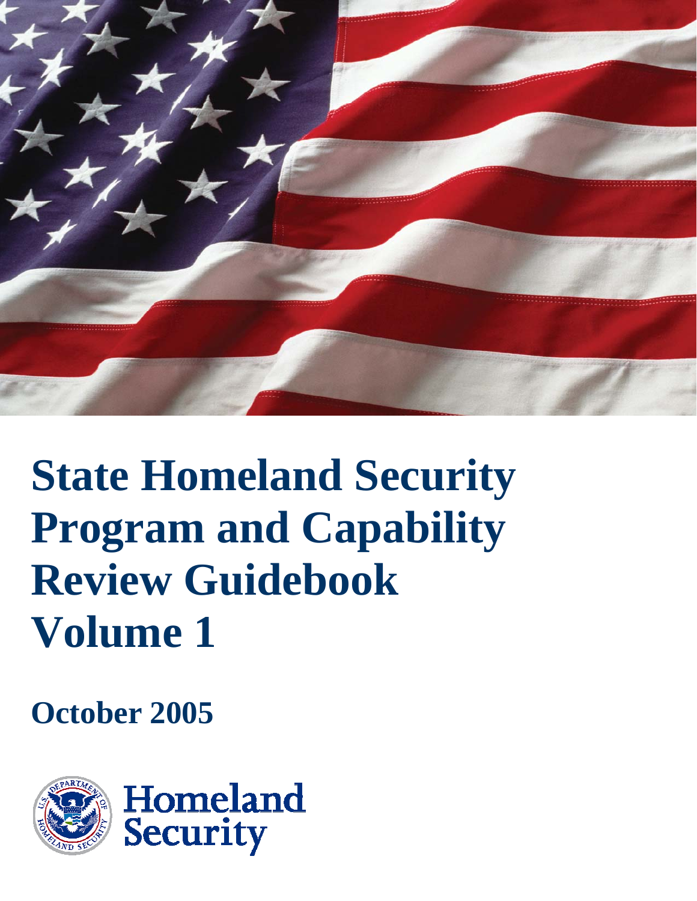# State Homeland Security Program and Capability Review Guidebook Volume 1

**October 2005**

Homeland Security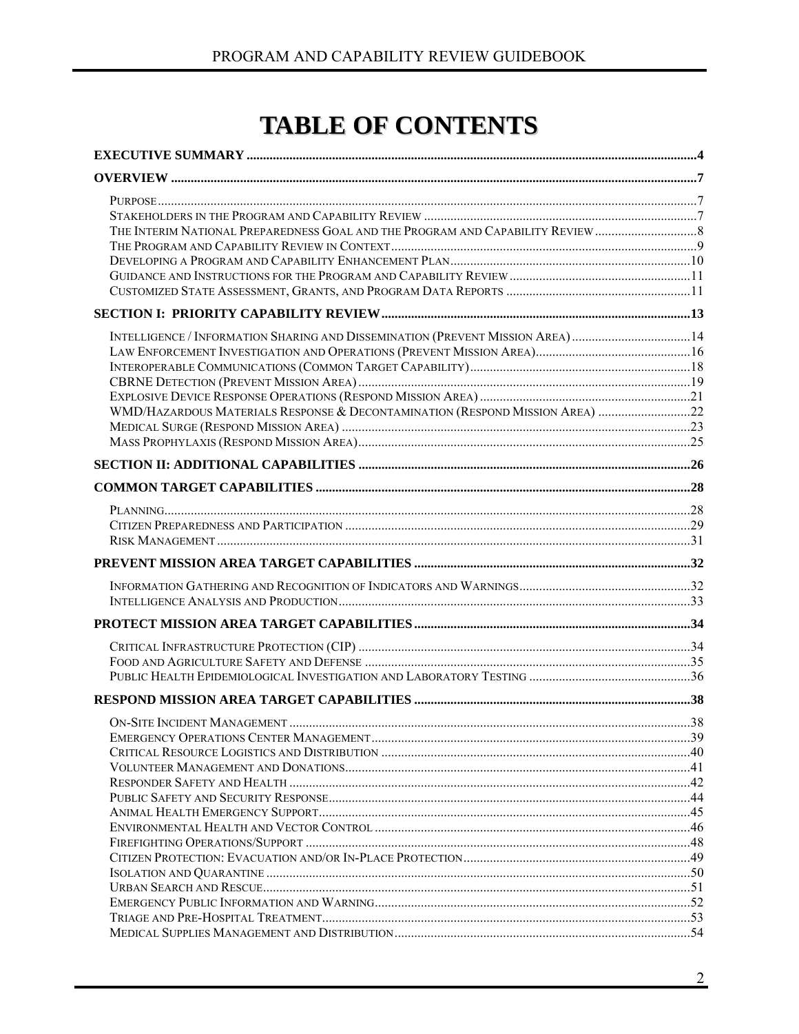# TABLE OF CONTENTS

**EXECUTIVE SUMMARY** ....... 4

**OVERVIEW** ....... 7

- Purpose ....... 7
- Stakeholders in the Program and Capability Review ....... 7
- The Interim National Preparedness Goal and the Program and Capability Review ....... 8
- The Program and Capability Review in Context ....... 9
- Developing a Program and Capability Enhancement Plan ....... 10
- Guidance and Instructions for the Program and Capability Review ....... 11
- Customized State Assessment, Grants, and Program Data Reports ....... 11

**SECTION I: PRIORITY CAPABILITY REVIEW** ....... 13

- Intelligence / Information Sharing and Dissemination (Prevent Mission Area) ....... 14
- Law Enforcement Investigation and Operations (Prevent Mission Area) ....... 16
- Interoperable Communications (Common Target Capability) ....... 18
- CBRNE Detection (Prevent Mission Area) ....... 19
- Explosive Device Response Operations (Respond Mission Area) ....... 21
- WMD/Hazardous Materials Response & Decontamination (Respond Mission Area) ....... 22
- Medical Surge (Respond Mission Area) ....... 23
- Mass Prophylaxis (Respond Mission Area) ....... 25

**SECTION II: ADDITIONAL CAPABILITIES** ....... 26

**COMMON TARGET CAPABILITIES** ....... 28

- Planning ....... 28
- Citizen Preparedness and Participation ....... 29
- Risk Management ....... 31

**PREVENT MISSION AREA TARGET CAPABILITIES** ....... 32

- Information Gathering and Recognition of Indicators and Warnings ....... 32
- Intelligence Analysis and Production ....... 33

**PROTECT MISSION AREA TARGET CAPABILITIES** ....... 34

- Critical Infrastructure Protection (CIP) ....... 34
- Food and Agriculture Safety and Defense ....... 35
- Public Health Epidemiological Investigation and Laboratory Testing ....... 36

**RESPOND MISSION AREA TARGET CAPABILITIES** ....... 38

- On-Site Incident Management ....... 38
- Emergency Operations Center Management ....... 39
- Critical Resource Logistics and Distribution ....... 40
- Volunteer Management and Donations ....... 41
- Responder Safety and Health ....... 42
- Public Safety and Security Response ....... 44
- Animal Health Emergency Support ....... 45
- Environmental Health and Vector Control ....... 46
- Firefighting Operations/Support ....... 48
- Citizen Protection: Evacuation and/or In-Place Protection ....... 49
- Isolation and Quarantine ....... 50
- Urban Search and Rescue ....... 51
- Emergency Public Information and Warning ....... 52
- Triage and Pre-Hospital Treatment ....... 53
- Medical Supplies Management and Distribution ....... 54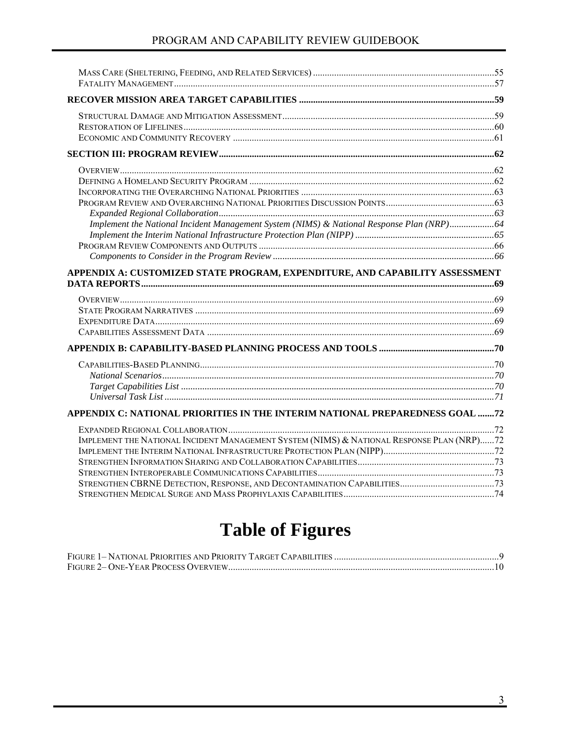Mass Care (Sheltering, Feeding, and Related Services) ............ 55
Fatality Management ............ 57

**RECOVER MISSION AREA TARGET CAPABILITIES ............ 59**

Structural Damage and Mitigation Assessment ............ 59
Restoration of Lifelines ............ 60
Economic and Community Recovery ............ 61

**SECTION III: PROGRAM REVIEW ............ 62**

Overview ............ 62
Defining a Homeland Security Program ............ 62
Incorporating the Overarching National Priorities ............ 63
Program Review and Overarching National Priorities Discussion Points ............ 63
*Expanded Regional Collaboration ............ 63*
*Implement the National Incident Management System (NIMS) & National Response Plan (NRP) ............ 64*
*Implement the Interim National Infrastructure Protection Plan (NIPP) ............ 65*
Program Review Components and Outputs ............ 66
*Components to Consider in the Program Review ............ 66*

**APPENDIX A: CUSTOMIZED STATE PROGRAM, EXPENDITURE, AND CAPABILITY ASSESSMENT DATA REPORTS ............ 69**

Overview ............ 69
State Program Narratives ............ 69
Expenditure Data ............ 69
Capabilities Assessment Data ............ 69

**APPENDIX B: CAPABILITY-BASED PLANNING PROCESS AND TOOLS ............ 70**

Capabilities-Based Planning ............ 70
*National Scenarios ............ 70*
*Target Capabilities List ............ 70*
*Universal Task List ............ 71*

**APPENDIX C: NATIONAL PRIORITIES IN THE INTERIM NATIONAL PREPAREDNESS GOAL ............ 72**

Expanded Regional Collaboration ............ 72
Implement the National Incident Management System (NIMS) & National Response Plan (NRP) ............ 72
Implement the Interim National Infrastructure Protection Plan (NIPP) ............ 72
Strengthen Information Sharing and Collaboration Capabilities ............ 73
Strengthen Interoperable Communications Capabilities ............ 73
Strengthen CBRNE Detection, Response, and Decontamination Capabilities ............ 73
Strengthen Medical Surge and Mass Prophylaxis Capabilities ............ 74

# Table of Figures

Figure 1– National Priorities and Priority Target Capabilities ............ 9
Figure 2– One-Year Process Overview ............ 10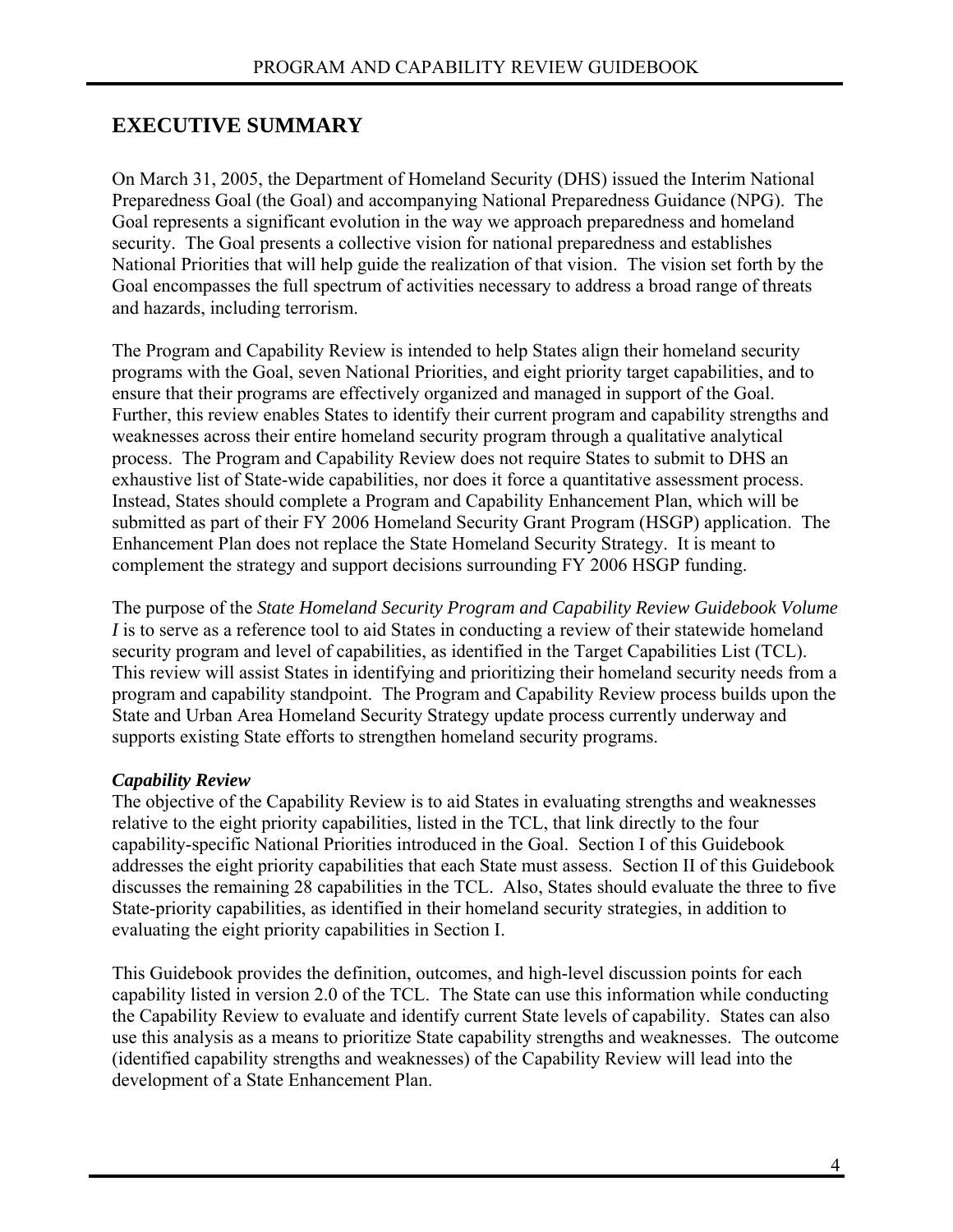# EXECUTIVE SUMMARY

On March 31, 2005, the Department of Homeland Security (DHS) issued the Interim National Preparedness Goal (the Goal) and accompanying National Preparedness Guidance (NPG). The Goal represents a significant evolution in the way we approach preparedness and homeland security. The Goal presents a collective vision for national preparedness and establishes National Priorities that will help guide the realization of that vision. The vision set forth by the Goal encompasses the full spectrum of activities necessary to address a broad range of threats and hazards, including terrorism.

The Program and Capability Review is intended to help States align their homeland security programs with the Goal, seven National Priorities, and eight priority target capabilities, and to ensure that their programs are effectively organized and managed in support of the Goal. Further, this review enables States to identify their current program and capability strengths and weaknesses across their entire homeland security program through a qualitative analytical process. The Program and Capability Review does not require States to submit to DHS an exhaustive list of State-wide capabilities, nor does it force a quantitative assessment process. Instead, States should complete a Program and Capability Enhancement Plan, which will be submitted as part of their FY 2006 Homeland Security Grant Program (HSGP) application. The Enhancement Plan does not replace the State Homeland Security Strategy. It is meant to complement the strategy and support decisions surrounding FY 2006 HSGP funding.

The purpose of the *State Homeland Security Program and Capability Review Guidebook Volume I* is to serve as a reference tool to aid States in conducting a review of their statewide homeland security program and level of capabilities, as identified in the Target Capabilities List (TCL). This review will assist States in identifying and prioritizing their homeland security needs from a program and capability standpoint. The Program and Capability Review process builds upon the State and Urban Area Homeland Security Strategy update process currently underway and supports existing State efforts to strengthen homeland security programs.

***Capability Review***

The objective of the Capability Review is to aid States in evaluating strengths and weaknesses relative to the eight priority capabilities, listed in the TCL, that link directly to the four capability-specific National Priorities introduced in the Goal. Section I of this Guidebook addresses the eight priority capabilities that each State must assess. Section II of this Guidebook discusses the remaining 28 capabilities in the TCL. Also, States should evaluate the three to five State-priority capabilities, as identified in their homeland security strategies, in addition to evaluating the eight priority capabilities in Section I.

This Guidebook provides the definition, outcomes, and high-level discussion points for each capability listed in version 2.0 of the TCL. The State can use this information while conducting the Capability Review to evaluate and identify current State levels of capability. States can also use this analysis as a means to prioritize State capability strengths and weaknesses. The outcome (identified capability strengths and weaknesses) of the Capability Review will lead into the development of a State Enhancement Plan.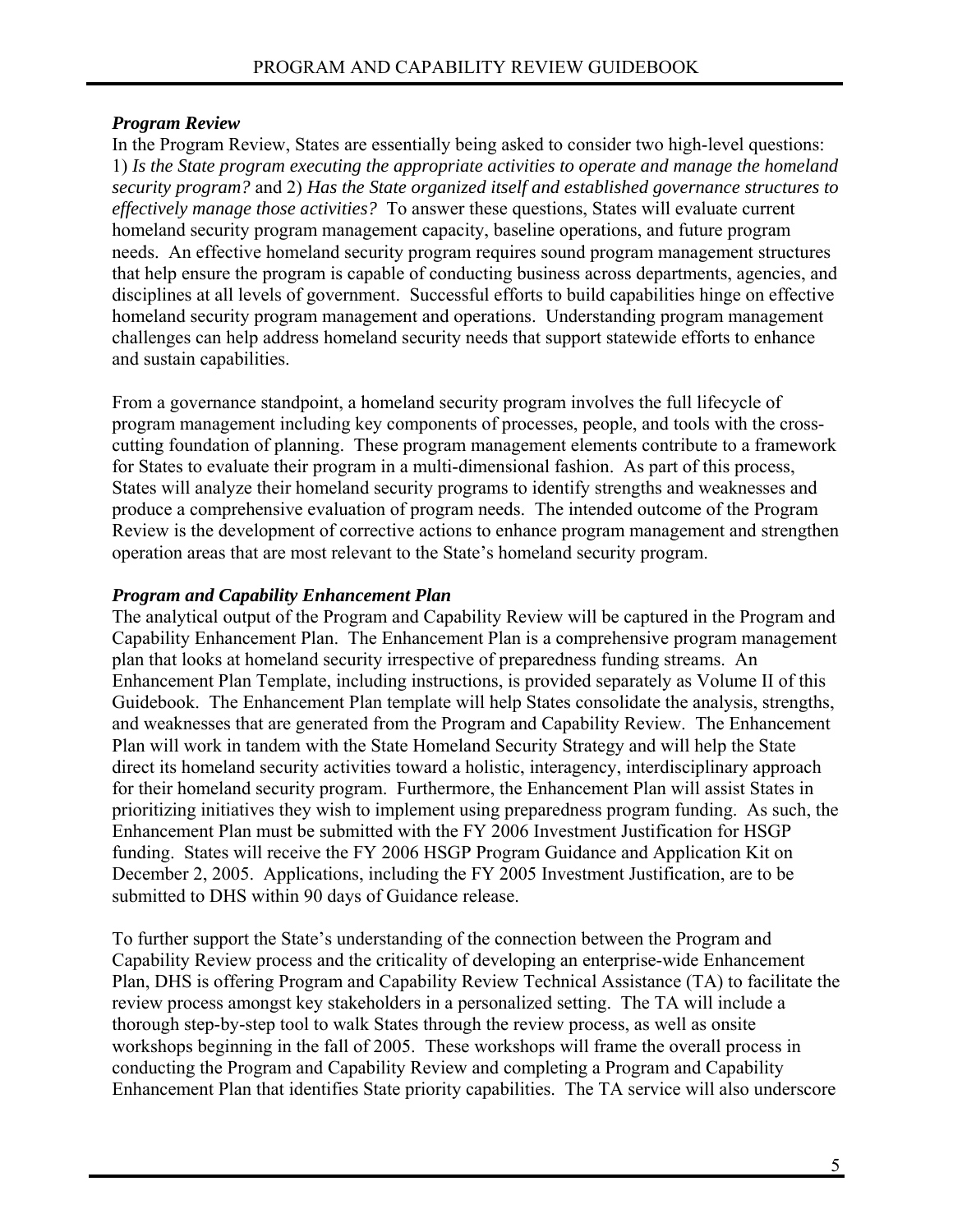### *Program Review*

In the Program Review, States are essentially being asked to consider two high-level questions: 1) *Is the State program executing the appropriate activities to operate and manage the homeland security program?* and 2) *Has the State organized itself and established governance structures to effectively manage those activities?* To answer these questions, States will evaluate current homeland security program management capacity, baseline operations, and future program needs. An effective homeland security program requires sound program management structures that help ensure the program is capable of conducting business across departments, agencies, and disciplines at all levels of government. Successful efforts to build capabilities hinge on effective homeland security program management and operations. Understanding program management challenges can help address homeland security needs that support statewide efforts to enhance and sustain capabilities.

From a governance standpoint, a homeland security program involves the full lifecycle of program management including key components of processes, people, and tools with the cross-cutting foundation of planning. These program management elements contribute to a framework for States to evaluate their program in a multi-dimensional fashion. As part of this process, States will analyze their homeland security programs to identify strengths and weaknesses and produce a comprehensive evaluation of program needs. The intended outcome of the Program Review is the development of corrective actions to enhance program management and strengthen operation areas that are most relevant to the State's homeland security program.

### *Program and Capability Enhancement Plan*

The analytical output of the Program and Capability Review will be captured in the Program and Capability Enhancement Plan. The Enhancement Plan is a comprehensive program management plan that looks at homeland security irrespective of preparedness funding streams. An Enhancement Plan Template, including instructions, is provided separately as Volume II of this Guidebook. The Enhancement Plan template will help States consolidate the analysis, strengths, and weaknesses that are generated from the Program and Capability Review. The Enhancement Plan will work in tandem with the State Homeland Security Strategy and will help the State direct its homeland security activities toward a holistic, interagency, interdisciplinary approach for their homeland security program. Furthermore, the Enhancement Plan will assist States in prioritizing initiatives they wish to implement using preparedness program funding. As such, the Enhancement Plan must be submitted with the FY 2006 Investment Justification for HSGP funding. States will receive the FY 2006 HSGP Program Guidance and Application Kit on December 2, 2005. Applications, including the FY 2005 Investment Justification, are to be submitted to DHS within 90 days of Guidance release.

To further support the State's understanding of the connection between the Program and Capability Review process and the criticality of developing an enterprise-wide Enhancement Plan, DHS is offering Program and Capability Review Technical Assistance (TA) to facilitate the review process amongst key stakeholders in a personalized setting. The TA will include a thorough step-by-step tool to walk States through the review process, as well as onsite workshops beginning in the fall of 2005. These workshops will frame the overall process in conducting the Program and Capability Review and completing a Program and Capability Enhancement Plan that identifies State priority capabilities. The TA service will also underscore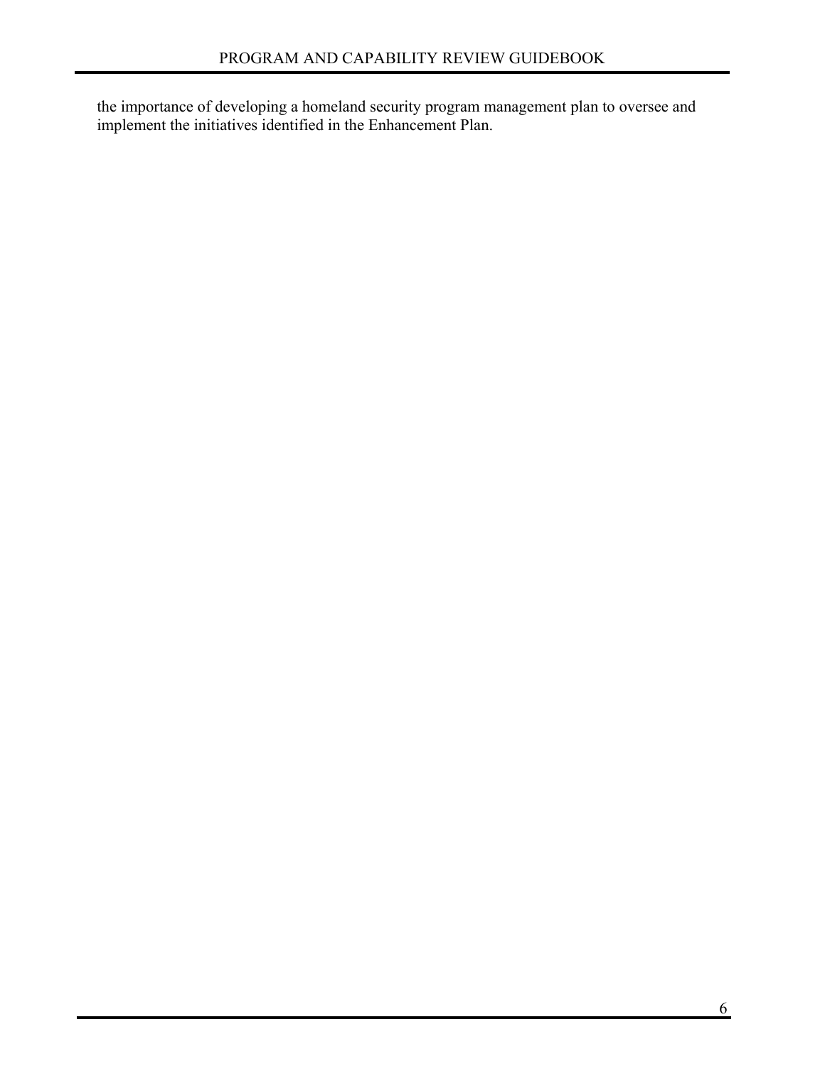the importance of developing a homeland security program management plan to oversee and implement the initiatives identified in the Enhancement Plan.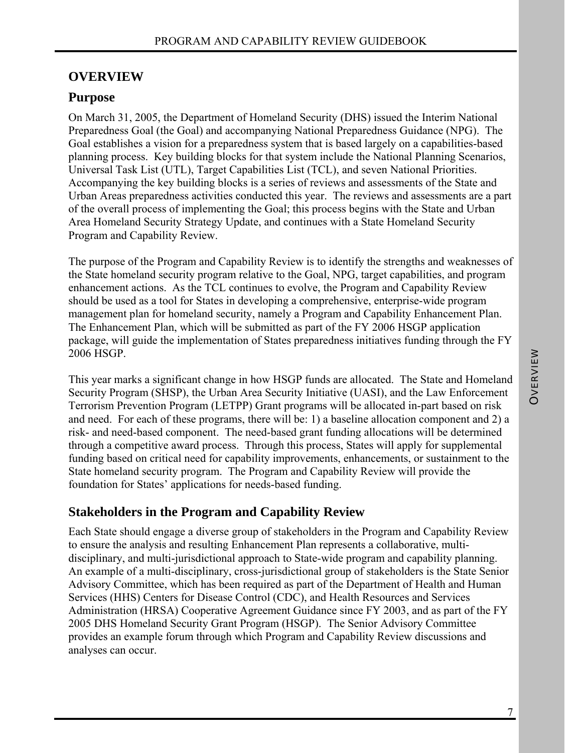# OVERVIEW

## Purpose

On March 31, 2005, the Department of Homeland Security (DHS) issued the Interim National Preparedness Goal (the Goal) and accompanying National Preparedness Guidance (NPG). The Goal establishes a vision for a preparedness system that is based largely on a capabilities-based planning process. Key building blocks for that system include the National Planning Scenarios, Universal Task List (UTL), Target Capabilities List (TCL), and seven National Priorities. Accompanying the key building blocks is a series of reviews and assessments of the State and Urban Areas preparedness activities conducted this year. The reviews and assessments are a part of the overall process of implementing the Goal; this process begins with the State and Urban Area Homeland Security Strategy Update, and continues with a State Homeland Security Program and Capability Review.

The purpose of the Program and Capability Review is to identify the strengths and weaknesses of the State homeland security program relative to the Goal, NPG, target capabilities, and program enhancement actions. As the TCL continues to evolve, the Program and Capability Review should be used as a tool for States in developing a comprehensive, enterprise-wide program management plan for homeland security, namely a Program and Capability Enhancement Plan. The Enhancement Plan, which will be submitted as part of the FY 2006 HSGP application package, will guide the implementation of States preparedness initiatives funding through the FY 2006 HSGP.

This year marks a significant change in how HSGP funds are allocated. The State and Homeland Security Program (SHSP), the Urban Area Security Initiative (UASI), and the Law Enforcement Terrorism Prevention Program (LETPP) Grant programs will be allocated in-part based on risk and need. For each of these programs, there will be: 1) a baseline allocation component and 2) a risk- and need-based component. The need-based grant funding allocations will be determined through a competitive award process. Through this process, States will apply for supplemental funding based on critical need for capability improvements, enhancements, or sustainment to the State homeland security program. The Program and Capability Review will provide the foundation for States' applications for needs-based funding.

## Stakeholders in the Program and Capability Review

Each State should engage a diverse group of stakeholders in the Program and Capability Review to ensure the analysis and resulting Enhancement Plan represents a collaborative, multi-disciplinary, and multi-jurisdictional approach to State-wide program and capability planning. An example of a multi-disciplinary, cross-jurisdictional group of stakeholders is the State Senior Advisory Committee, which has been required as part of the Department of Health and Human Services (HHS) Centers for Disease Control (CDC), and Health Resources and Services Administration (HRSA) Cooperative Agreement Guidance since FY 2003, and as part of the FY 2005 DHS Homeland Security Grant Program (HSGP). The Senior Advisory Committee provides an example forum through which Program and Capability Review discussions and analyses can occur.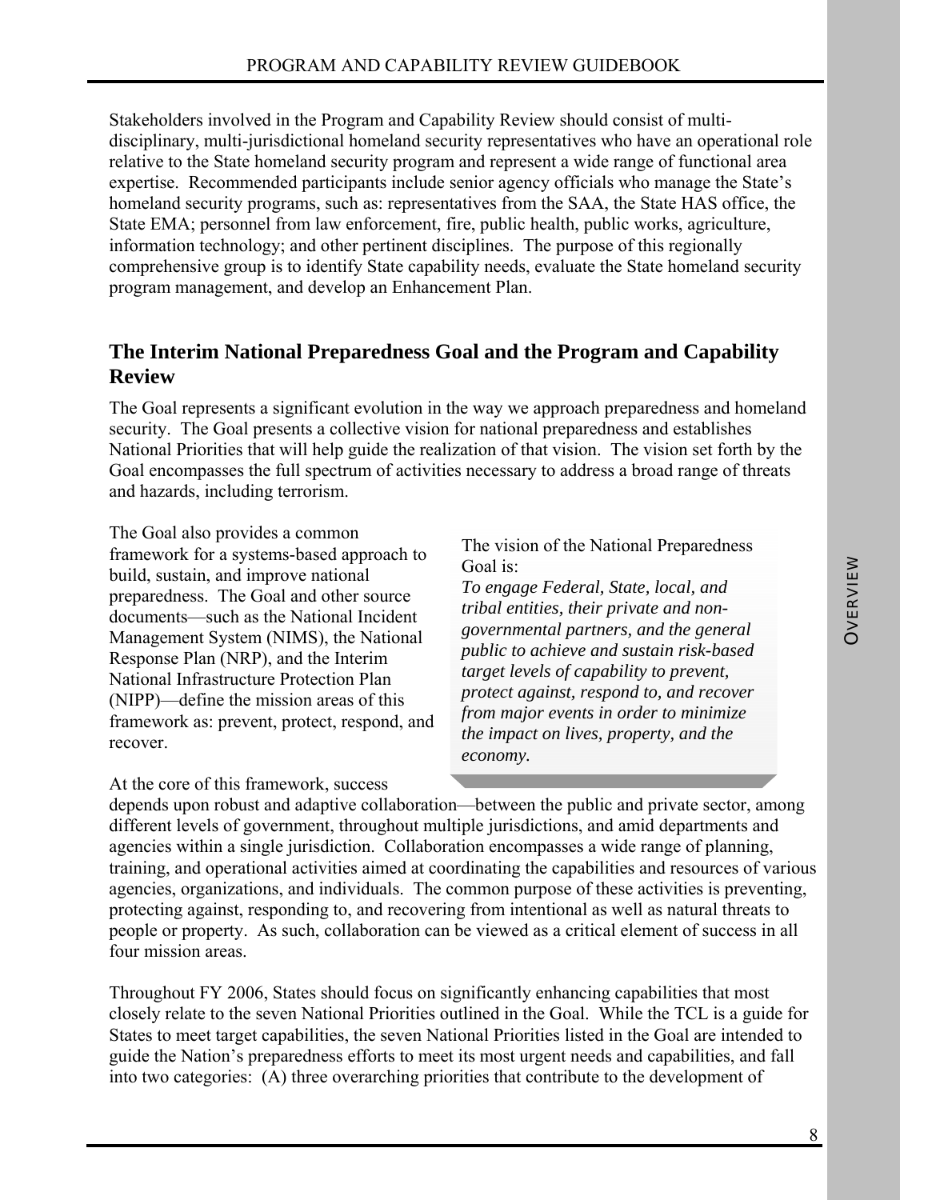Stakeholders involved in the Program and Capability Review should consist of multi-disciplinary, multi-jurisdictional homeland security representatives who have an operational role relative to the State homeland security program and represent a wide range of functional area expertise. Recommended participants include senior agency officials who manage the State's homeland security programs, such as: representatives from the SAA, the State HAS office, the State EMA; personnel from law enforcement, fire, public health, public works, agriculture, information technology; and other pertinent disciplines. The purpose of this regionally comprehensive group is to identify State capability needs, evaluate the State homeland security program management, and develop an Enhancement Plan.

## The Interim National Preparedness Goal and the Program and Capability Review

The Goal represents a significant evolution in the way we approach preparedness and homeland security. The Goal presents a collective vision for national preparedness and establishes National Priorities that will help guide the realization of that vision. The vision set forth by the Goal encompasses the full spectrum of activities necessary to address a broad range of threats and hazards, including terrorism.

The Goal also provides a common framework for a systems-based approach to build, sustain, and improve national preparedness. The Goal and other source documents—such as the National Incident Management System (NIMS), the National Response Plan (NRP), and the Interim National Infrastructure Protection Plan (NIPP)—define the mission areas of this framework as: prevent, protect, respond, and recover.

> The vision of the National Preparedness Goal is:
> *To engage Federal, State, local, and tribal entities, their private and non-governmental partners, and the general public to achieve and sustain risk-based target levels of capability to prevent, protect against, respond to, and recover from major events in order to minimize the impact on lives, property, and the economy.*

At the core of this framework, success depends upon robust and adaptive collaboration—between the public and private sector, among different levels of government, throughout multiple jurisdictions, and amid departments and agencies within a single jurisdiction. Collaboration encompasses a wide range of planning, training, and operational activities aimed at coordinating the capabilities and resources of various agencies, organizations, and individuals. The common purpose of these activities is preventing, protecting against, responding to, and recovering from intentional as well as natural threats to people or property. As such, collaboration can be viewed as a critical element of success in all four mission areas.

Throughout FY 2006, States should focus on significantly enhancing capabilities that most closely relate to the seven National Priorities outlined in the Goal. While the TCL is a guide for States to meet target capabilities, the seven National Priorities listed in the Goal are intended to guide the Nation's preparedness efforts to meet its most urgent needs and capabilities, and fall into two categories: (A) three overarching priorities that contribute to the development of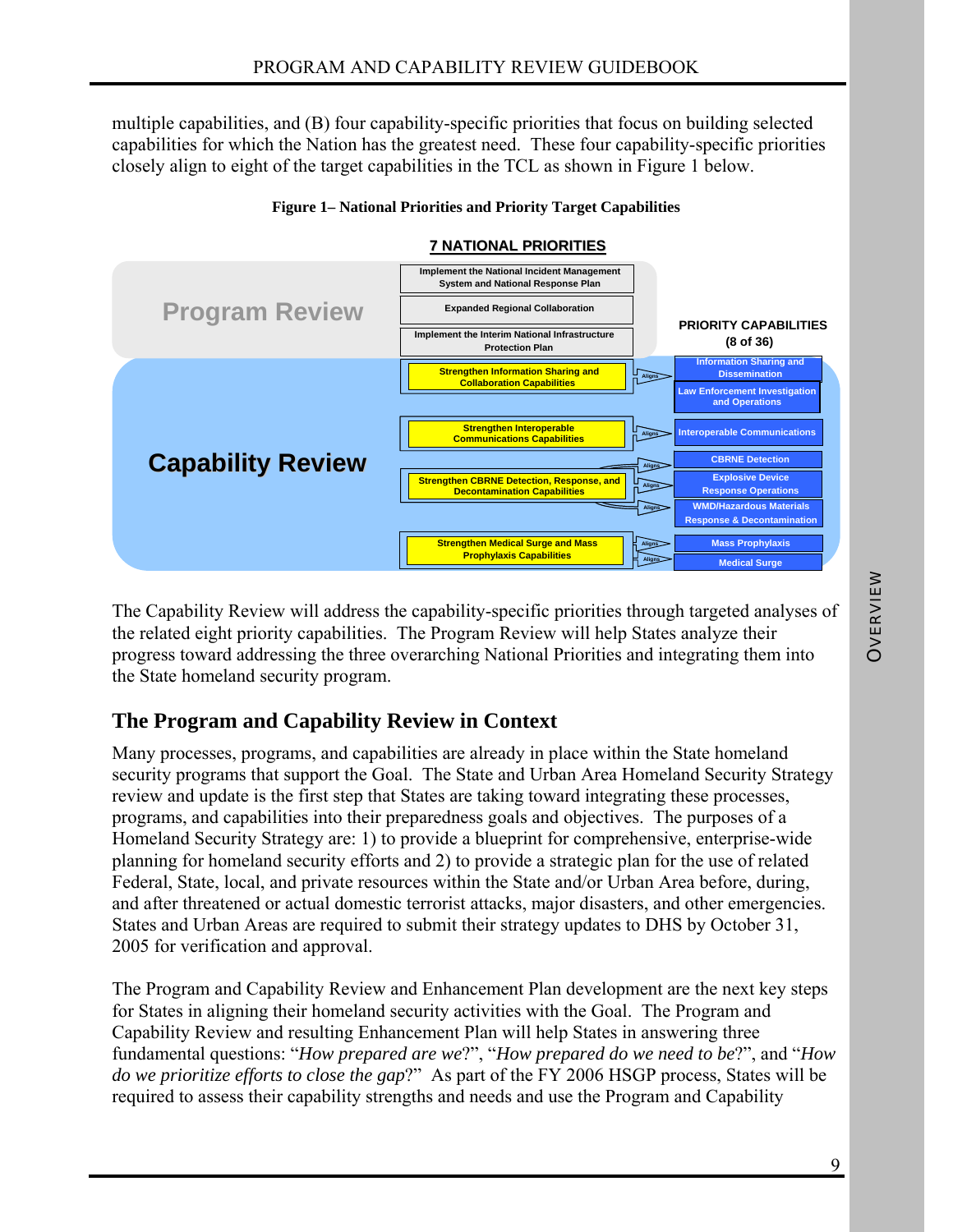multiple capabilities, and (B) four capability-specific priorities that focus on building selected capabilities for which the Nation has the greatest need. These four capability-specific priorities closely align to eight of the target capabilities in the TCL as shown in Figure 1 below.

**Figure 1– National Priorities and Priority Target Capabilities**

**7 NATIONAL PRIORITIES**

**PRIORITY CAPABILITIES (8 of 36)**

| Review | National Priority | Priority Capabilities |
| --- | --- | --- |
| Program Review | Implement the National Incident Management System and National Response Plan | |
| Program Review | Expanded Regional Collaboration | |
| Program Review | Implement the Interim National Infrastructure Protection Plan | |
| Capability Review | Strengthen Information Sharing and Collaboration Capabilities | Information Sharing and Dissemination; Law Enforcement Investigation and Operations |
| Capability Review | Strengthen Interoperable Communications Capabilities | Interoperable Communications |
| Capability Review | Strengthen CBRNE Detection, Response, and Decontamination Capabilities | CBRNE Detection; Explosive Device Response Operations; WMD/Hazardous Materials Response & Decontamination |
| Capability Review | Strengthen Medical Surge and Mass Prophylaxis Capabilities | Mass Prophylaxis; Medical Surge |

The Capability Review will address the capability-specific priorities through targeted analyses of the related eight priority capabilities. The Program Review will help States analyze their progress toward addressing the three overarching National Priorities and integrating them into the State homeland security program.

## The Program and Capability Review in Context

Many processes, programs, and capabilities are already in place within the State homeland security programs that support the Goal. The State and Urban Area Homeland Security Strategy review and update is the first step that States are taking toward integrating these processes, programs, and capabilities into their preparedness goals and objectives. The purposes of a Homeland Security Strategy are: 1) to provide a blueprint for comprehensive, enterprise-wide planning for homeland security efforts and 2) to provide a strategic plan for the use of related Federal, State, local, and private resources within the State and/or Urban Area before, during, and after threatened or actual domestic terrorist attacks, major disasters, and other emergencies. States and Urban Areas are required to submit their strategy updates to DHS by October 31, 2005 for verification and approval.

The Program and Capability Review and Enhancement Plan development are the next key steps for States in aligning their homeland security activities with the Goal. The Program and Capability Review and resulting Enhancement Plan will help States in answering three fundamental questions: "*How prepared are we*?", "*How prepared do we need to be*?", and "*How do we prioritize efforts to close the gap*?" As part of the FY 2006 HSGP process, States will be required to assess their capability strengths and needs and use the Program and Capability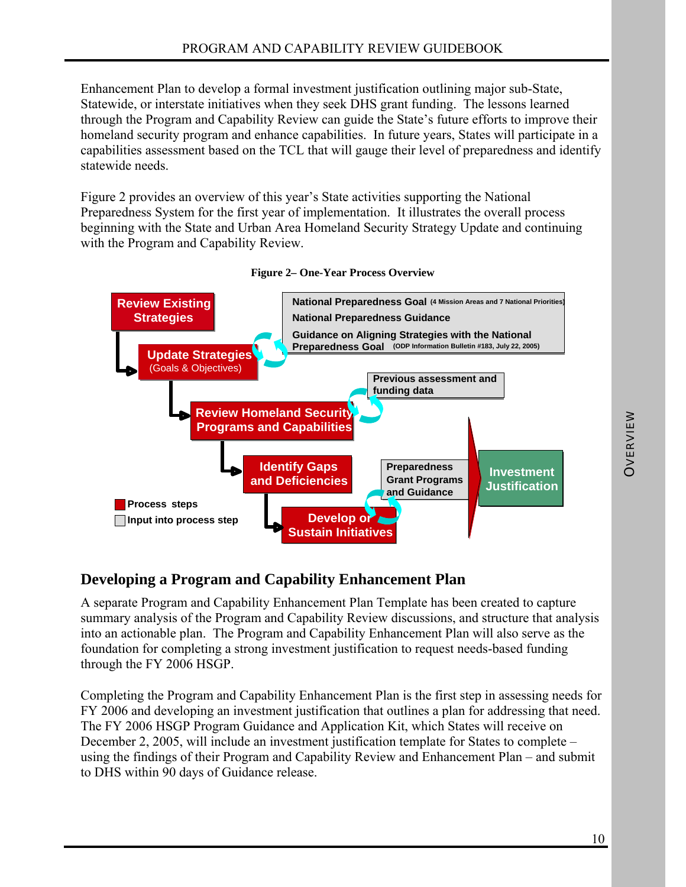Enhancement Plan to develop a formal investment justification outlining major sub-State, Statewide, or interstate initiatives when they seek DHS grant funding. The lessons learned through the Program and Capability Review can guide the State's future efforts to improve their homeland security program and enhance capabilities. In future years, States will participate in a capabilities assessment based on the TCL that will gauge their level of preparedness and identify statewide needs.

Figure 2 provides an overview of this year's State activities supporting the National Preparedness System for the first year of implementation. It illustrates the overall process beginning with the State and Urban Area Homeland Security Strategy Update and continuing with the Program and Capability Review.

**Figure 2– One-Year Process Overview**

Review Existing Strategies

Update Strategies (Goals & Objectives)

National Preparedness Goal (4 Mission Areas and 7 National Priorities)
National Preparedness Guidance
Guidance on Aligning Strategies with the National Preparedness Goal (ODP Information Bulletin #183, July 22, 2005)

Previous assessment and funding data

Review Homeland Security Programs and Capabilities

Identify Gaps and Deficiencies

Preparedness Grant Programs and Guidance

Develop or Sustain Initiatives

Investment Justification

Process steps
Input into process step

## Developing a Program and Capability Enhancement Plan

A separate Program and Capability Enhancement Plan Template has been created to capture summary analysis of the Program and Capability Review discussions, and structure that analysis into an actionable plan. The Program and Capability Enhancement Plan will also serve as the foundation for completing a strong investment justification to request needs-based funding through the FY 2006 HSGP.

Completing the Program and Capability Enhancement Plan is the first step in assessing needs for FY 2006 and developing an investment justification that outlines a plan for addressing that need. The FY 2006 HSGP Program Guidance and Application Kit, which States will receive on December 2, 2005, will include an investment justification template for States to complete – using the findings of their Program and Capability Review and Enhancement Plan – and submit to DHS within 90 days of Guidance release.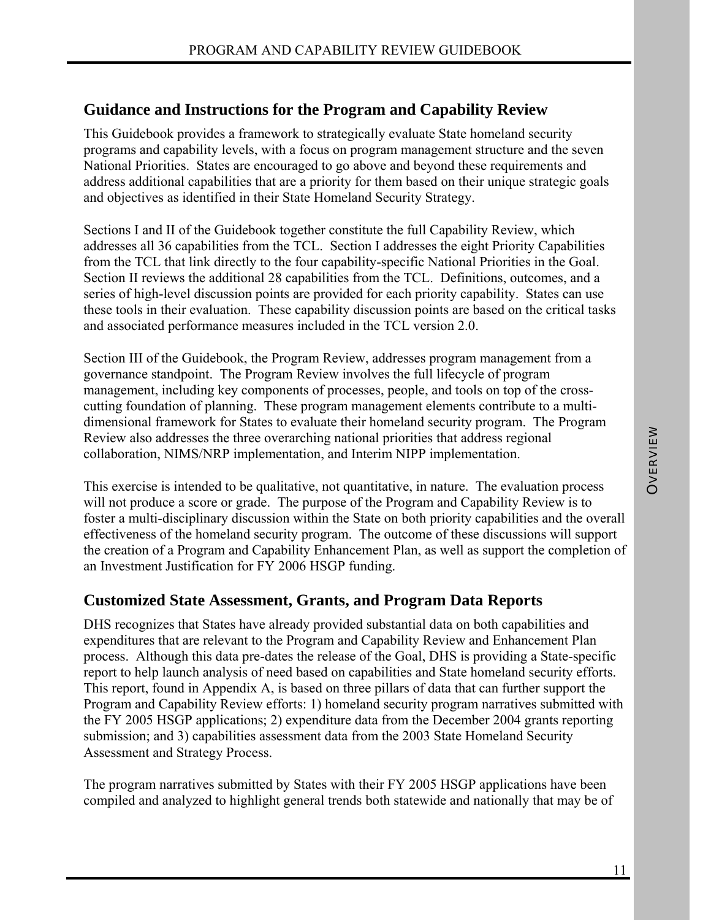## Guidance and Instructions for the Program and Capability Review

This Guidebook provides a framework to strategically evaluate State homeland security programs and capability levels, with a focus on program management structure and the seven National Priorities. States are encouraged to go above and beyond these requirements and address additional capabilities that are a priority for them based on their unique strategic goals and objectives as identified in their State Homeland Security Strategy.

Sections I and II of the Guidebook together constitute the full Capability Review, which addresses all 36 capabilities from the TCL. Section I addresses the eight Priority Capabilities from the TCL that link directly to the four capability-specific National Priorities in the Goal. Section II reviews the additional 28 capabilities from the TCL. Definitions, outcomes, and a series of high-level discussion points are provided for each priority capability. States can use these tools in their evaluation. These capability discussion points are based on the critical tasks and associated performance measures included in the TCL version 2.0.

Section III of the Guidebook, the Program Review, addresses program management from a governance standpoint. The Program Review involves the full lifecycle of program management, including key components of processes, people, and tools on top of the cross-cutting foundation of planning. These program management elements contribute to a multi-dimensional framework for States to evaluate their homeland security program. The Program Review also addresses the three overarching national priorities that address regional collaboration, NIMS/NRP implementation, and Interim NIPP implementation.

This exercise is intended to be qualitative, not quantitative, in nature. The evaluation process will not produce a score or grade. The purpose of the Program and Capability Review is to foster a multi-disciplinary discussion within the State on both priority capabilities and the overall effectiveness of the homeland security program. The outcome of these discussions will support the creation of a Program and Capability Enhancement Plan, as well as support the completion of an Investment Justification for FY 2006 HSGP funding.

## Customized State Assessment, Grants, and Program Data Reports

DHS recognizes that States have already provided substantial data on both capabilities and expenditures that are relevant to the Program and Capability Review and Enhancement Plan process. Although this data pre-dates the release of the Goal, DHS is providing a State-specific report to help launch analysis of need based on capabilities and State homeland security efforts. This report, found in Appendix A, is based on three pillars of data that can further support the Program and Capability Review efforts: 1) homeland security program narratives submitted with the FY 2005 HSGP applications; 2) expenditure data from the December 2004 grants reporting submission; and 3) capabilities assessment data from the 2003 State Homeland Security Assessment and Strategy Process.

The program narratives submitted by States with their FY 2005 HSGP applications have been compiled and analyzed to highlight general trends both statewide and nationally that may be of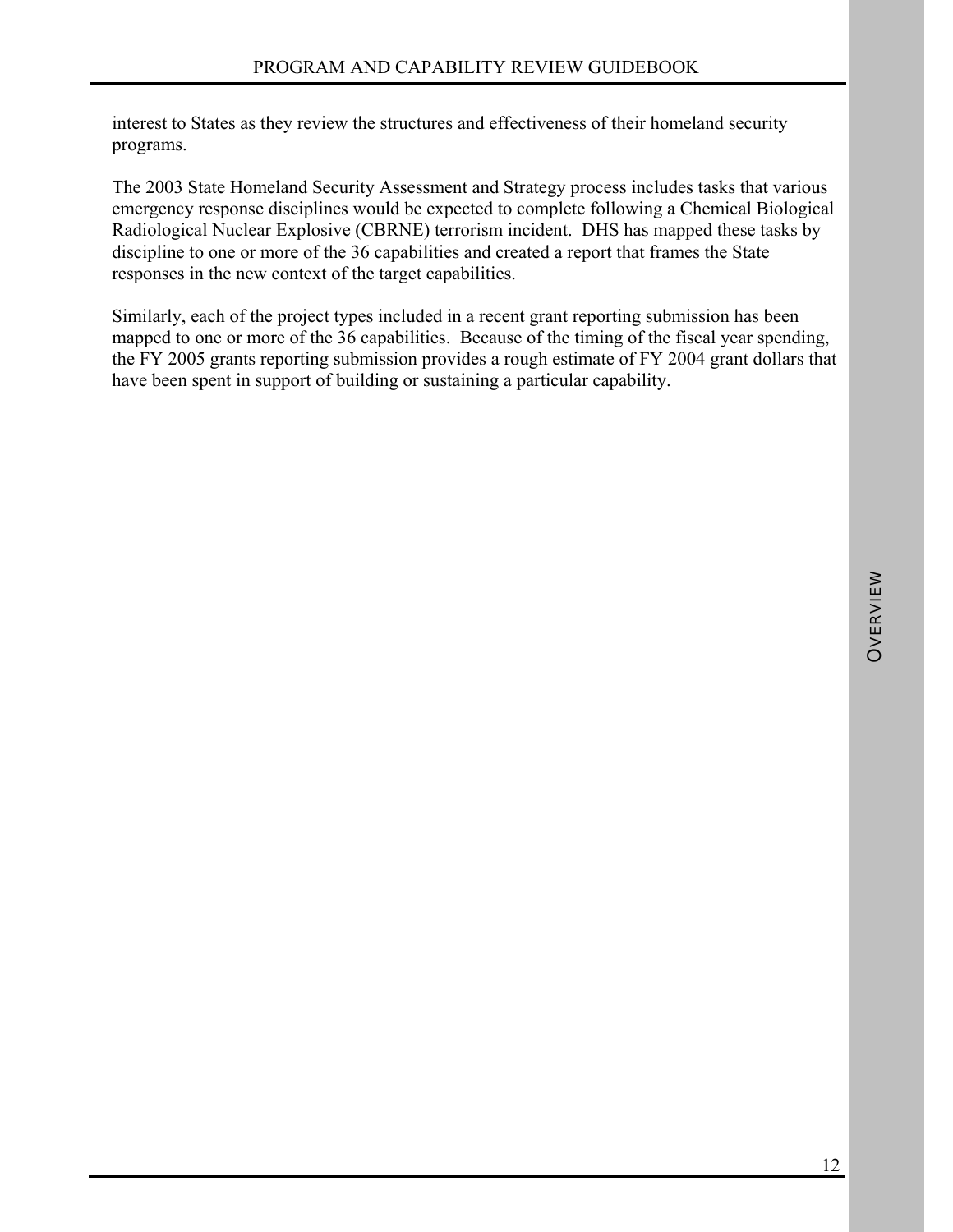interest to States as they review the structures and effectiveness of their homeland security programs.

The 2003 State Homeland Security Assessment and Strategy process includes tasks that various emergency response disciplines would be expected to complete following a Chemical Biological Radiological Nuclear Explosive (CBRNE) terrorism incident. DHS has mapped these tasks by discipline to one or more of the 36 capabilities and created a report that frames the State responses in the new context of the target capabilities.

Similarly, each of the project types included in a recent grant reporting submission has been mapped to one or more of the 36 capabilities. Because of the timing of the fiscal year spending, the FY 2005 grants reporting submission provides a rough estimate of FY 2004 grant dollars that have been spent in support of building or sustaining a particular capability.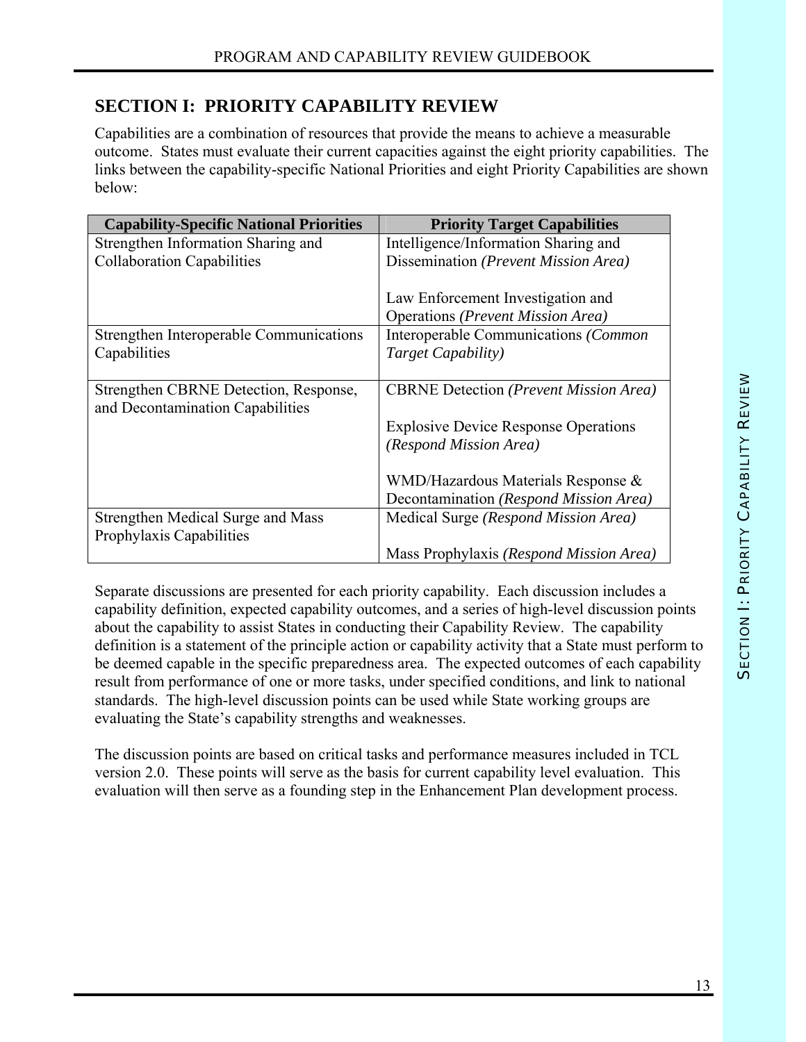## SECTION I: PRIORITY CAPABILITY REVIEW

Capabilities are a combination of resources that provide the means to achieve a measurable outcome. States must evaluate their current capacities against the eight priority capabilities. The links between the capability-specific National Priorities and eight Priority Capabilities are shown below:

| Capability-Specific National Priorities | Priority Target Capabilities |
|---|---|
| Strengthen Information Sharing and Collaboration Capabilities | Intelligence/Information Sharing and Dissemination *(Prevent Mission Area)*<br><br>Law Enforcement Investigation and Operations *(Prevent Mission Area)* |
| Strengthen Interoperable Communications Capabilities | Interoperable Communications *(Common Target Capability)* |
| Strengthen CBRNE Detection, Response, and Decontamination Capabilities | CBRNE Detection *(Prevent Mission Area)*<br><br>Explosive Device Response Operations *(Respond Mission Area)*<br><br>WMD/Hazardous Materials Response & Decontamination *(Respond Mission Area)* |
| Strengthen Medical Surge and Mass Prophylaxis Capabilities | Medical Surge *(Respond Mission Area)*<br><br>Mass Prophylaxis *(Respond Mission Area)* |

Separate discussions are presented for each priority capability. Each discussion includes a capability definition, expected capability outcomes, and a series of high-level discussion points about the capability to assist States in conducting their Capability Review. The capability definition is a statement of the principle action or capability activity that a State must perform to be deemed capable in the specific preparedness area. The expected outcomes of each capability result from performance of one or more tasks, under specified conditions, and link to national standards. The high-level discussion points can be used while State working groups are evaluating the State's capability strengths and weaknesses.

The discussion points are based on critical tasks and performance measures included in TCL version 2.0. These points will serve as the basis for current capability level evaluation. This evaluation will then serve as a founding step in the Enhancement Plan development process.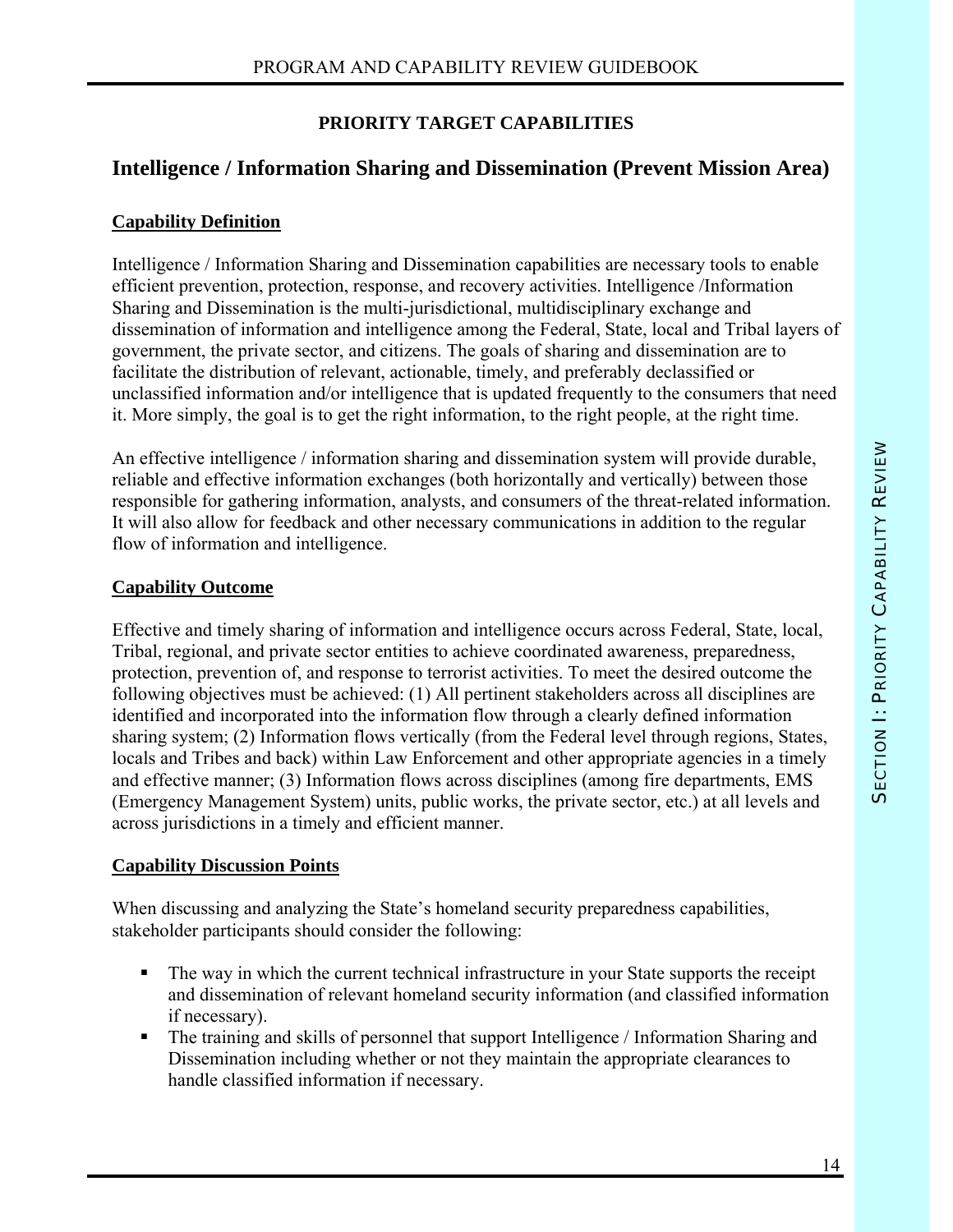## PRIORITY TARGET CAPABILITIES

# Intelligence / Information Sharing and Dissemination (Prevent Mission Area)

### Capability Definition

Intelligence / Information Sharing and Dissemination capabilities are necessary tools to enable efficient prevention, protection, response, and recovery activities. Intelligence /Information Sharing and Dissemination is the multi-jurisdictional, multidisciplinary exchange and dissemination of information and intelligence among the Federal, State, local and Tribal layers of government, the private sector, and citizens. The goals of sharing and dissemination are to facilitate the distribution of relevant, actionable, timely, and preferably declassified or unclassified information and/or intelligence that is updated frequently to the consumers that need it. More simply, the goal is to get the right information, to the right people, at the right time.

An effective intelligence / information sharing and dissemination system will provide durable, reliable and effective information exchanges (both horizontally and vertically) between those responsible for gathering information, analysts, and consumers of the threat-related information. It will also allow for feedback and other necessary communications in addition to the regular flow of information and intelligence.

### Capability Outcome

Effective and timely sharing of information and intelligence occurs across Federal, State, local, Tribal, regional, and private sector entities to achieve coordinated awareness, preparedness, protection, prevention of, and response to terrorist activities. To meet the desired outcome the following objectives must be achieved: (1) All pertinent stakeholders across all disciplines are identified and incorporated into the information flow through a clearly defined information sharing system; (2) Information flows vertically (from the Federal level through regions, States, locals and Tribes and back) within Law Enforcement and other appropriate agencies in a timely and effective manner; (3) Information flows across disciplines (among fire departments, EMS (Emergency Management System) units, public works, the private sector, etc.) at all levels and across jurisdictions in a timely and efficient manner.

### Capability Discussion Points

When discussing and analyzing the State's homeland security preparedness capabilities, stakeholder participants should consider the following:

- The way in which the current technical infrastructure in your State supports the receipt and dissemination of relevant homeland security information (and classified information if necessary).
- The training and skills of personnel that support Intelligence / Information Sharing and Dissemination including whether or not they maintain the appropriate clearances to handle classified information if necessary.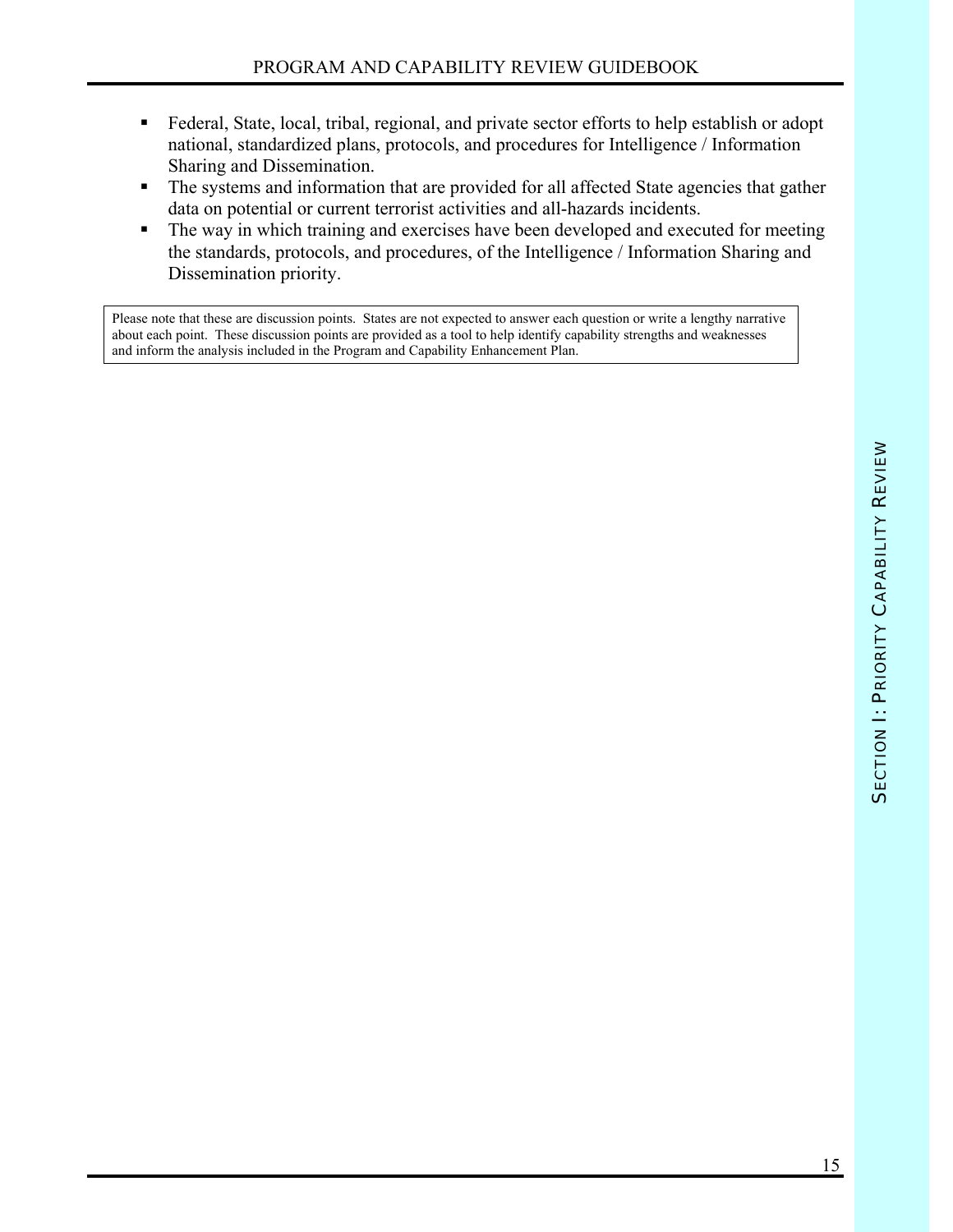- Federal, State, local, tribal, regional, and private sector efforts to help establish or adopt national, standardized plans, protocols, and procedures for Intelligence / Information Sharing and Dissemination.
- The systems and information that are provided for all affected State agencies that gather data on potential or current terrorist activities and all-hazards incidents.
- The way in which training and exercises have been developed and executed for meeting the standards, protocols, and procedures, of the Intelligence / Information Sharing and Dissemination priority.

> Please note that these are discussion points. States are not expected to answer each question or write a lengthy narrative about each point. These discussion points are provided as a tool to help identify capability strengths and weaknesses and inform the analysis included in the Program and Capability Enhancement Plan.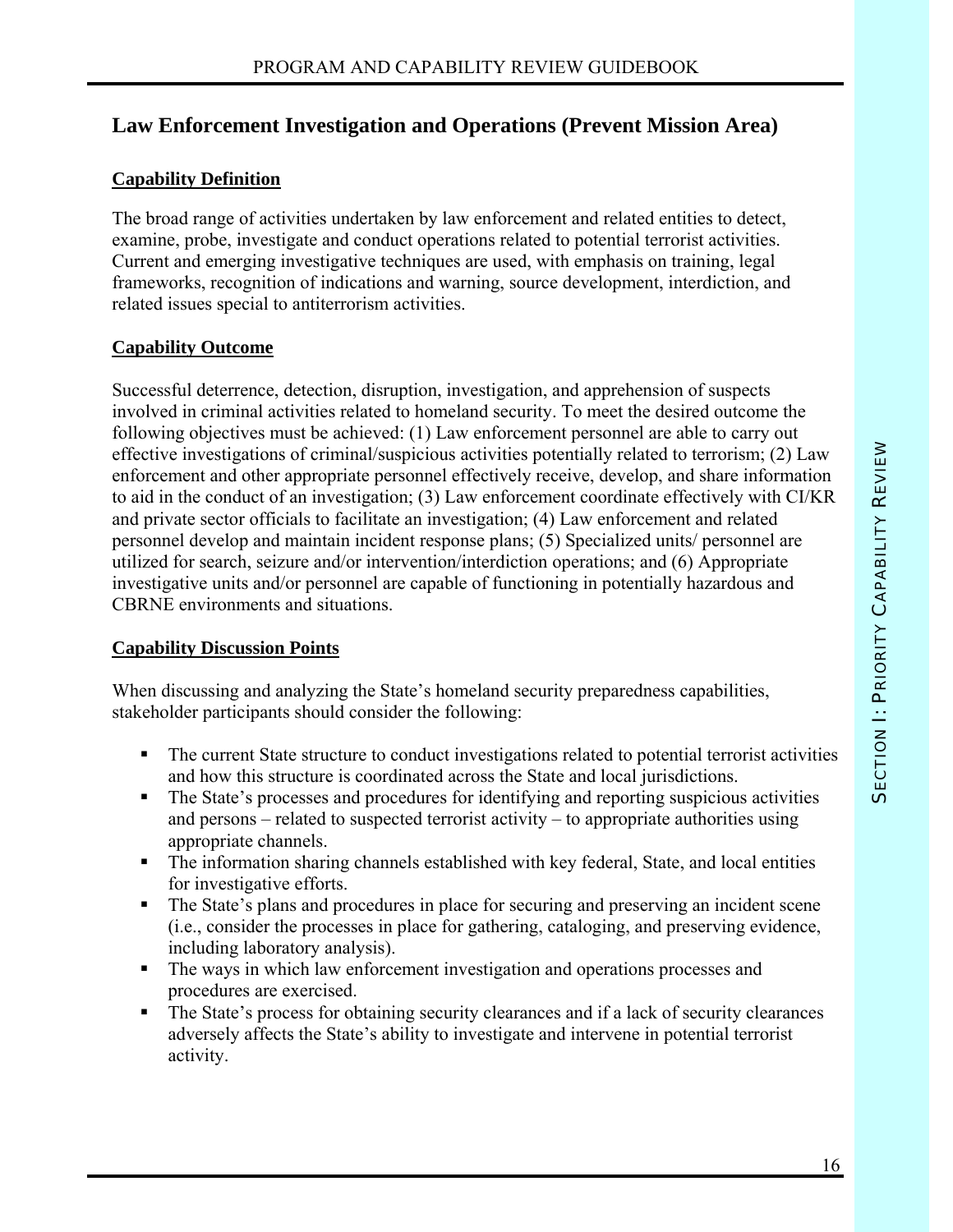## Law Enforcement Investigation and Operations (Prevent Mission Area)

### Capability Definition

The broad range of activities undertaken by law enforcement and related entities to detect, examine, probe, investigate and conduct operations related to potential terrorist activities. Current and emerging investigative techniques are used, with emphasis on training, legal frameworks, recognition of indications and warning, source development, interdiction, and related issues special to antiterrorism activities.

### Capability Outcome

Successful deterrence, detection, disruption, investigation, and apprehension of suspects involved in criminal activities related to homeland security. To meet the desired outcome the following objectives must be achieved: (1) Law enforcement personnel are able to carry out effective investigations of criminal/suspicious activities potentially related to terrorism; (2) Law enforcement and other appropriate personnel effectively receive, develop, and share information to aid in the conduct of an investigation; (3) Law enforcement coordinate effectively with CI/KR and private sector officials to facilitate an investigation; (4) Law enforcement and related personnel develop and maintain incident response plans; (5) Specialized units/ personnel are utilized for search, seizure and/or intervention/interdiction operations; and (6) Appropriate investigative units and/or personnel are capable of functioning in potentially hazardous and CBRNE environments and situations.

### Capability Discussion Points

When discussing and analyzing the State's homeland security preparedness capabilities, stakeholder participants should consider the following:

- The current State structure to conduct investigations related to potential terrorist activities and how this structure is coordinated across the State and local jurisdictions.
- The State's processes and procedures for identifying and reporting suspicious activities and persons – related to suspected terrorist activity – to appropriate authorities using appropriate channels.
- The information sharing channels established with key federal, State, and local entities for investigative efforts.
- The State's plans and procedures in place for securing and preserving an incident scene (i.e., consider the processes in place for gathering, cataloging, and preserving evidence, including laboratory analysis).
- The ways in which law enforcement investigation and operations processes and procedures are exercised.
- The State's process for obtaining security clearances and if a lack of security clearances adversely affects the State's ability to investigate and intervene in potential terrorist activity.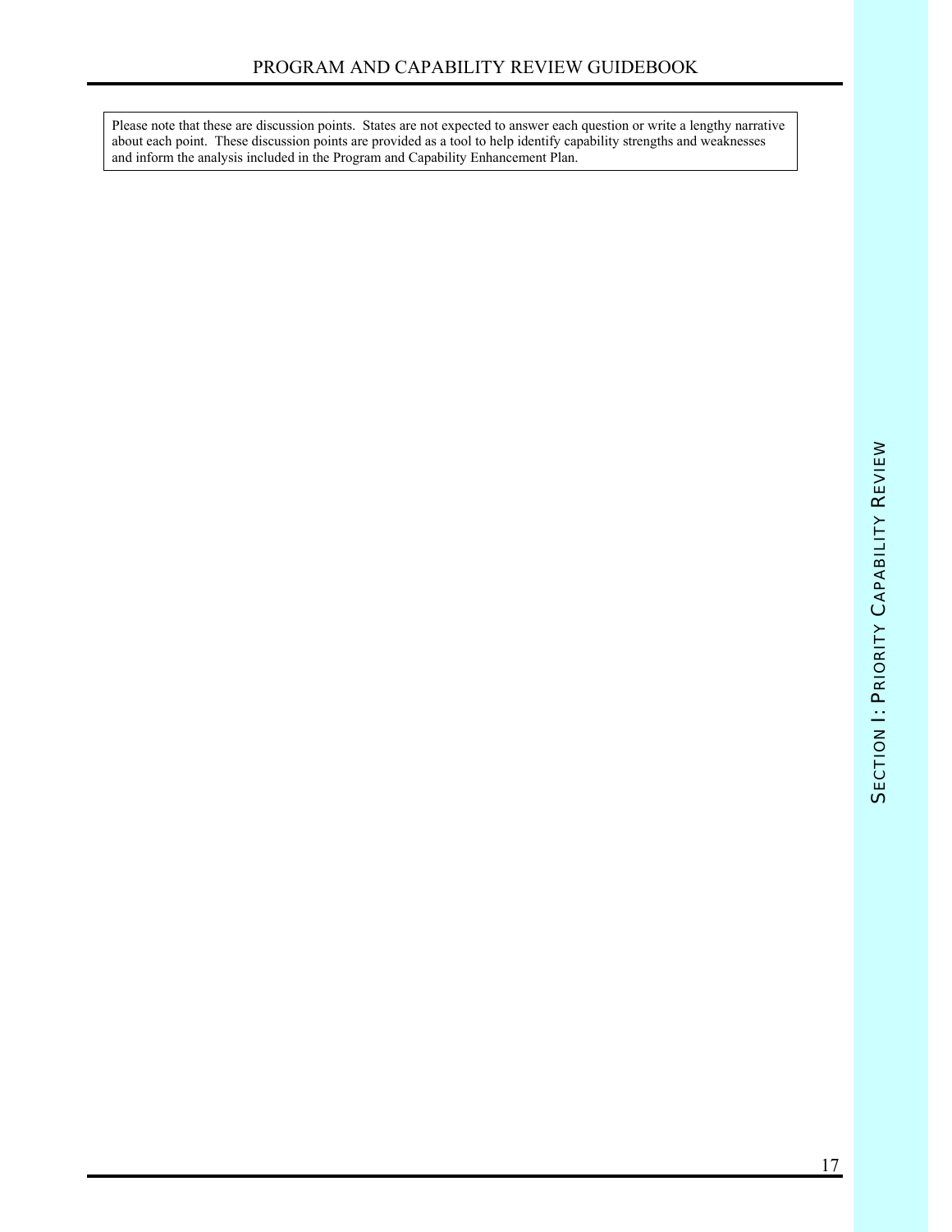Please note that these are discussion points. States are not expected to answer each question or write a lengthy narrative about each point. These discussion points are provided as a tool to help identify capability strengths and weaknesses and inform the analysis included in the Program and Capability Enhancement Plan.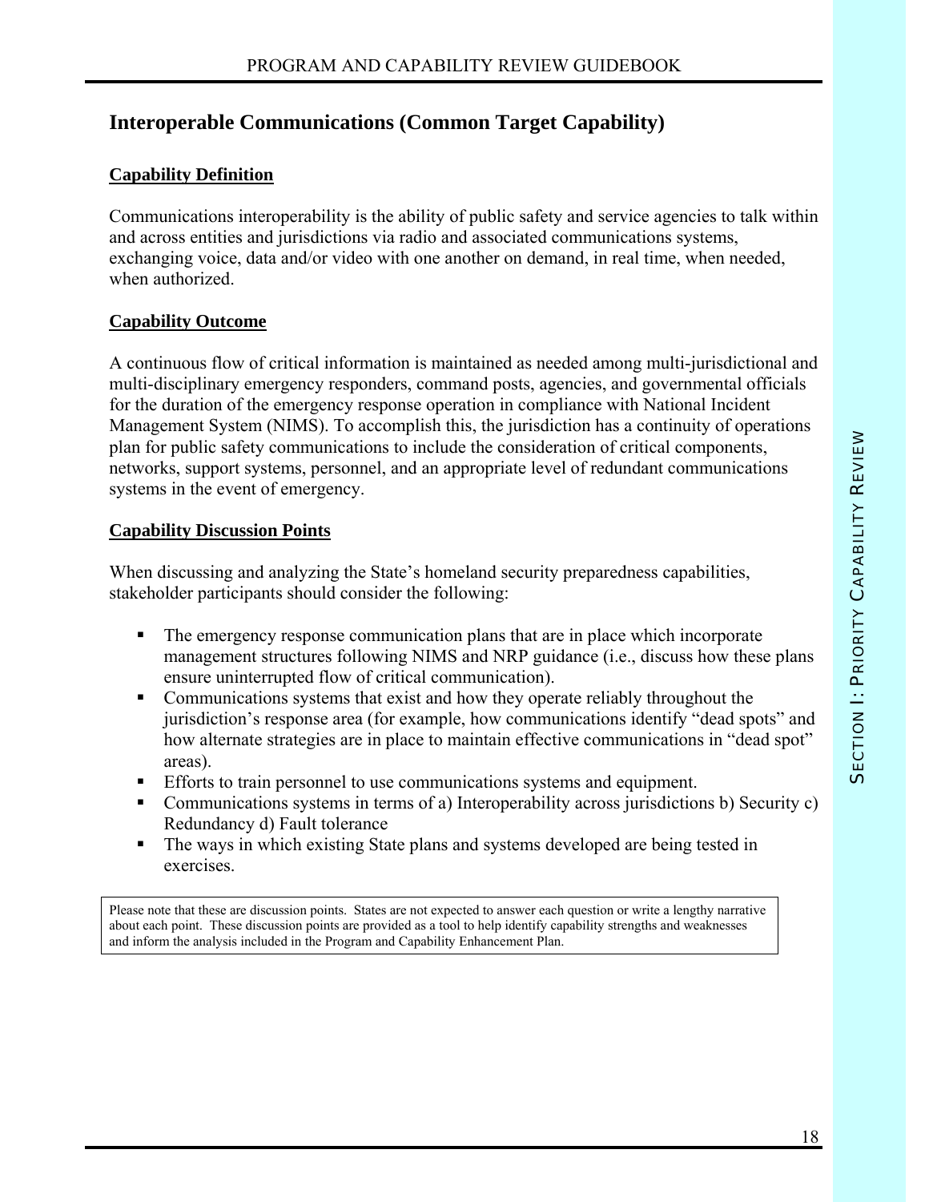## Interoperable Communications (Common Target Capability)

### Capability Definition

Communications interoperability is the ability of public safety and service agencies to talk within and across entities and jurisdictions via radio and associated communications systems, exchanging voice, data and/or video with one another on demand, in real time, when needed, when authorized.

### Capability Outcome

A continuous flow of critical information is maintained as needed among multi-jurisdictional and multi-disciplinary emergency responders, command posts, agencies, and governmental officials for the duration of the emergency response operation in compliance with National Incident Management System (NIMS). To accomplish this, the jurisdiction has a continuity of operations plan for public safety communications to include the consideration of critical components, networks, support systems, personnel, and an appropriate level of redundant communications systems in the event of emergency.

### Capability Discussion Points

When discussing and analyzing the State's homeland security preparedness capabilities, stakeholder participants should consider the following:

- The emergency response communication plans that are in place which incorporate management structures following NIMS and NRP guidance (i.e., discuss how these plans ensure uninterrupted flow of critical communication).
- Communications systems that exist and how they operate reliably throughout the jurisdiction's response area (for example, how communications identify "dead spots" and how alternate strategies are in place to maintain effective communications in "dead spot" areas).
- Efforts to train personnel to use communications systems and equipment.
- Communications systems in terms of a) Interoperability across jurisdictions b) Security c) Redundancy d) Fault tolerance
- The ways in which existing State plans and systems developed are being tested in exercises.

Please note that these are discussion points. States are not expected to answer each question or write a lengthy narrative about each point. These discussion points are provided as a tool to help identify capability strengths and weaknesses and inform the analysis included in the Program and Capability Enhancement Plan.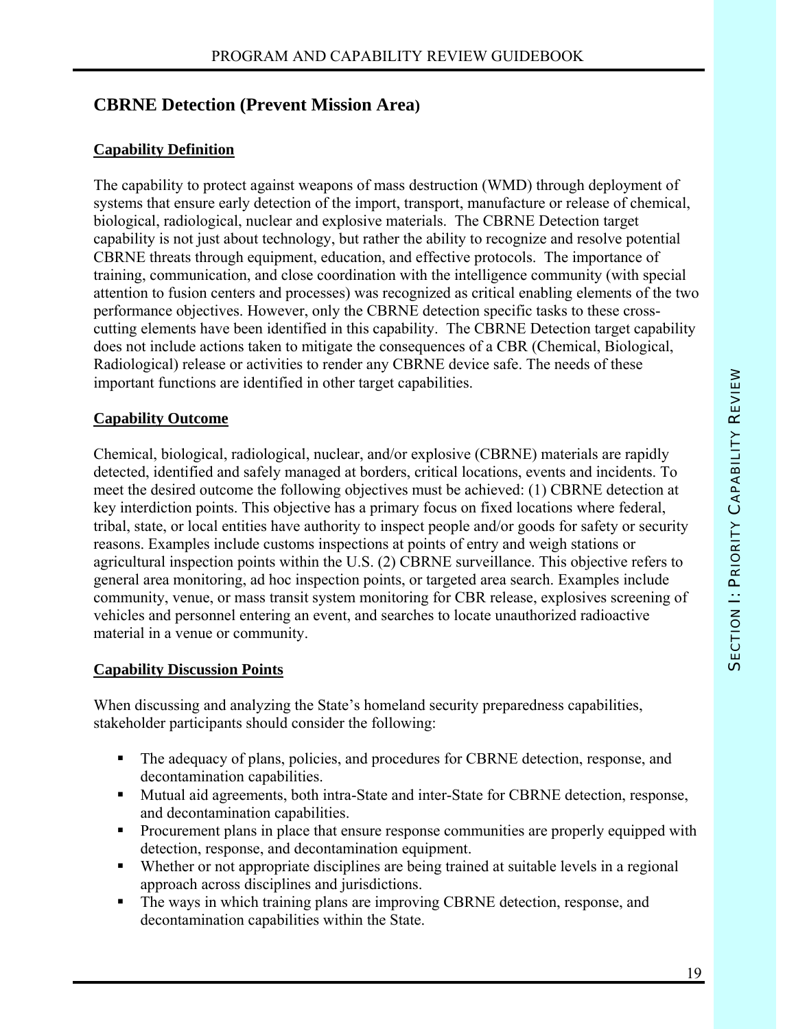## CBRNE Detection (Prevent Mission Area)

### Capability Definition

The capability to protect against weapons of mass destruction (WMD) through deployment of systems that ensure early detection of the import, transport, manufacture or release of chemical, biological, radiological, nuclear and explosive materials. The CBRNE Detection target capability is not just about technology, but rather the ability to recognize and resolve potential CBRNE threats through equipment, education, and effective protocols. The importance of training, communication, and close coordination with the intelligence community (with special attention to fusion centers and processes) was recognized as critical enabling elements of the two performance objectives. However, only the CBRNE detection specific tasks to these cross-cutting elements have been identified in this capability. The CBRNE Detection target capability does not include actions taken to mitigate the consequences of a CBR (Chemical, Biological, Radiological) release or activities to render any CBRNE device safe. The needs of these important functions are identified in other target capabilities.

### Capability Outcome

Chemical, biological, radiological, nuclear, and/or explosive (CBRNE) materials are rapidly detected, identified and safely managed at borders, critical locations, events and incidents. To meet the desired outcome the following objectives must be achieved: (1) CBRNE detection at key interdiction points. This objective has a primary focus on fixed locations where federal, tribal, state, or local entities have authority to inspect people and/or goods for safety or security reasons. Examples include customs inspections at points of entry and weigh stations or agricultural inspection points within the U.S. (2) CBRNE surveillance. This objective refers to general area monitoring, ad hoc inspection points, or targeted area search. Examples include community, venue, or mass transit system monitoring for CBR release, explosives screening of vehicles and personnel entering an event, and searches to locate unauthorized radioactive material in a venue or community.

### Capability Discussion Points

When discussing and analyzing the State's homeland security preparedness capabilities, stakeholder participants should consider the following:

- The adequacy of plans, policies, and procedures for CBRNE detection, response, and decontamination capabilities.
- Mutual aid agreements, both intra-State and inter-State for CBRNE detection, response, and decontamination capabilities.
- Procurement plans in place that ensure response communities are properly equipped with detection, response, and decontamination equipment.
- Whether or not appropriate disciplines are being trained at suitable levels in a regional approach across disciplines and jurisdictions.
- The ways in which training plans are improving CBRNE detection, response, and decontamination capabilities within the State.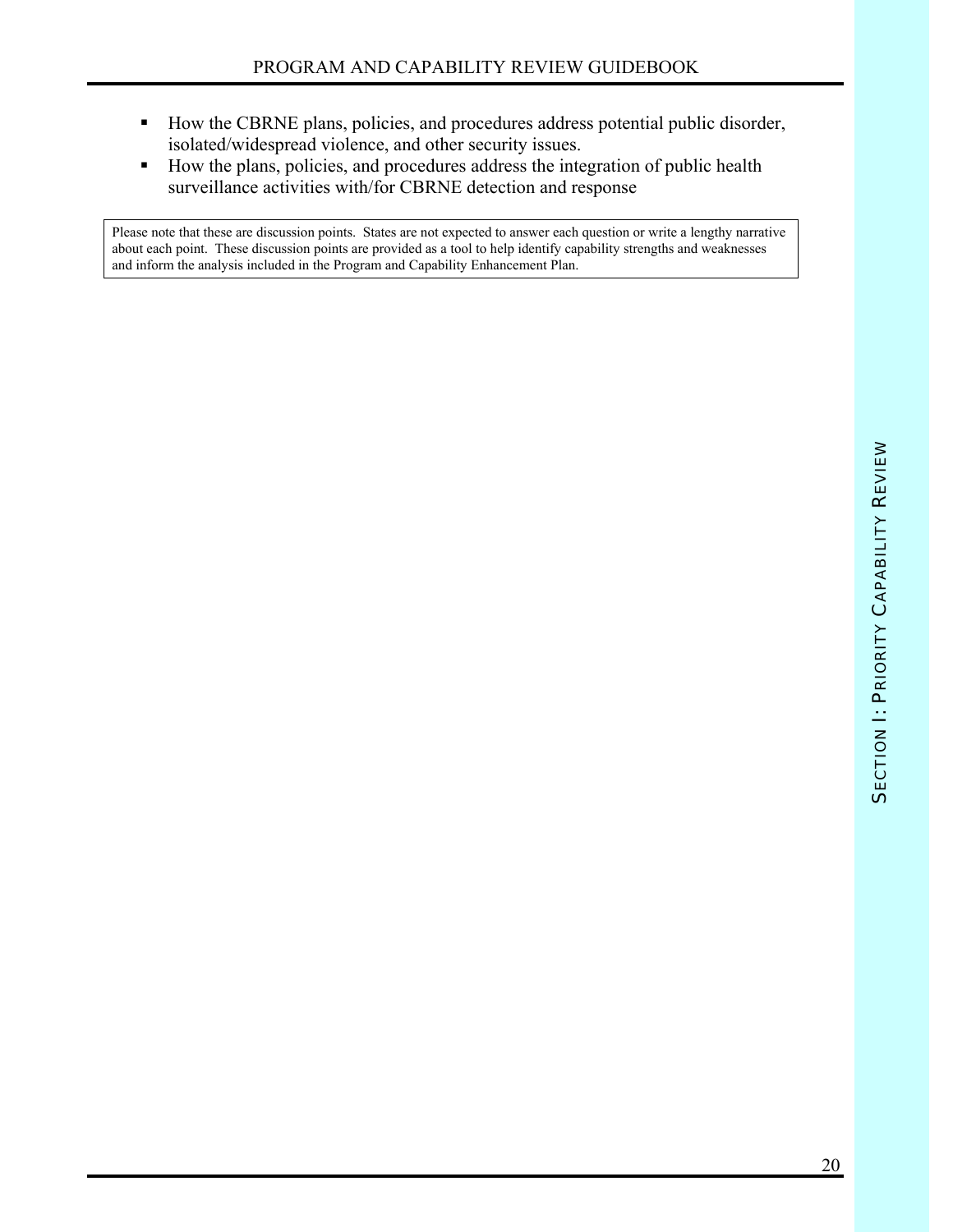- How the CBRNE plans, policies, and procedures address potential public disorder, isolated/widespread violence, and other security issues.
- How the plans, policies, and procedures address the integration of public health surveillance activities with/for CBRNE detection and response

> Please note that these are discussion points. States are not expected to answer each question or write a lengthy narrative about each point. These discussion points are provided as a tool to help identify capability strengths and weaknesses and inform the analysis included in the Program and Capability Enhancement Plan.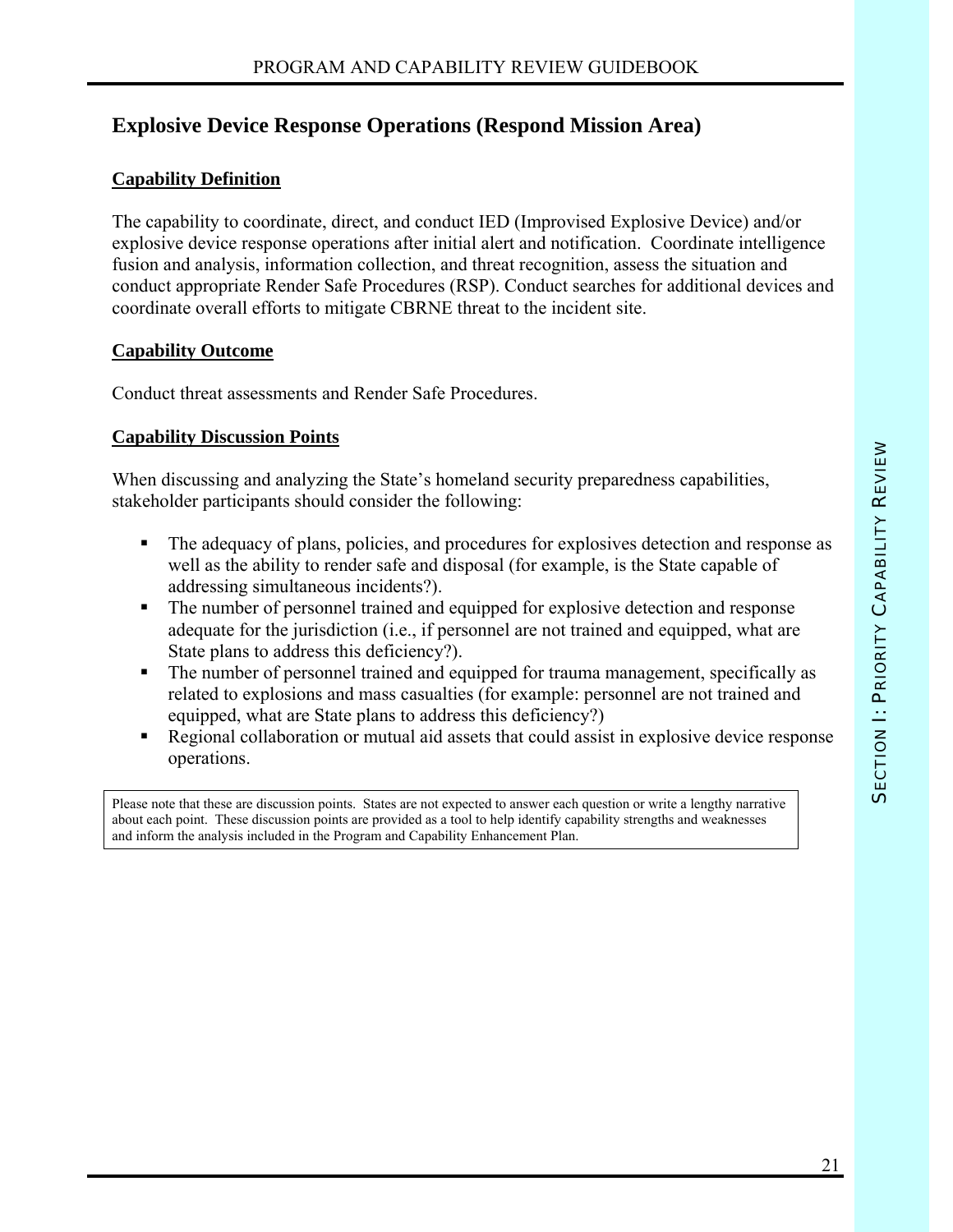## Explosive Device Response Operations (Respond Mission Area)

**Capability Definition**

The capability to coordinate, direct, and conduct IED (Improvised Explosive Device) and/or explosive device response operations after initial alert and notification. Coordinate intelligence fusion and analysis, information collection, and threat recognition, assess the situation and conduct appropriate Render Safe Procedures (RSP). Conduct searches for additional devices and coordinate overall efforts to mitigate CBRNE threat to the incident site.

**Capability Outcome**

Conduct threat assessments and Render Safe Procedures.

**Capability Discussion Points**

When discussing and analyzing the State's homeland security preparedness capabilities, stakeholder participants should consider the following:

- The adequacy of plans, policies, and procedures for explosives detection and response as well as the ability to render safe and disposal (for example, is the State capable of addressing simultaneous incidents?).
- The number of personnel trained and equipped for explosive detection and response adequate for the jurisdiction (i.e., if personnel are not trained and equipped, what are State plans to address this deficiency?).
- The number of personnel trained and equipped for trauma management, specifically as related to explosions and mass casualties (for example: personnel are not trained and equipped, what are State plans to address this deficiency?)
- Regional collaboration or mutual aid assets that could assist in explosive device response operations.

Please note that these are discussion points. States are not expected to answer each question or write a lengthy narrative about each point. These discussion points are provided as a tool to help identify capability strengths and weaknesses and inform the analysis included in the Program and Capability Enhancement Plan.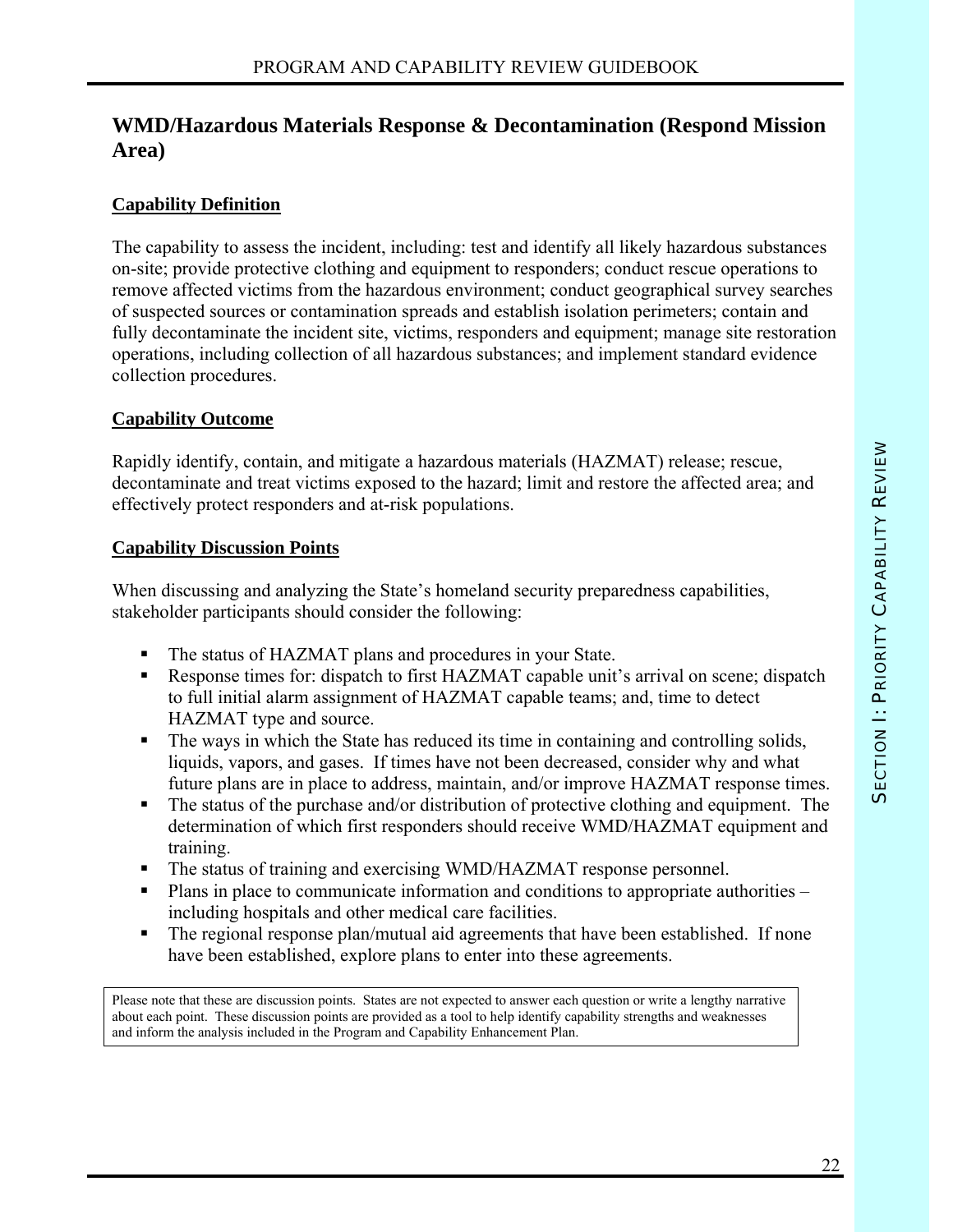## WMD/Hazardous Materials Response & Decontamination (Respond Mission Area)

**Capability Definition**

The capability to assess the incident, including: test and identify all likely hazardous substances on-site; provide protective clothing and equipment to responders; conduct rescue operations to remove affected victims from the hazardous environment; conduct geographical survey searches of suspected sources or contamination spreads and establish isolation perimeters; contain and fully decontaminate the incident site, victims, responders and equipment; manage site restoration operations, including collection of all hazardous substances; and implement standard evidence collection procedures.

**Capability Outcome**

Rapidly identify, contain, and mitigate a hazardous materials (HAZMAT) release; rescue, decontaminate and treat victims exposed to the hazard; limit and restore the affected area; and effectively protect responders and at-risk populations.

**Capability Discussion Points**

When discussing and analyzing the State's homeland security preparedness capabilities, stakeholder participants should consider the following:

- The status of HAZMAT plans and procedures in your State.
- Response times for: dispatch to first HAZMAT capable unit's arrival on scene; dispatch to full initial alarm assignment of HAZMAT capable teams; and, time to detect HAZMAT type and source.
- The ways in which the State has reduced its time in containing and controlling solids, liquids, vapors, and gases. If times have not been decreased, consider why and what future plans are in place to address, maintain, and/or improve HAZMAT response times.
- The status of the purchase and/or distribution of protective clothing and equipment. The determination of which first responders should receive WMD/HAZMAT equipment and training.
- The status of training and exercising WMD/HAZMAT response personnel.
- Plans in place to communicate information and conditions to appropriate authorities – including hospitals and other medical care facilities.
- The regional response plan/mutual aid agreements that have been established. If none have been established, explore plans to enter into these agreements.

Please note that these are discussion points. States are not expected to answer each question or write a lengthy narrative about each point. These discussion points are provided as a tool to help identify capability strengths and weaknesses and inform the analysis included in the Program and Capability Enhancement Plan.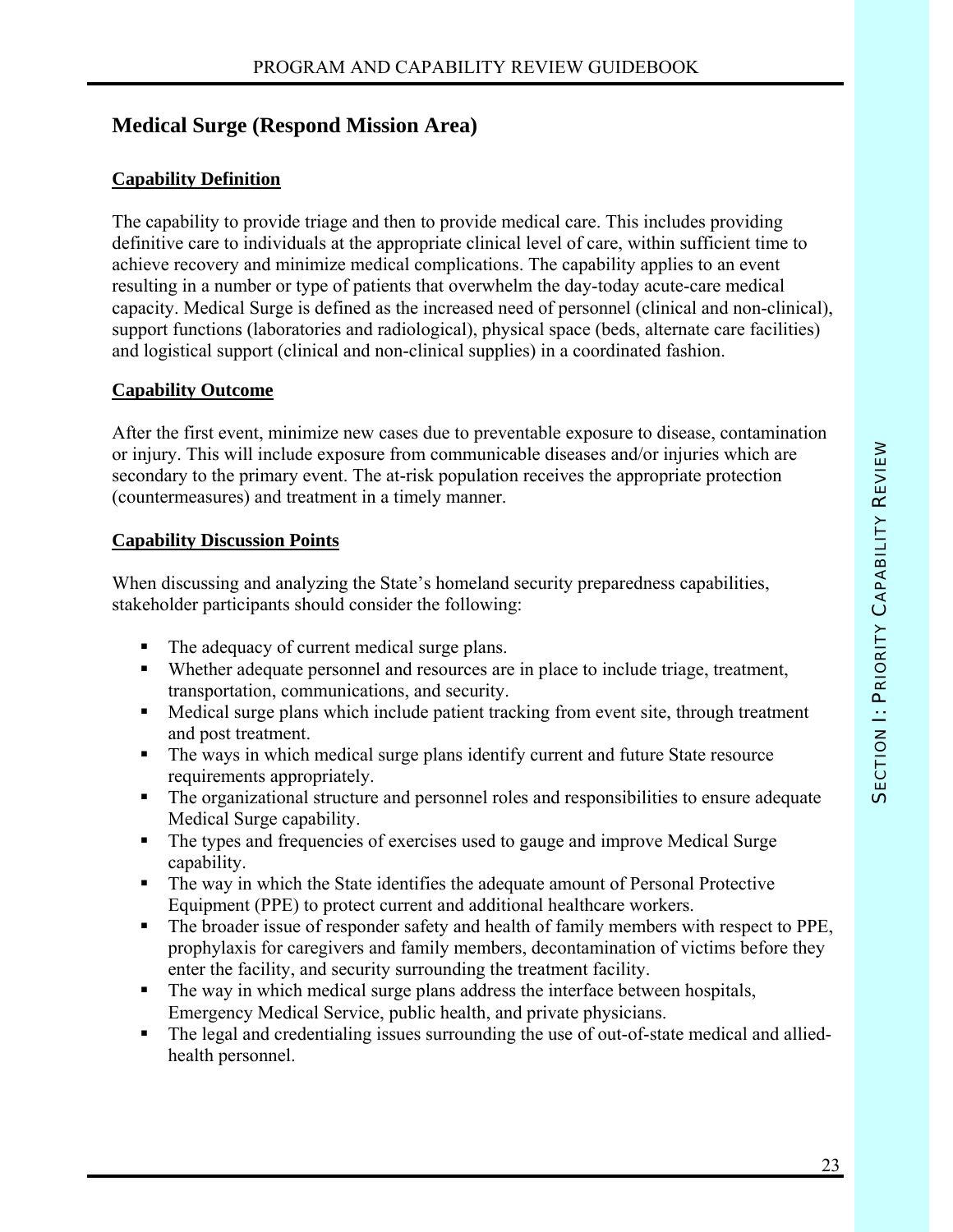## Medical Surge (Respond Mission Area)

### Capability Definition

The capability to provide triage and then to provide medical care. This includes providing definitive care to individuals at the appropriate clinical level of care, within sufficient time to achieve recovery and minimize medical complications. The capability applies to an event resulting in a number or type of patients that overwhelm the day-today acute-care medical capacity. Medical Surge is defined as the increased need of personnel (clinical and non-clinical), support functions (laboratories and radiological), physical space (beds, alternate care facilities) and logistical support (clinical and non-clinical supplies) in a coordinated fashion.

### Capability Outcome

After the first event, minimize new cases due to preventable exposure to disease, contamination or injury. This will include exposure from communicable diseases and/or injuries which are secondary to the primary event. The at-risk population receives the appropriate protection (countermeasures) and treatment in a timely manner.

### Capability Discussion Points

When discussing and analyzing the State's homeland security preparedness capabilities, stakeholder participants should consider the following:

- The adequacy of current medical surge plans.
- Whether adequate personnel and resources are in place to include triage, treatment, transportation, communications, and security.
- Medical surge plans which include patient tracking from event site, through treatment and post treatment.
- The ways in which medical surge plans identify current and future State resource requirements appropriately.
- The organizational structure and personnel roles and responsibilities to ensure adequate Medical Surge capability.
- The types and frequencies of exercises used to gauge and improve Medical Surge capability.
- The way in which the State identifies the adequate amount of Personal Protective Equipment (PPE) to protect current and additional healthcare workers.
- The broader issue of responder safety and health of family members with respect to PPE, prophylaxis for caregivers and family members, decontamination of victims before they enter the facility, and security surrounding the treatment facility.
- The way in which medical surge plans address the interface between hospitals, Emergency Medical Service, public health, and private physicians.
- The legal and credentialing issues surrounding the use of out-of-state medical and allied-health personnel.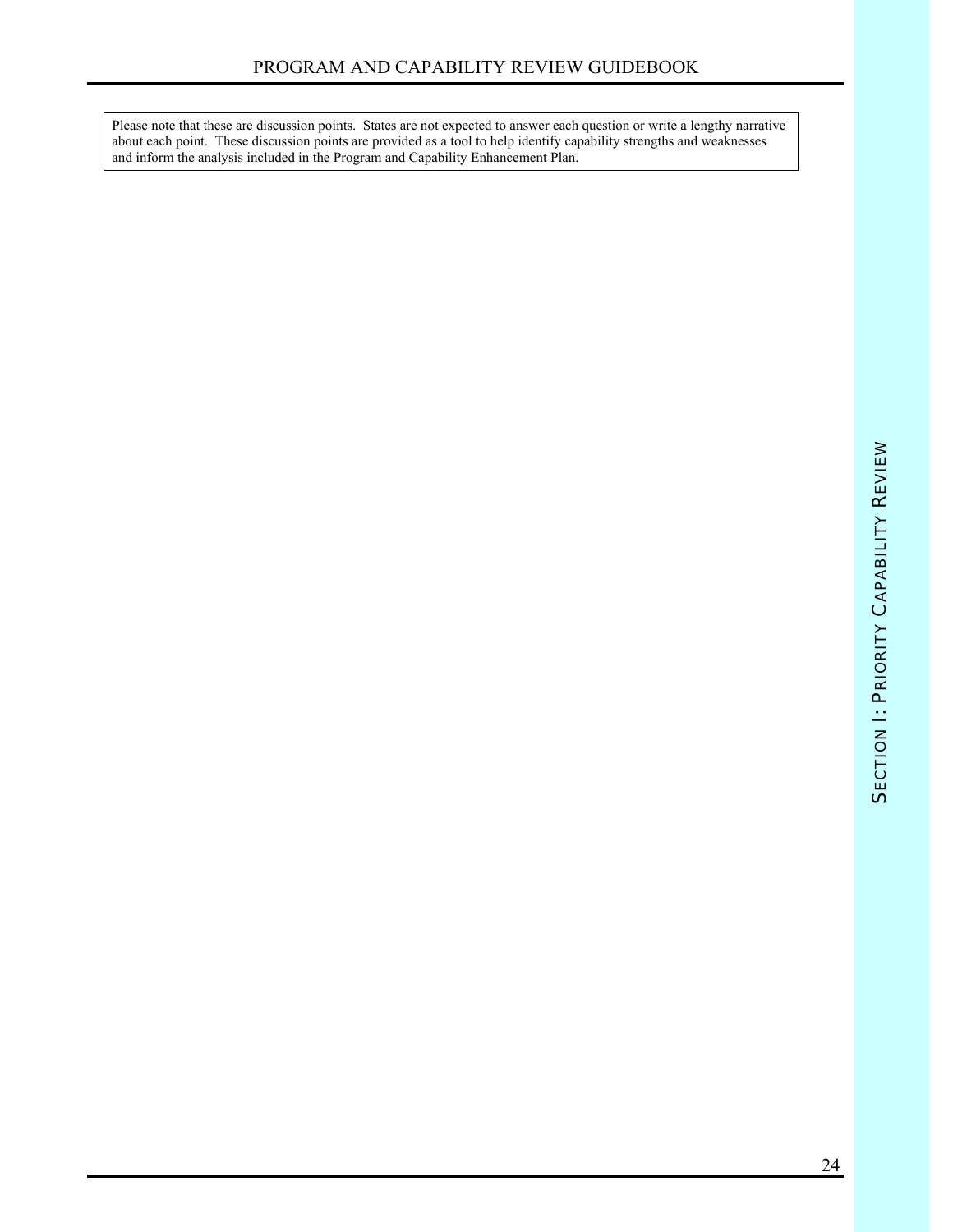Please note that these are discussion points. States are not expected to answer each question or write a lengthy narrative about each point. These discussion points are provided as a tool to help identify capability strengths and weaknesses and inform the analysis included in the Program and Capability Enhancement Plan.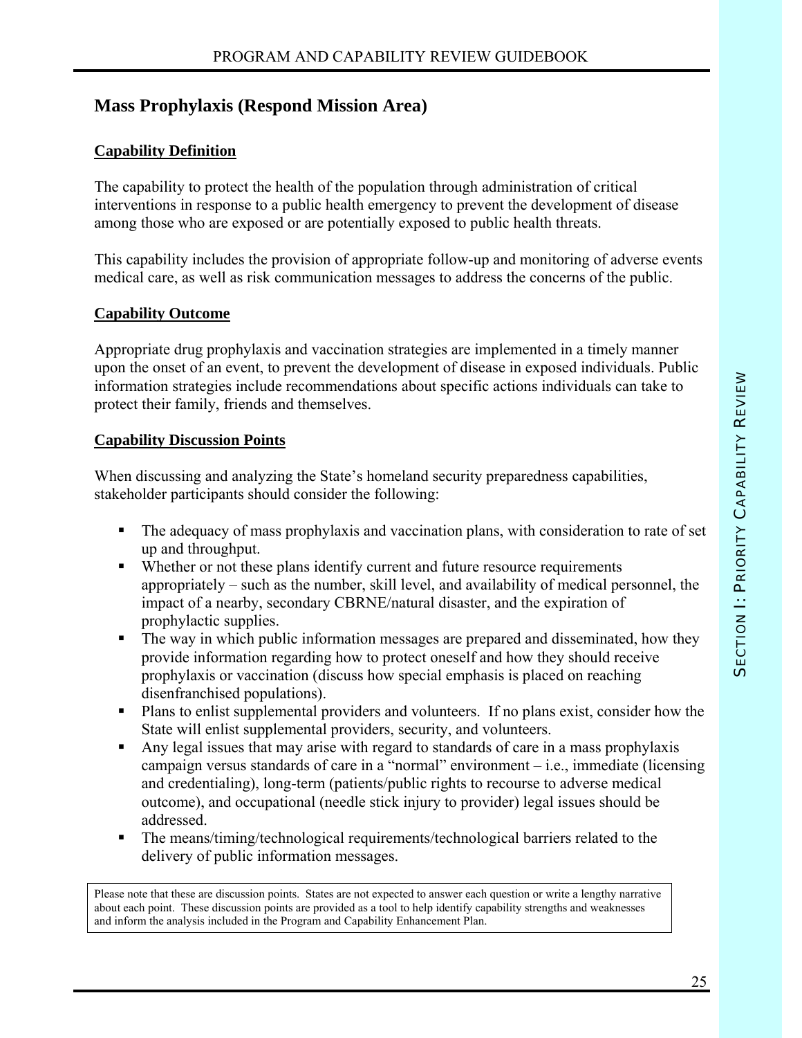## Mass Prophylaxis (Respond Mission Area)

### Capability Definition

The capability to protect the health of the population through administration of critical interventions in response to a public health emergency to prevent the development of disease among those who are exposed or are potentially exposed to public health threats.

This capability includes the provision of appropriate follow-up and monitoring of adverse events medical care, as well as risk communication messages to address the concerns of the public.

### Capability Outcome

Appropriate drug prophylaxis and vaccination strategies are implemented in a timely manner upon the onset of an event, to prevent the development of disease in exposed individuals. Public information strategies include recommendations about specific actions individuals can take to protect their family, friends and themselves.

### Capability Discussion Points

When discussing and analyzing the State's homeland security preparedness capabilities, stakeholder participants should consider the following:

- The adequacy of mass prophylaxis and vaccination plans, with consideration to rate of set up and throughput.
- Whether or not these plans identify current and future resource requirements appropriately – such as the number, skill level, and availability of medical personnel, the impact of a nearby, secondary CBRNE/natural disaster, and the expiration of prophylactic supplies.
- The way in which public information messages are prepared and disseminated, how they provide information regarding how to protect oneself and how they should receive prophylaxis or vaccination (discuss how special emphasis is placed on reaching disenfranchised populations).
- Plans to enlist supplemental providers and volunteers. If no plans exist, consider how the State will enlist supplemental providers, security, and volunteers.
- Any legal issues that may arise with regard to standards of care in a mass prophylaxis campaign versus standards of care in a "normal" environment – i.e., immediate (licensing and credentialing), long-term (patients/public rights to recourse to adverse medical outcome), and occupational (needle stick injury to provider) legal issues should be addressed.
- The means/timing/technological requirements/technological barriers related to the delivery of public information messages.

Please note that these are discussion points. States are not expected to answer each question or write a lengthy narrative about each point. These discussion points are provided as a tool to help identify capability strengths and weaknesses and inform the analysis included in the Program and Capability Enhancement Plan.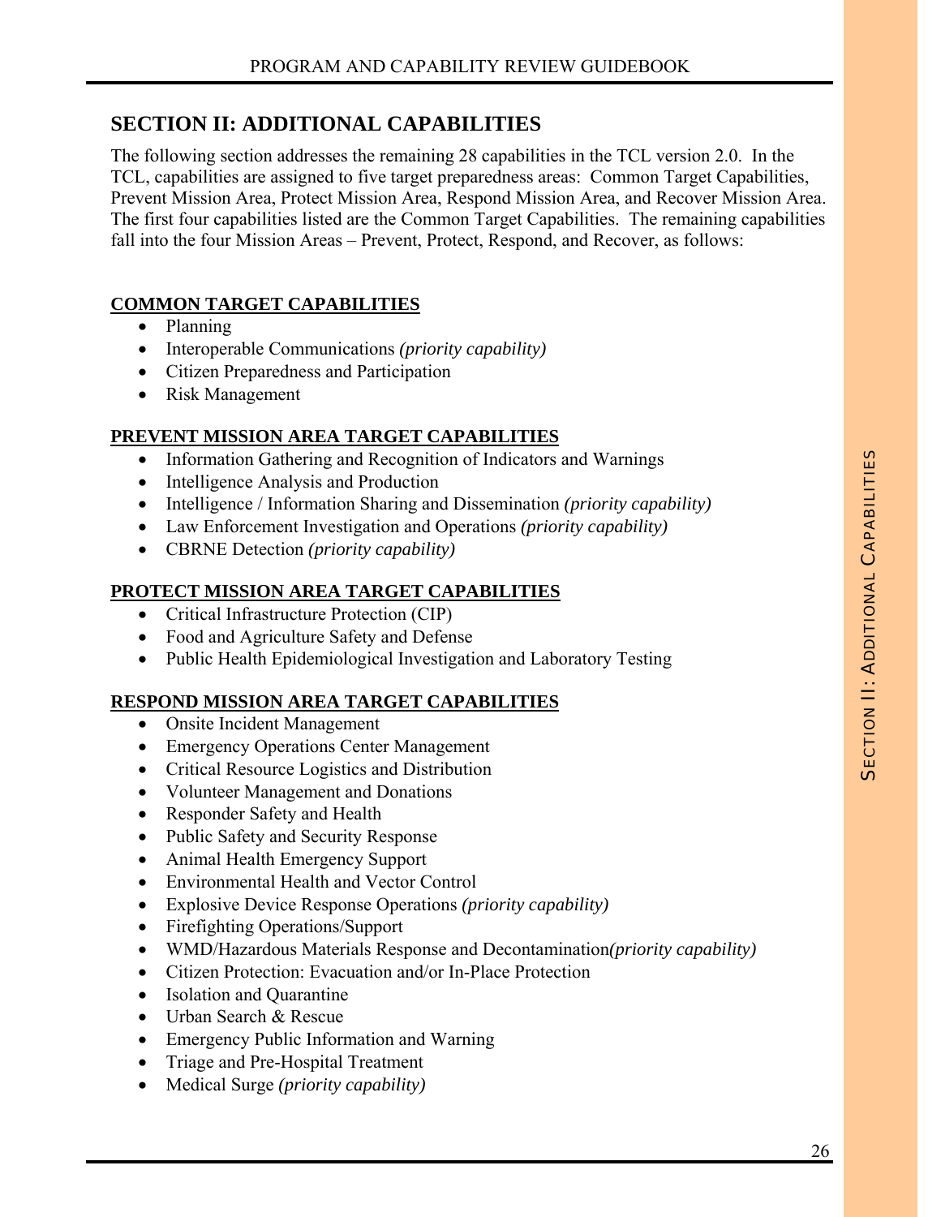## SECTION II: ADDITIONAL CAPABILITIES

The following section addresses the remaining 28 capabilities in the TCL version 2.0. In the TCL, capabilities are assigned to five target preparedness areas: Common Target Capabilities, Prevent Mission Area, Protect Mission Area, Respond Mission Area, and Recover Mission Area. The first four capabilities listed are the Common Target Capabilities. The remaining capabilities fall into the four Mission Areas – Prevent, Protect, Respond, and Recover, as follows:

**COMMON TARGET CAPABILITIES**

- Planning
- Interoperable Communications *(priority capability)*
- Citizen Preparedness and Participation
- Risk Management

**PREVENT MISSION AREA TARGET CAPABILITIES**

- Information Gathering and Recognition of Indicators and Warnings
- Intelligence Analysis and Production
- Intelligence / Information Sharing and Dissemination *(priority capability)*
- Law Enforcement Investigation and Operations *(priority capability)*
- CBRNE Detection *(priority capability)*

**PROTECT MISSION AREA TARGET CAPABILITIES**

- Critical Infrastructure Protection (CIP)
- Food and Agriculture Safety and Defense
- Public Health Epidemiological Investigation and Laboratory Testing

**RESPOND MISSION AREA TARGET CAPABILITIES**

- Onsite Incident Management
- Emergency Operations Center Management
- Critical Resource Logistics and Distribution
- Volunteer Management and Donations
- Responder Safety and Health
- Public Safety and Security Response
- Animal Health Emergency Support
- Environmental Health and Vector Control
- Explosive Device Response Operations *(priority capability)*
- Firefighting Operations/Support
- WMD/Hazardous Materials Response and Decontamination*(priority capability)*
- Citizen Protection: Evacuation and/or In-Place Protection
- Isolation and Quarantine
- Urban Search & Rescue
- Emergency Public Information and Warning
- Triage and Pre-Hospital Treatment
- Medical Surge *(priority capability)*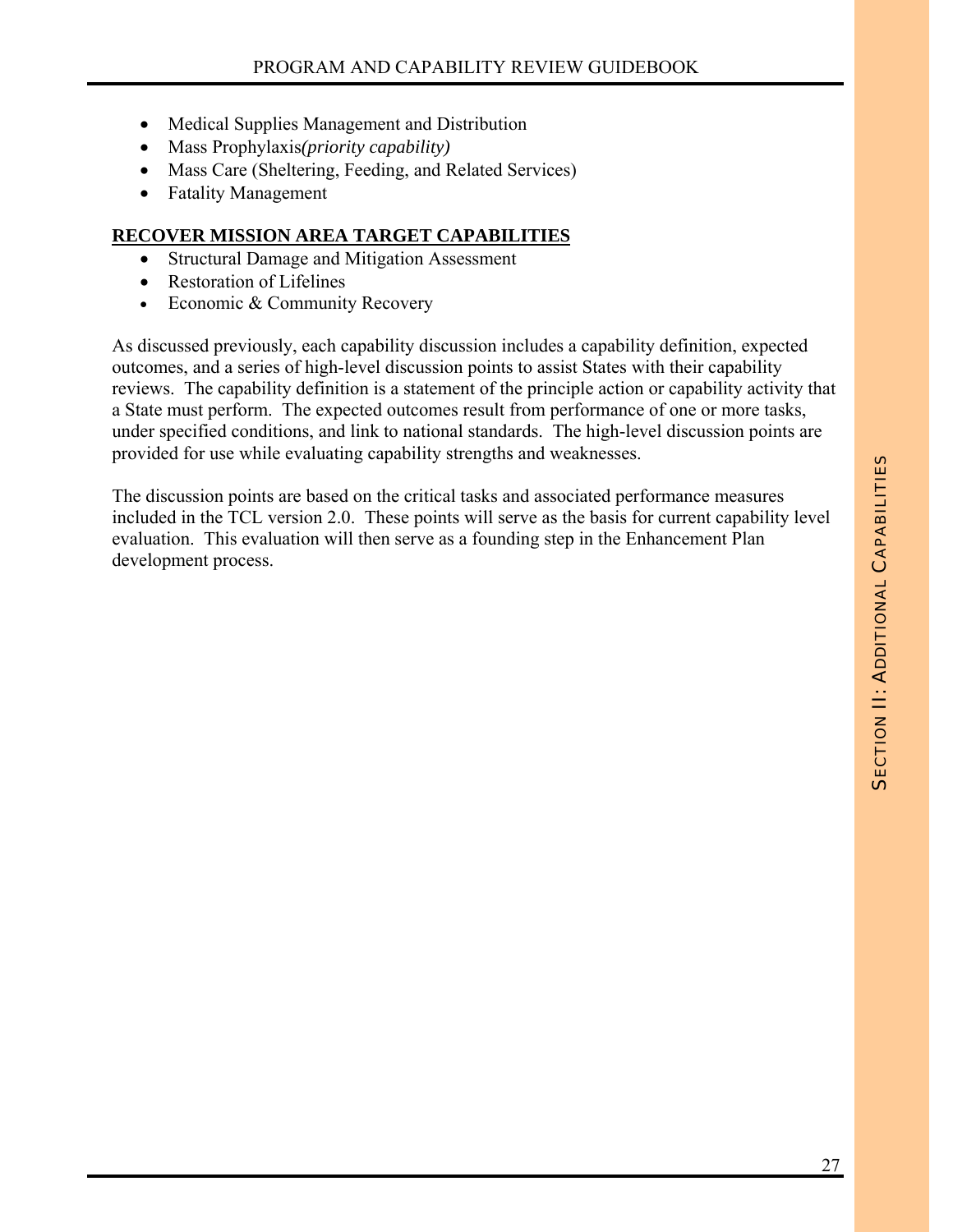- Medical Supplies Management and Distribution
- Mass Prophylaxis*(priority capability)*
- Mass Care (Sheltering, Feeding, and Related Services)
- Fatality Management

**RECOVER MISSION AREA TARGET CAPABILITIES**

- Structural Damage and Mitigation Assessment
- Restoration of Lifelines
- Economic & Community Recovery

As discussed previously, each capability discussion includes a capability definition, expected outcomes, and a series of high-level discussion points to assist States with their capability reviews. The capability definition is a statement of the principle action or capability activity that a State must perform. The expected outcomes result from performance of one or more tasks, under specified conditions, and link to national standards. The high-level discussion points are provided for use while evaluating capability strengths and weaknesses.

The discussion points are based on the critical tasks and associated performance measures included in the TCL version 2.0. These points will serve as the basis for current capability level evaluation. This evaluation will then serve as a founding step in the Enhancement Plan development process.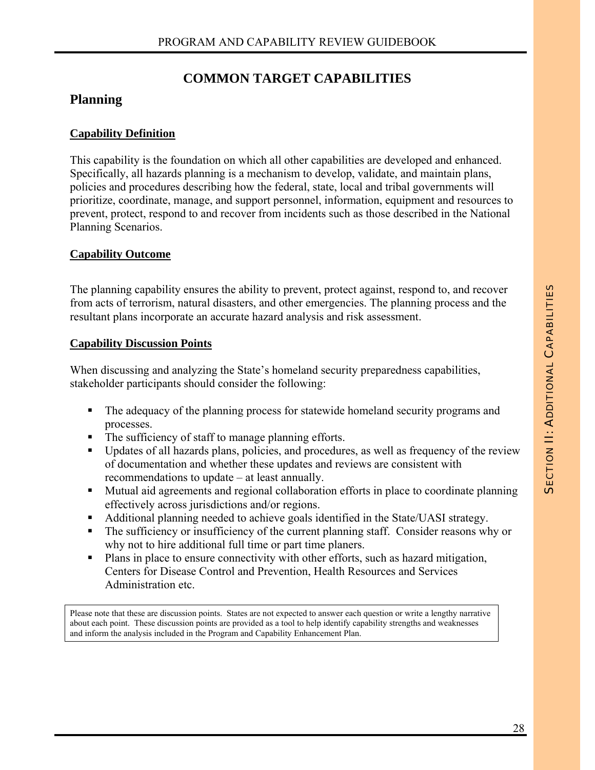# COMMON TARGET CAPABILITIES

## Planning

**Capability Definition**

This capability is the foundation on which all other capabilities are developed and enhanced. Specifically, all hazards planning is a mechanism to develop, validate, and maintain plans, policies and procedures describing how the federal, state, local and tribal governments will prioritize, coordinate, manage, and support personnel, information, equipment and resources to prevent, protect, respond to and recover from incidents such as those described in the National Planning Scenarios.

**Capability Outcome**

The planning capability ensures the ability to prevent, protect against, respond to, and recover from acts of terrorism, natural disasters, and other emergencies. The planning process and the resultant plans incorporate an accurate hazard analysis and risk assessment.

**Capability Discussion Points**

When discussing and analyzing the State's homeland security preparedness capabilities, stakeholder participants should consider the following:

- The adequacy of the planning process for statewide homeland security programs and processes.
- The sufficiency of staff to manage planning efforts.
- Updates of all hazards plans, policies, and procedures, as well as frequency of the review of documentation and whether these updates and reviews are consistent with recommendations to update – at least annually.
- Mutual aid agreements and regional collaboration efforts in place to coordinate planning effectively across jurisdictions and/or regions.
- Additional planning needed to achieve goals identified in the State/UASI strategy.
- The sufficiency or insufficiency of the current planning staff. Consider reasons why or why not to hire additional full time or part time planers.
- Plans in place to ensure connectivity with other efforts, such as hazard mitigation, Centers for Disease Control and Prevention, Health Resources and Services Administration etc.

Please note that these are discussion points. States are not expected to answer each question or write a lengthy narrative about each point. These discussion points are provided as a tool to help identify capability strengths and weaknesses and inform the analysis included in the Program and Capability Enhancement Plan.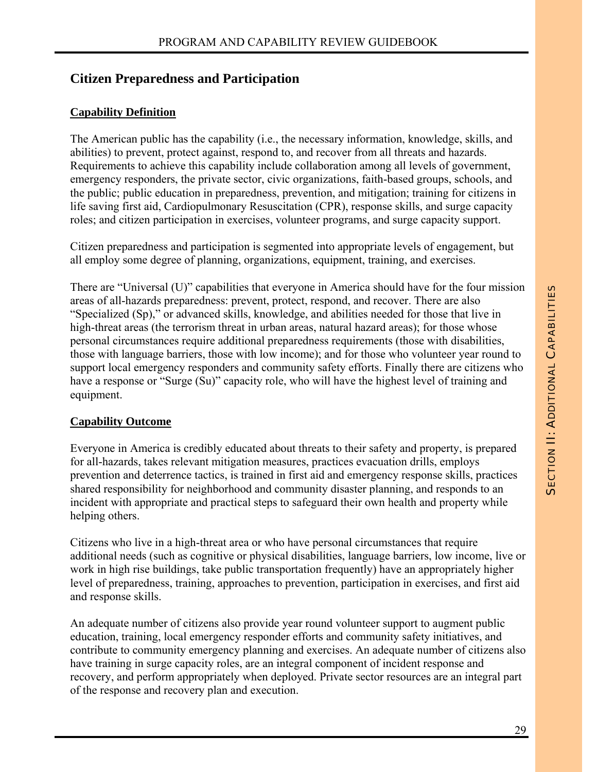## Citizen Preparedness and Participation

### Capability Definition

The American public has the capability (i.e., the necessary information, knowledge, skills, and abilities) to prevent, protect against, respond to, and recover from all threats and hazards. Requirements to achieve this capability include collaboration among all levels of government, emergency responders, the private sector, civic organizations, faith-based groups, schools, and the public; public education in preparedness, prevention, and mitigation; training for citizens in life saving first aid, Cardiopulmonary Resuscitation (CPR), response skills, and surge capacity roles; and citizen participation in exercises, volunteer programs, and surge capacity support.

Citizen preparedness and participation is segmented into appropriate levels of engagement, but all employ some degree of planning, organizations, equipment, training, and exercises.

There are "Universal (U)" capabilities that everyone in America should have for the four mission areas of all-hazards preparedness: prevent, protect, respond, and recover. There are also "Specialized (Sp)," or advanced skills, knowledge, and abilities needed for those that live in high-threat areas (the terrorism threat in urban areas, natural hazard areas); for those whose personal circumstances require additional preparedness requirements (those with disabilities, those with language barriers, those with low income); and for those who volunteer year round to support local emergency responders and community safety efforts. Finally there are citizens who have a response or "Surge (Su)" capacity role, who will have the highest level of training and equipment.

### Capability Outcome

Everyone in America is credibly educated about threats to their safety and property, is prepared for all-hazards, takes relevant mitigation measures, practices evacuation drills, employs prevention and deterrence tactics, is trained in first aid and emergency response skills, practices shared responsibility for neighborhood and community disaster planning, and responds to an incident with appropriate and practical steps to safeguard their own health and property while helping others.

Citizens who live in a high-threat area or who have personal circumstances that require additional needs (such as cognitive or physical disabilities, language barriers, low income, live or work in high rise buildings, take public transportation frequently) have an appropriately higher level of preparedness, training, approaches to prevention, participation in exercises, and first aid and response skills.

An adequate number of citizens also provide year round volunteer support to augment public education, training, local emergency responder efforts and community safety initiatives, and contribute to community emergency planning and exercises. An adequate number of citizens also have training in surge capacity roles, are an integral component of incident response and recovery, and perform appropriately when deployed. Private sector resources are an integral part of the response and recovery plan and execution.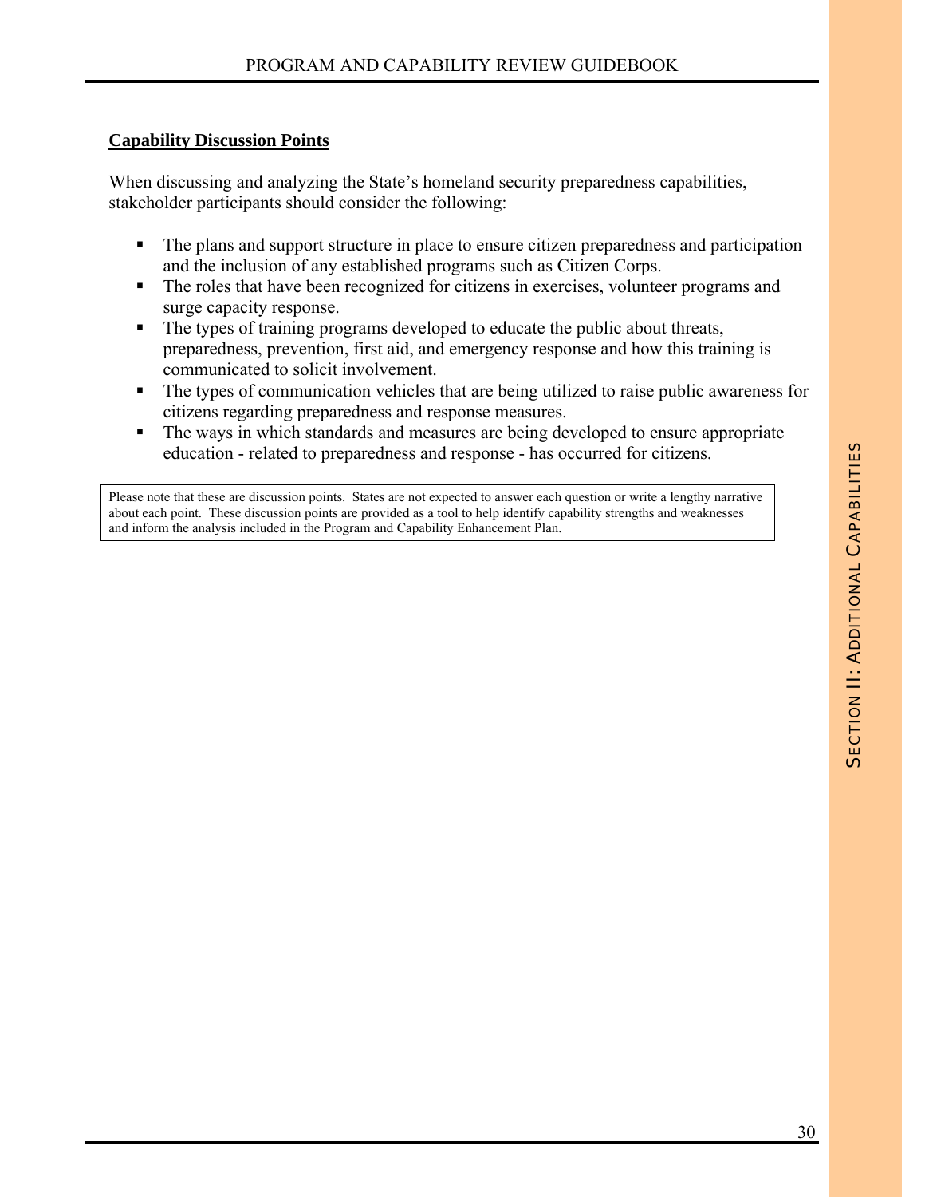**Capability Discussion Points**

When discussing and analyzing the State's homeland security preparedness capabilities, stakeholder participants should consider the following:

- The plans and support structure in place to ensure citizen preparedness and participation and the inclusion of any established programs such as Citizen Corps.
- The roles that have been recognized for citizens in exercises, volunteer programs and surge capacity response.
- The types of training programs developed to educate the public about threats, preparedness, prevention, first aid, and emergency response and how this training is communicated to solicit involvement.
- The types of communication vehicles that are being utilized to raise public awareness for citizens regarding preparedness and response measures.
- The ways in which standards and measures are being developed to ensure appropriate education - related to preparedness and response - has occurred for citizens.

> Please note that these are discussion points. States are not expected to answer each question or write a lengthy narrative about each point. These discussion points are provided as a tool to help identify capability strengths and weaknesses and inform the analysis included in the Program and Capability Enhancement Plan.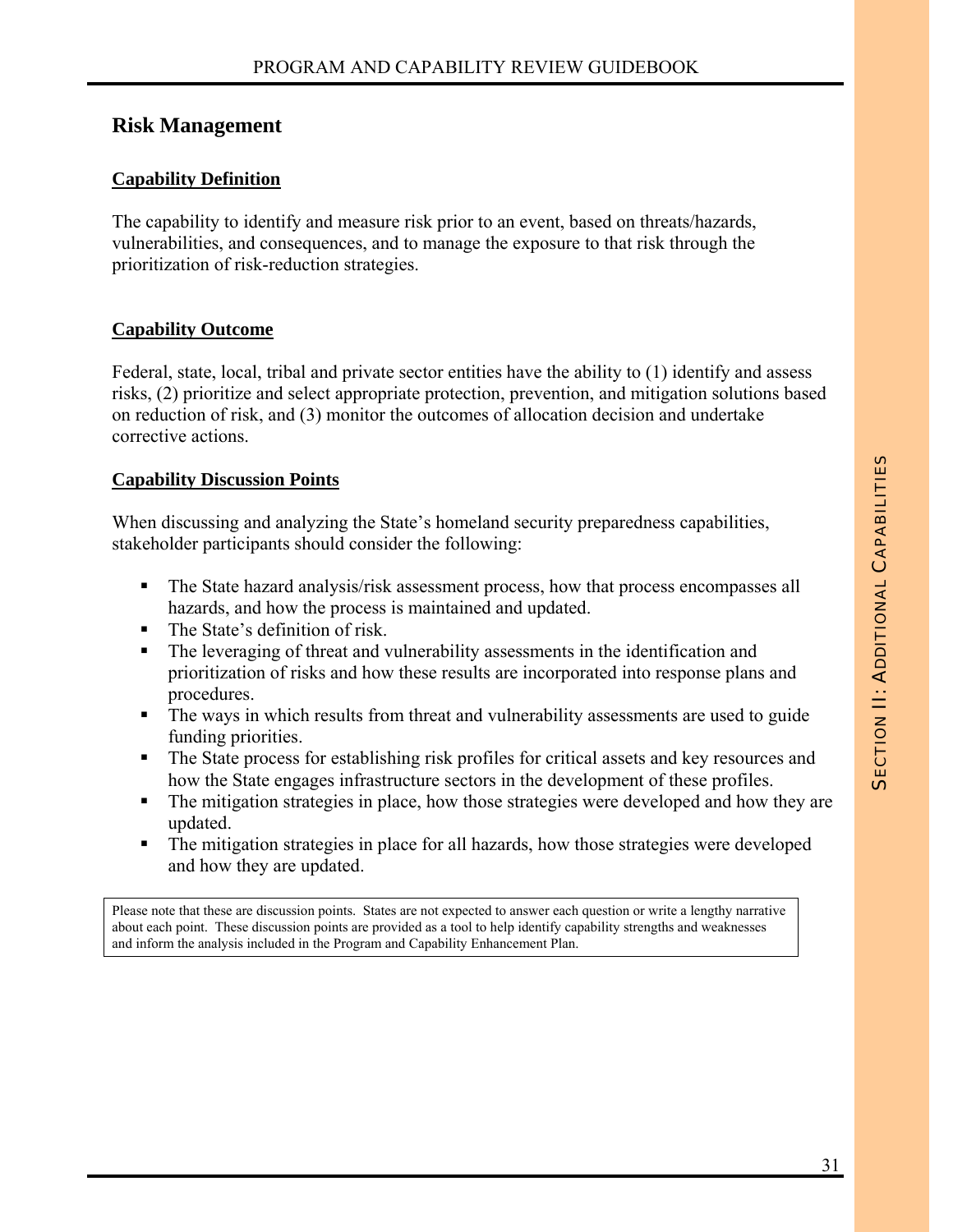## Risk Management

**Capability Definition**

The capability to identify and measure risk prior to an event, based on threats/hazards, vulnerabilities, and consequences, and to manage the exposure to that risk through the prioritization of risk-reduction strategies.

**Capability Outcome**

Federal, state, local, tribal and private sector entities have the ability to (1) identify and assess risks, (2) prioritize and select appropriate protection, prevention, and mitigation solutions based on reduction of risk, and (3) monitor the outcomes of allocation decision and undertake corrective actions.

**Capability Discussion Points**

When discussing and analyzing the State's homeland security preparedness capabilities, stakeholder participants should consider the following:

- The State hazard analysis/risk assessment process, how that process encompasses all hazards, and how the process is maintained and updated.
- The State's definition of risk.
- The leveraging of threat and vulnerability assessments in the identification and prioritization of risks and how these results are incorporated into response plans and procedures.
- The ways in which results from threat and vulnerability assessments are used to guide funding priorities.
- The State process for establishing risk profiles for critical assets and key resources and how the State engages infrastructure sectors in the development of these profiles.
- The mitigation strategies in place, how those strategies were developed and how they are updated.
- The mitigation strategies in place for all hazards, how those strategies were developed and how they are updated.

Please note that these are discussion points. States are not expected to answer each question or write a lengthy narrative about each point. These discussion points are provided as a tool to help identify capability strengths and weaknesses and inform the analysis included in the Program and Capability Enhancement Plan.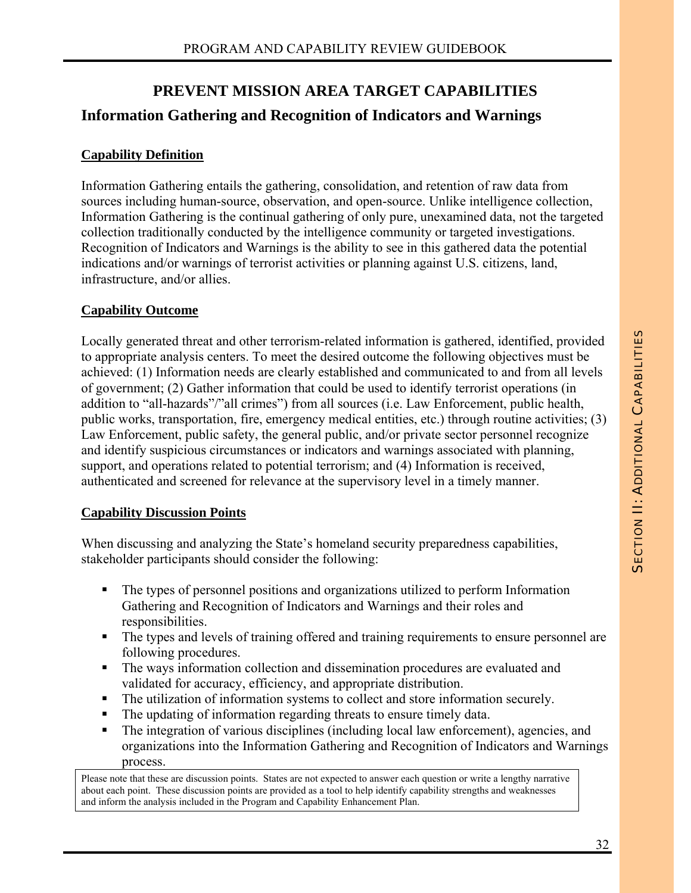## PREVENT MISSION AREA TARGET CAPABILITIES

### Information Gathering and Recognition of Indicators and Warnings

**Capability Definition**

Information Gathering entails the gathering, consolidation, and retention of raw data from sources including human-source, observation, and open-source. Unlike intelligence collection, Information Gathering is the continual gathering of only pure, unexamined data, not the targeted collection traditionally conducted by the intelligence community or targeted investigations. Recognition of Indicators and Warnings is the ability to see in this gathered data the potential indications and/or warnings of terrorist activities or planning against U.S. citizens, land, infrastructure, and/or allies.

**Capability Outcome**

Locally generated threat and other terrorism-related information is gathered, identified, provided to appropriate analysis centers. To meet the desired outcome the following objectives must be achieved: (1) Information needs are clearly established and communicated to and from all levels of government; (2) Gather information that could be used to identify terrorist operations (in addition to "all-hazards"/"all crimes") from all sources (i.e. Law Enforcement, public health, public works, transportation, fire, emergency medical entities, etc.) through routine activities; (3) Law Enforcement, public safety, the general public, and/or private sector personnel recognize and identify suspicious circumstances or indicators and warnings associated with planning, support, and operations related to potential terrorism; and (4) Information is received, authenticated and screened for relevance at the supervisory level in a timely manner.

**Capability Discussion Points**

When discussing and analyzing the State's homeland security preparedness capabilities, stakeholder participants should consider the following:

- The types of personnel positions and organizations utilized to perform Information Gathering and Recognition of Indicators and Warnings and their roles and responsibilities.
- The types and levels of training offered and training requirements to ensure personnel are following procedures.
- The ways information collection and dissemination procedures are evaluated and validated for accuracy, efficiency, and appropriate distribution.
- The utilization of information systems to collect and store information securely.
- The updating of information regarding threats to ensure timely data.
- The integration of various disciplines (including local law enforcement), agencies, and organizations into the Information Gathering and Recognition of Indicators and Warnings process.

Please note that these are discussion points. States are not expected to answer each question or write a lengthy narrative about each point. These discussion points are provided as a tool to help identify capability strengths and weaknesses and inform the analysis included in the Program and Capability Enhancement Plan.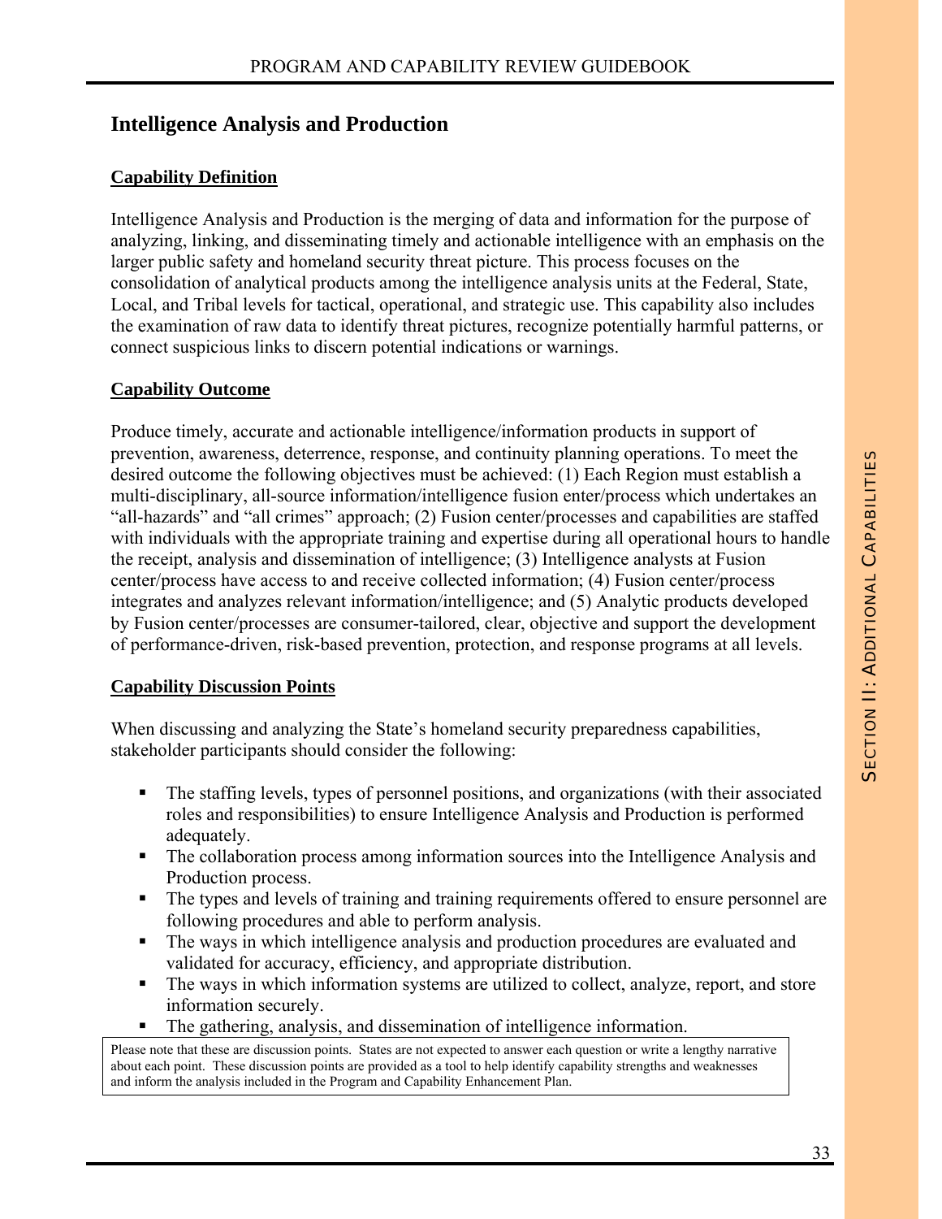## Intelligence Analysis and Production

**Capability Definition**

Intelligence Analysis and Production is the merging of data and information for the purpose of analyzing, linking, and disseminating timely and actionable intelligence with an emphasis on the larger public safety and homeland security threat picture. This process focuses on the consolidation of analytical products among the intelligence analysis units at the Federal, State, Local, and Tribal levels for tactical, operational, and strategic use. This capability also includes the examination of raw data to identify threat pictures, recognize potentially harmful patterns, or connect suspicious links to discern potential indications or warnings.

**Capability Outcome**

Produce timely, accurate and actionable intelligence/information products in support of prevention, awareness, deterrence, response, and continuity planning operations. To meet the desired outcome the following objectives must be achieved: (1) Each Region must establish a multi-disciplinary, all-source information/intelligence fusion enter/process which undertakes an "all-hazards" and "all crimes" approach; (2) Fusion center/processes and capabilities are staffed with individuals with the appropriate training and expertise during all operational hours to handle the receipt, analysis and dissemination of intelligence; (3) Intelligence analysts at Fusion center/process have access to and receive collected information; (4) Fusion center/process integrates and analyzes relevant information/intelligence; and (5) Analytic products developed by Fusion center/processes are consumer-tailored, clear, objective and support the development of performance-driven, risk-based prevention, protection, and response programs at all levels.

**Capability Discussion Points**

When discussing and analyzing the State's homeland security preparedness capabilities, stakeholder participants should consider the following:

- The staffing levels, types of personnel positions, and organizations (with their associated roles and responsibilities) to ensure Intelligence Analysis and Production is performed adequately.
- The collaboration process among information sources into the Intelligence Analysis and Production process.
- The types and levels of training and training requirements offered to ensure personnel are following procedures and able to perform analysis.
- The ways in which intelligence analysis and production procedures are evaluated and validated for accuracy, efficiency, and appropriate distribution.
- The ways in which information systems are utilized to collect, analyze, report, and store information securely.
- The gathering, analysis, and dissemination of intelligence information.

Please note that these are discussion points. States are not expected to answer each question or write a lengthy narrative about each point. These discussion points are provided as a tool to help identify capability strengths and weaknesses and inform the analysis included in the Program and Capability Enhancement Plan.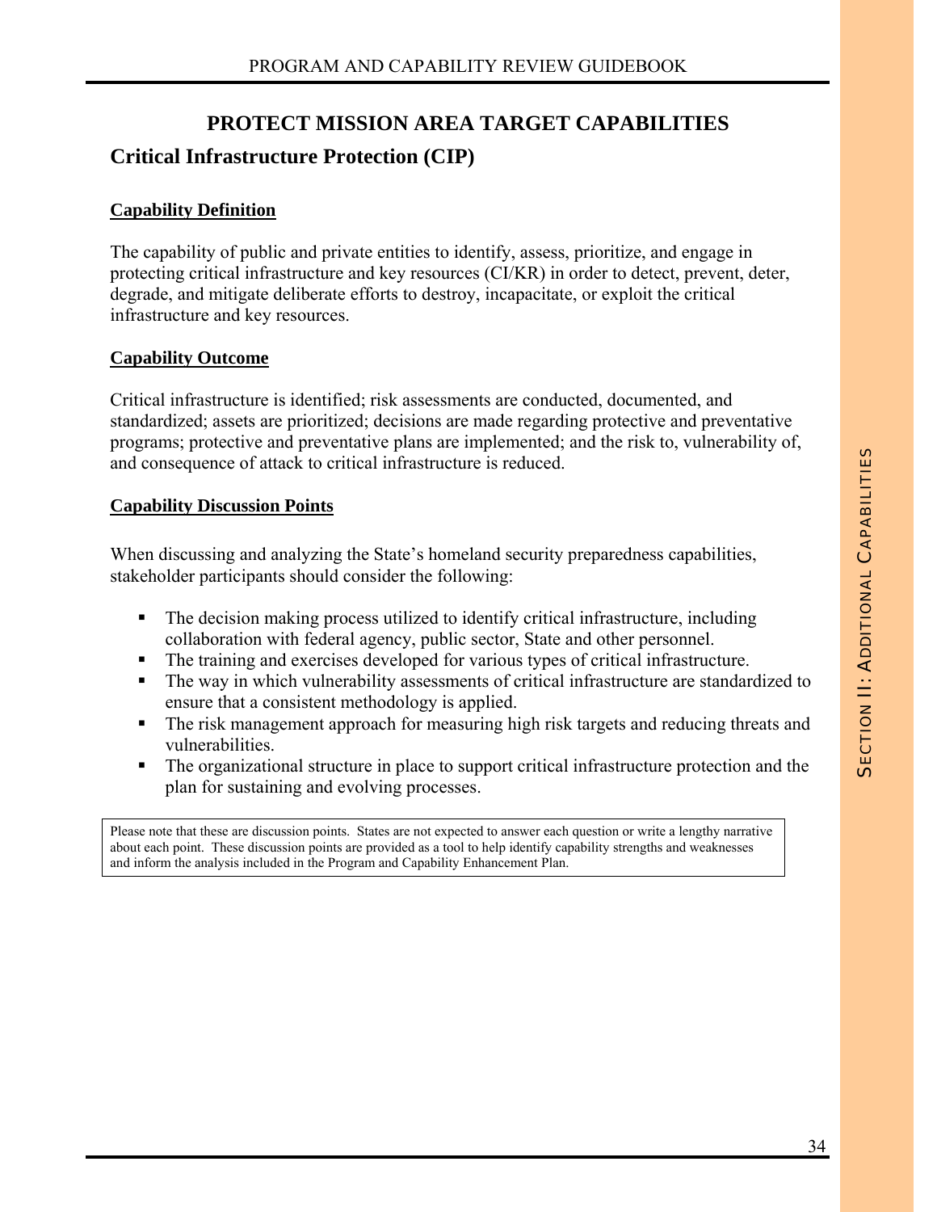# PROTECT MISSION AREA TARGET CAPABILITIES

## Critical Infrastructure Protection (CIP)

### Capability Definition

The capability of public and private entities to identify, assess, prioritize, and engage in protecting critical infrastructure and key resources (CI/KR) in order to detect, prevent, deter, degrade, and mitigate deliberate efforts to destroy, incapacitate, or exploit the critical infrastructure and key resources.

### Capability Outcome

Critical infrastructure is identified; risk assessments are conducted, documented, and standardized; assets are prioritized; decisions are made regarding protective and preventative programs; protective and preventative plans are implemented; and the risk to, vulnerability of, and consequence of attack to critical infrastructure is reduced.

### Capability Discussion Points

When discussing and analyzing the State's homeland security preparedness capabilities, stakeholder participants should consider the following:

- The decision making process utilized to identify critical infrastructure, including collaboration with federal agency, public sector, State and other personnel.
- The training and exercises developed for various types of critical infrastructure.
- The way in which vulnerability assessments of critical infrastructure are standardized to ensure that a consistent methodology is applied.
- The risk management approach for measuring high risk targets and reducing threats and vulnerabilities.
- The organizational structure in place to support critical infrastructure protection and the plan for sustaining and evolving processes.

> Please note that these are discussion points. States are not expected to answer each question or write a lengthy narrative about each point. These discussion points are provided as a tool to help identify capability strengths and weaknesses and inform the analysis included in the Program and Capability Enhancement Plan.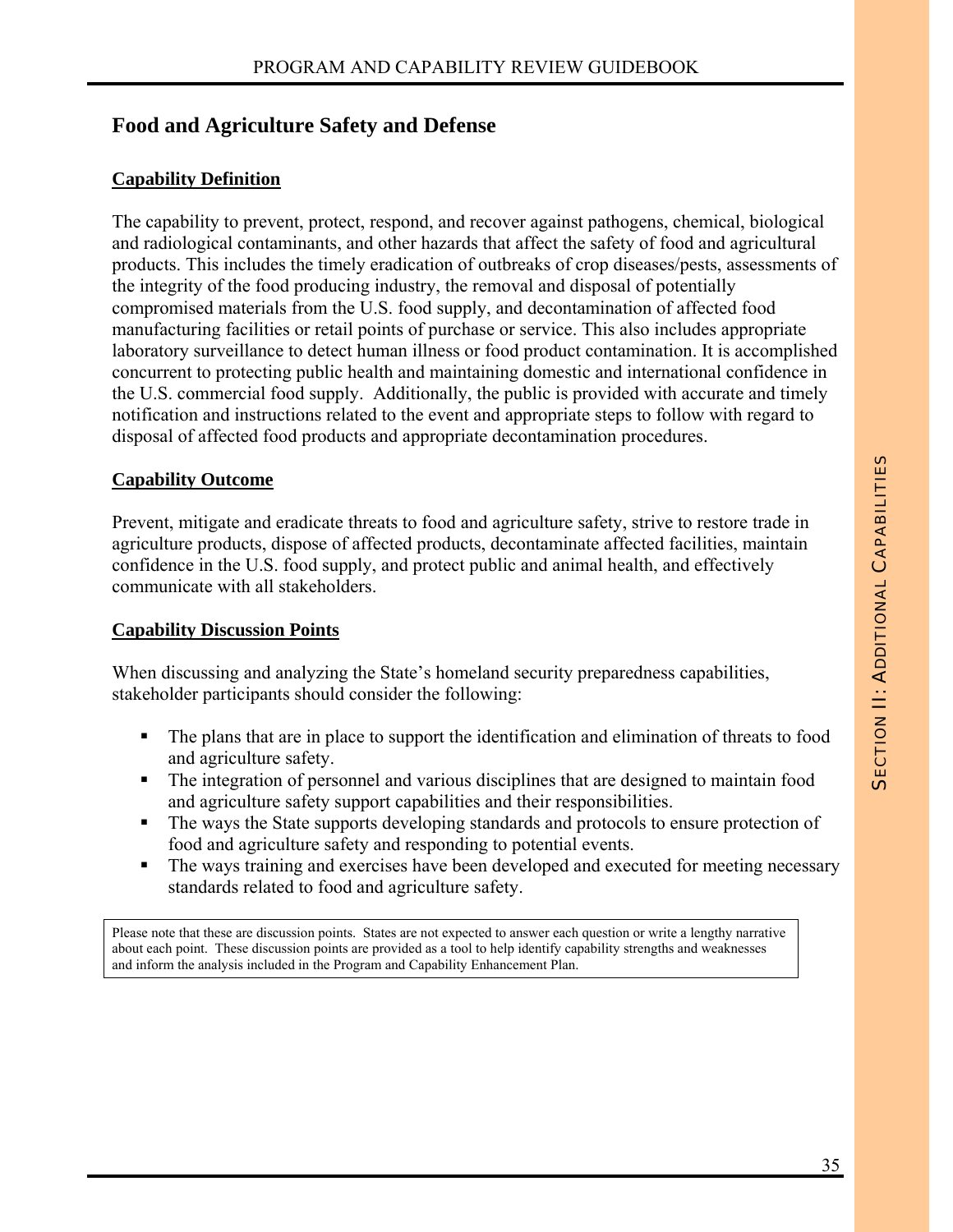## Food and Agriculture Safety and Defense

### Capability Definition

The capability to prevent, protect, respond, and recover against pathogens, chemical, biological and radiological contaminants, and other hazards that affect the safety of food and agricultural products. This includes the timely eradication of outbreaks of crop diseases/pests, assessments of the integrity of the food producing industry, the removal and disposal of potentially compromised materials from the U.S. food supply, and decontamination of affected food manufacturing facilities or retail points of purchase or service. This also includes appropriate laboratory surveillance to detect human illness or food product contamination. It is accomplished concurrent to protecting public health and maintaining domestic and international confidence in the U.S. commercial food supply. Additionally, the public is provided with accurate and timely notification and instructions related to the event and appropriate steps to follow with regard to disposal of affected food products and appropriate decontamination procedures.

### Capability Outcome

Prevent, mitigate and eradicate threats to food and agriculture safety, strive to restore trade in agriculture products, dispose of affected products, decontaminate affected facilities, maintain confidence in the U.S. food supply, and protect public and animal health, and effectively communicate with all stakeholders.

### Capability Discussion Points

When discussing and analyzing the State's homeland security preparedness capabilities, stakeholder participants should consider the following:

- The plans that are in place to support the identification and elimination of threats to food and agriculture safety.
- The integration of personnel and various disciplines that are designed to maintain food and agriculture safety support capabilities and their responsibilities.
- The ways the State supports developing standards and protocols to ensure protection of food and agriculture safety and responding to potential events.
- The ways training and exercises have been developed and executed for meeting necessary standards related to food and agriculture safety.

Please note that these are discussion points. States are not expected to answer each question or write a lengthy narrative about each point. These discussion points are provided as a tool to help identify capability strengths and weaknesses and inform the analysis included in the Program and Capability Enhancement Plan.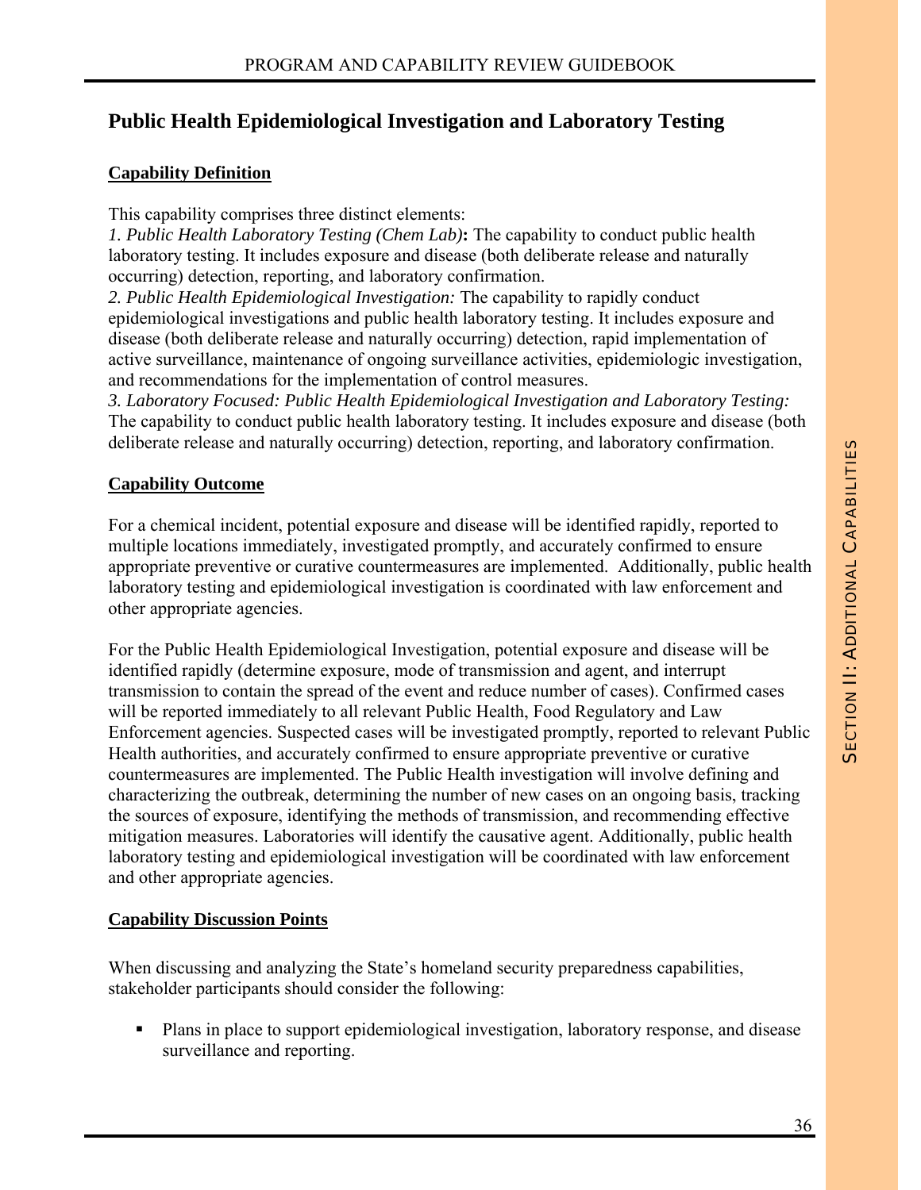## Public Health Epidemiological Investigation and Laboratory Testing

### Capability Definition

This capability comprises three distinct elements:
*1. Public Health Laboratory Testing (Chem Lab)***:** The capability to conduct public health laboratory testing. It includes exposure and disease (both deliberate release and naturally occurring) detection, reporting, and laboratory confirmation.
*2. Public Health Epidemiological Investigation:* The capability to rapidly conduct epidemiological investigations and public health laboratory testing. It includes exposure and disease (both deliberate release and naturally occurring) detection, rapid implementation of active surveillance, maintenance of ongoing surveillance activities, epidemiologic investigation, and recommendations for the implementation of control measures.
*3. Laboratory Focused: Public Health Epidemiological Investigation and Laboratory Testing:* The capability to conduct public health laboratory testing. It includes exposure and disease (both deliberate release and naturally occurring) detection, reporting, and laboratory confirmation.

### Capability Outcome

For a chemical incident, potential exposure and disease will be identified rapidly, reported to multiple locations immediately, investigated promptly, and accurately confirmed to ensure appropriate preventive or curative countermeasures are implemented. Additionally, public health laboratory testing and epidemiological investigation is coordinated with law enforcement and other appropriate agencies.

For the Public Health Epidemiological Investigation, potential exposure and disease will be identified rapidly (determine exposure, mode of transmission and agent, and interrupt transmission to contain the spread of the event and reduce number of cases). Confirmed cases will be reported immediately to all relevant Public Health, Food Regulatory and Law Enforcement agencies. Suspected cases will be investigated promptly, reported to relevant Public Health authorities, and accurately confirmed to ensure appropriate preventive or curative countermeasures are implemented. The Public Health investigation will involve defining and characterizing the outbreak, determining the number of new cases on an ongoing basis, tracking the sources of exposure, identifying the methods of transmission, and recommending effective mitigation measures. Laboratories will identify the causative agent. Additionally, public health laboratory testing and epidemiological investigation will be coordinated with law enforcement and other appropriate agencies.

### Capability Discussion Points

When discussing and analyzing the State's homeland security preparedness capabilities, stakeholder participants should consider the following:

- Plans in place to support epidemiological investigation, laboratory response, and disease surveillance and reporting.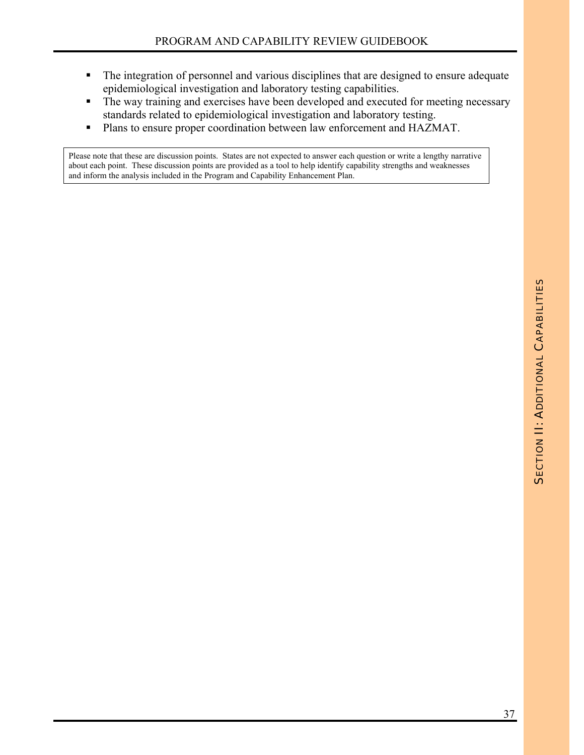- The integration of personnel and various disciplines that are designed to ensure adequate epidemiological investigation and laboratory testing capabilities.
- The way training and exercises have been developed and executed for meeting necessary standards related to epidemiological investigation and laboratory testing.
- Plans to ensure proper coordination between law enforcement and HAZMAT.

> Please note that these are discussion points. States are not expected to answer each question or write a lengthy narrative about each point. These discussion points are provided as a tool to help identify capability strengths and weaknesses and inform the analysis included in the Program and Capability Enhancement Plan.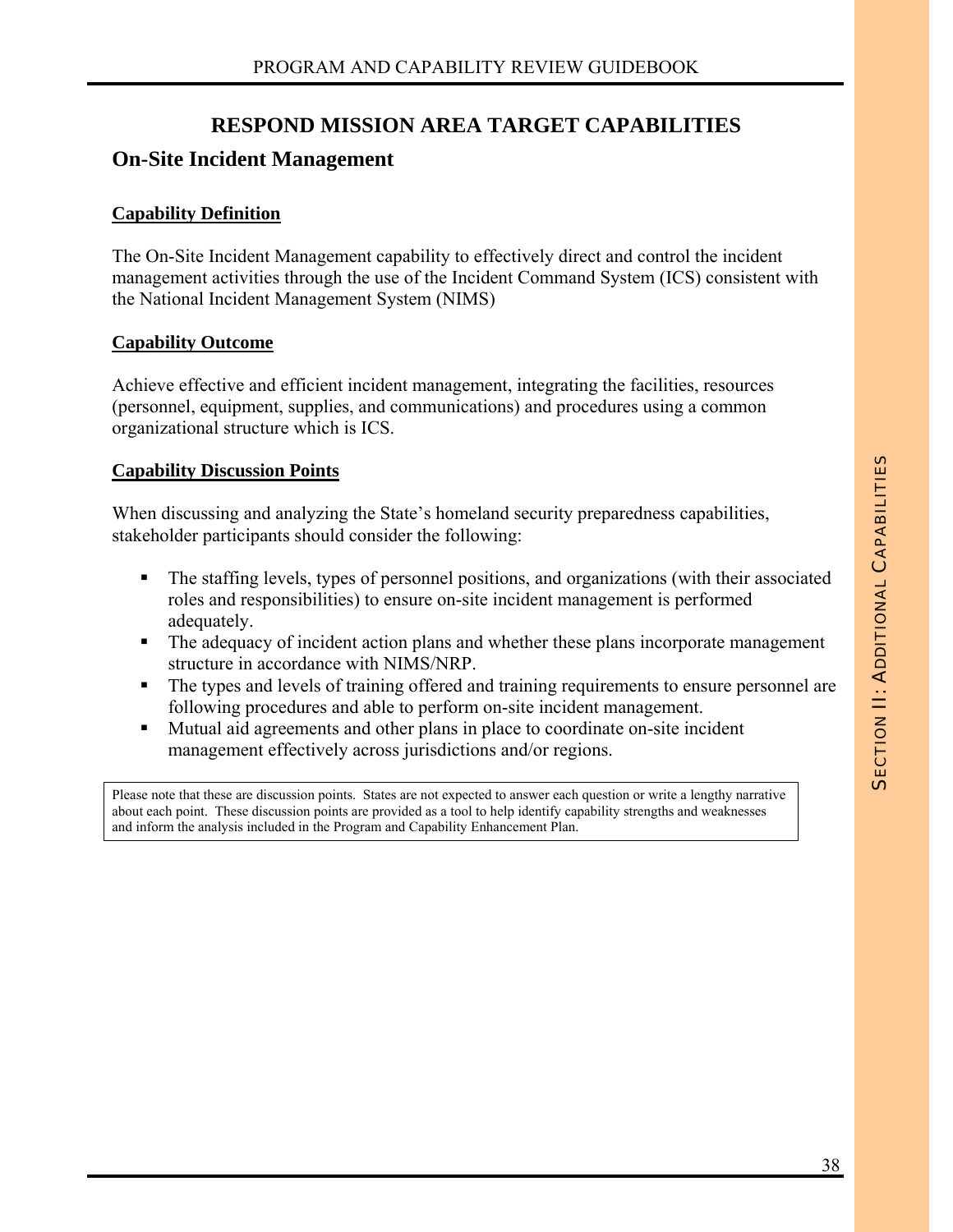# RESPOND MISSION AREA TARGET CAPABILITIES

## On-Site Incident Management

**Capability Definition**

The On-Site Incident Management capability to effectively direct and control the incident management activities through the use of the Incident Command System (ICS) consistent with the National Incident Management System (NIMS)

**Capability Outcome**

Achieve effective and efficient incident management, integrating the facilities, resources (personnel, equipment, supplies, and communications) and procedures using a common organizational structure which is ICS.

**Capability Discussion Points**

When discussing and analyzing the State's homeland security preparedness capabilities, stakeholder participants should consider the following:

- The staffing levels, types of personnel positions, and organizations (with their associated roles and responsibilities) to ensure on-site incident management is performed adequately.
- The adequacy of incident action plans and whether these plans incorporate management structure in accordance with NIMS/NRP.
- The types and levels of training offered and training requirements to ensure personnel are following procedures and able to perform on-site incident management.
- Mutual aid agreements and other plans in place to coordinate on-site incident management effectively across jurisdictions and/or regions.

> Please note that these are discussion points. States are not expected to answer each question or write a lengthy narrative about each point. These discussion points are provided as a tool to help identify capability strengths and weaknesses and inform the analysis included in the Program and Capability Enhancement Plan.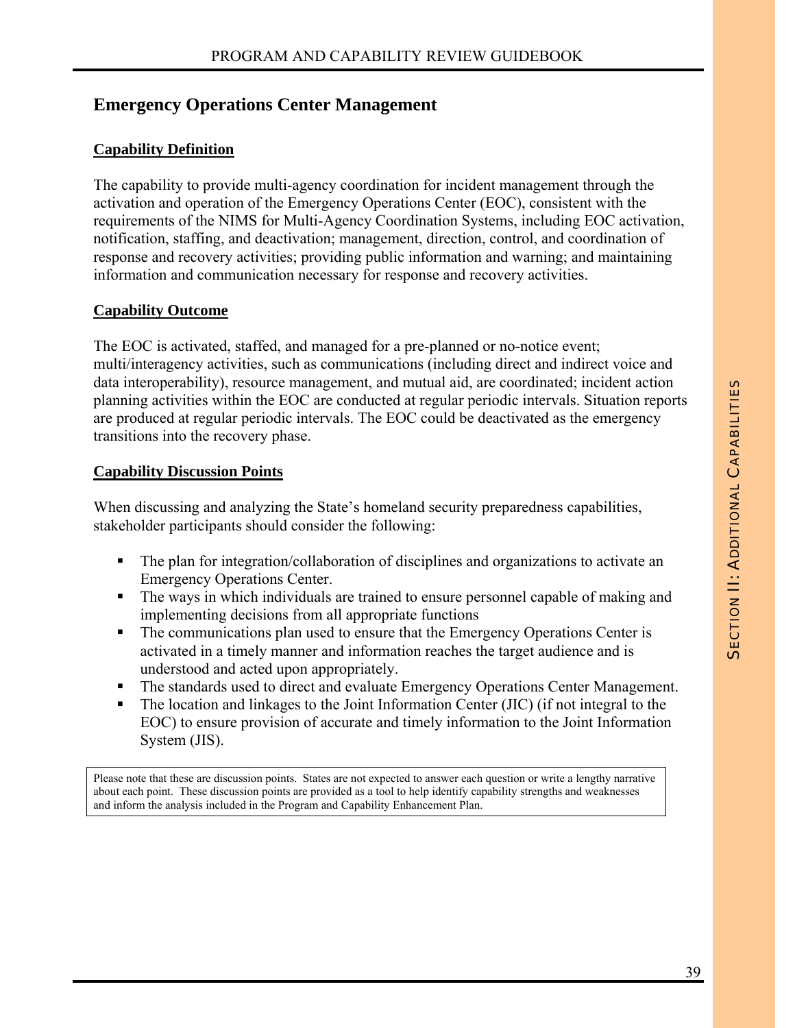## Emergency Operations Center Management

### Capability Definition

The capability to provide multi-agency coordination for incident management through the activation and operation of the Emergency Operations Center (EOC), consistent with the requirements of the NIMS for Multi-Agency Coordination Systems, including EOC activation, notification, staffing, and deactivation; management, direction, control, and coordination of response and recovery activities; providing public information and warning; and maintaining information and communication necessary for response and recovery activities.

### Capability Outcome

The EOC is activated, staffed, and managed for a pre-planned or no-notice event; multi/interagency activities, such as communications (including direct and indirect voice and data interoperability), resource management, and mutual aid, are coordinated; incident action planning activities within the EOC are conducted at regular periodic intervals. Situation reports are produced at regular periodic intervals. The EOC could be deactivated as the emergency transitions into the recovery phase.

### Capability Discussion Points

When discussing and analyzing the State's homeland security preparedness capabilities, stakeholder participants should consider the following:

- The plan for integration/collaboration of disciplines and organizations to activate an Emergency Operations Center.
- The ways in which individuals are trained to ensure personnel capable of making and implementing decisions from all appropriate functions
- The communications plan used to ensure that the Emergency Operations Center is activated in a timely manner and information reaches the target audience and is understood and acted upon appropriately.
- The standards used to direct and evaluate Emergency Operations Center Management.
- The location and linkages to the Joint Information Center (JIC) (if not integral to the EOC) to ensure provision of accurate and timely information to the Joint Information System (JIS).

Please note that these are discussion points. States are not expected to answer each question or write a lengthy narrative about each point. These discussion points are provided as a tool to help identify capability strengths and weaknesses and inform the analysis included in the Program and Capability Enhancement Plan.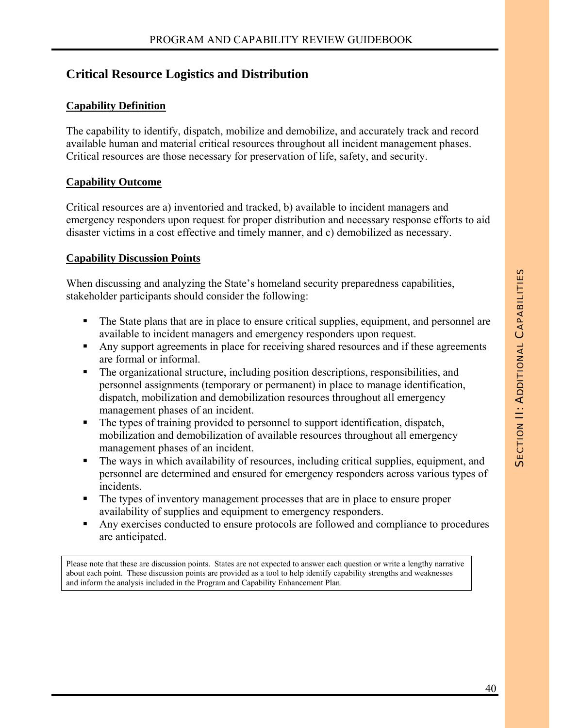## Critical Resource Logistics and Distribution

### Capability Definition

The capability to identify, dispatch, mobilize and demobilize, and accurately track and record available human and material critical resources throughout all incident management phases. Critical resources are those necessary for preservation of life, safety, and security.

### Capability Outcome

Critical resources are a) inventoried and tracked, b) available to incident managers and emergency responders upon request for proper distribution and necessary response efforts to aid disaster victims in a cost effective and timely manner, and c) demobilized as necessary.

### Capability Discussion Points

When discussing and analyzing the State's homeland security preparedness capabilities, stakeholder participants should consider the following:

- The State plans that are in place to ensure critical supplies, equipment, and personnel are available to incident managers and emergency responders upon request.
- Any support agreements in place for receiving shared resources and if these agreements are formal or informal.
- The organizational structure, including position descriptions, responsibilities, and personnel assignments (temporary or permanent) in place to manage identification, dispatch, mobilization and demobilization resources throughout all emergency management phases of an incident.
- The types of training provided to personnel to support identification, dispatch, mobilization and demobilization of available resources throughout all emergency management phases of an incident.
- The ways in which availability of resources, including critical supplies, equipment, and personnel are determined and ensured for emergency responders across various types of incidents.
- The types of inventory management processes that are in place to ensure proper availability of supplies and equipment to emergency responders.
- Any exercises conducted to ensure protocols are followed and compliance to procedures are anticipated.

Please note that these are discussion points. States are not expected to answer each question or write a lengthy narrative about each point. These discussion points are provided as a tool to help identify capability strengths and weaknesses and inform the analysis included in the Program and Capability Enhancement Plan.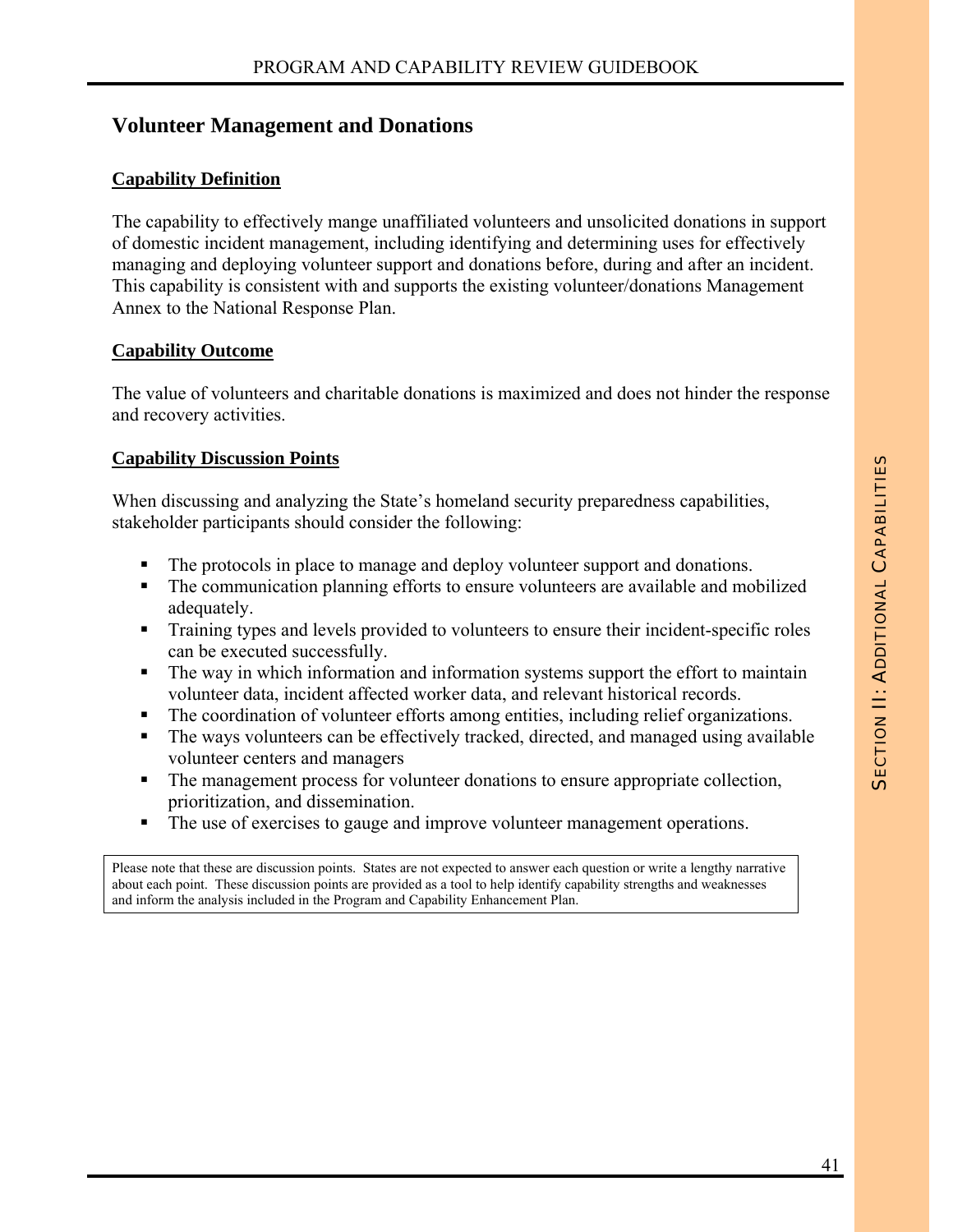## Volunteer Management and Donations

**Capability Definition**

The capability to effectively mange unaffiliated volunteers and unsolicited donations in support of domestic incident management, including identifying and determining uses for effectively managing and deploying volunteer support and donations before, during and after an incident. This capability is consistent with and supports the existing volunteer/donations Management Annex to the National Response Plan.

**Capability Outcome**

The value of volunteers and charitable donations is maximized and does not hinder the response and recovery activities.

**Capability Discussion Points**

When discussing and analyzing the State's homeland security preparedness capabilities, stakeholder participants should consider the following:

- The protocols in place to manage and deploy volunteer support and donations.
- The communication planning efforts to ensure volunteers are available and mobilized adequately.
- Training types and levels provided to volunteers to ensure their incident-specific roles can be executed successfully.
- The way in which information and information systems support the effort to maintain volunteer data, incident affected worker data, and relevant historical records.
- The coordination of volunteer efforts among entities, including relief organizations.
- The ways volunteers can be effectively tracked, directed, and managed using available volunteer centers and managers
- The management process for volunteer donations to ensure appropriate collection, prioritization, and dissemination.
- The use of exercises to gauge and improve volunteer management operations.

Please note that these are discussion points. States are not expected to answer each question or write a lengthy narrative about each point. These discussion points are provided as a tool to help identify capability strengths and weaknesses and inform the analysis included in the Program and Capability Enhancement Plan.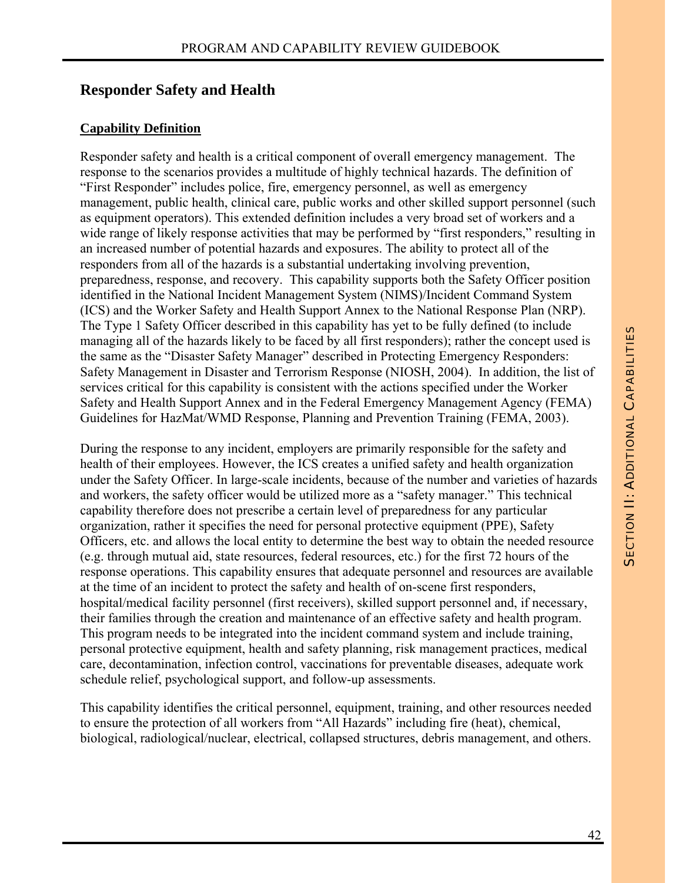## Responder Safety and Health

### Capability Definition

Responder safety and health is a critical component of overall emergency management. The response to the scenarios provides a multitude of highly technical hazards. The definition of "First Responder" includes police, fire, emergency personnel, as well as emergency management, public health, clinical care, public works and other skilled support personnel (such as equipment operators). This extended definition includes a very broad set of workers and a wide range of likely response activities that may be performed by "first responders," resulting in an increased number of potential hazards and exposures. The ability to protect all of the responders from all of the hazards is a substantial undertaking involving prevention, preparedness, response, and recovery. This capability supports both the Safety Officer position identified in the National Incident Management System (NIMS)/Incident Command System (ICS) and the Worker Safety and Health Support Annex to the National Response Plan (NRP). The Type 1 Safety Officer described in this capability has yet to be fully defined (to include managing all of the hazards likely to be faced by all first responders); rather the concept used is the same as the "Disaster Safety Manager" described in Protecting Emergency Responders: Safety Management in Disaster and Terrorism Response (NIOSH, 2004). In addition, the list of services critical for this capability is consistent with the actions specified under the Worker Safety and Health Support Annex and in the Federal Emergency Management Agency (FEMA) Guidelines for HazMat/WMD Response, Planning and Prevention Training (FEMA, 2003).

During the response to any incident, employers are primarily responsible for the safety and health of their employees. However, the ICS creates a unified safety and health organization under the Safety Officer. In large-scale incidents, because of the number and varieties of hazards and workers, the safety officer would be utilized more as a "safety manager." This technical capability therefore does not prescribe a certain level of preparedness for any particular organization, rather it specifies the need for personal protective equipment (PPE), Safety Officers, etc. and allows the local entity to determine the best way to obtain the needed resource (e.g. through mutual aid, state resources, federal resources, etc.) for the first 72 hours of the response operations. This capability ensures that adequate personnel and resources are available at the time of an incident to protect the safety and health of on-scene first responders, hospital/medical facility personnel (first receivers), skilled support personnel and, if necessary, their families through the creation and maintenance of an effective safety and health program. This program needs to be integrated into the incident command system and include training, personal protective equipment, health and safety planning, risk management practices, medical care, decontamination, infection control, vaccinations for preventable diseases, adequate work schedule relief, psychological support, and follow-up assessments.

This capability identifies the critical personnel, equipment, training, and other resources needed to ensure the protection of all workers from "All Hazards" including fire (heat), chemical, biological, radiological/nuclear, electrical, collapsed structures, debris management, and others.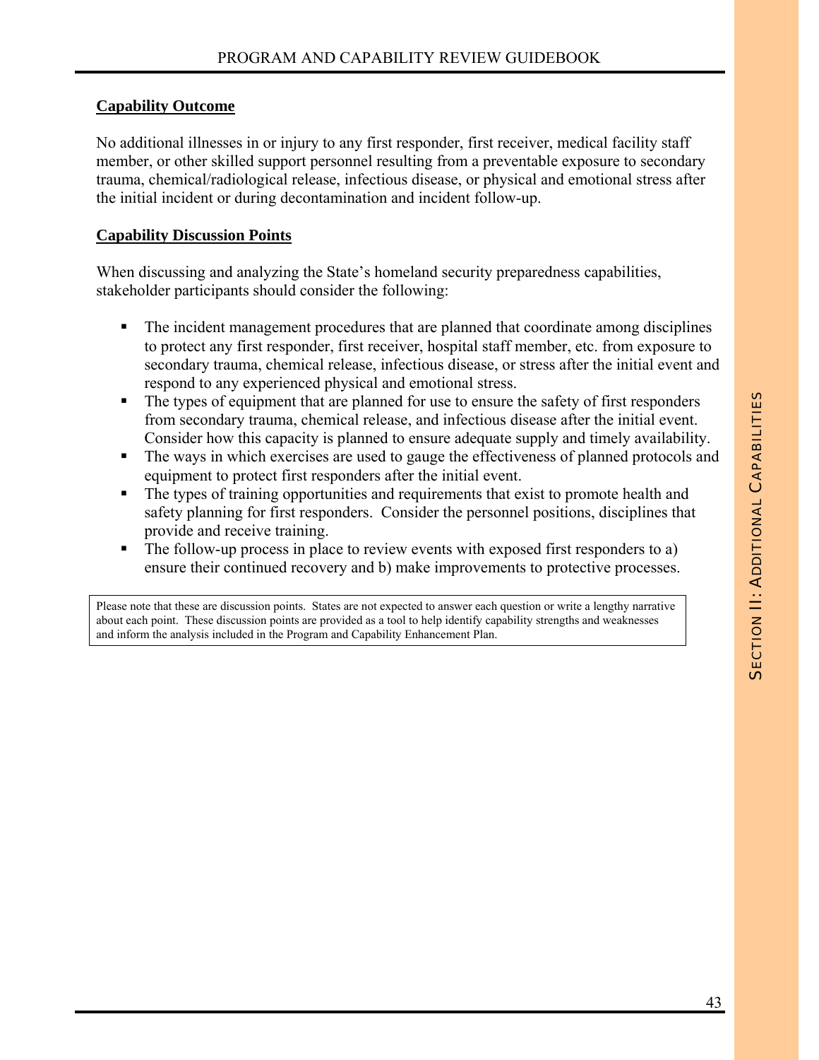**Capability Outcome**

No additional illnesses in or injury to any first responder, first receiver, medical facility staff member, or other skilled support personnel resulting from a preventable exposure to secondary trauma, chemical/radiological release, infectious disease, or physical and emotional stress after the initial incident or during decontamination and incident follow-up.

**Capability Discussion Points**

When discussing and analyzing the State's homeland security preparedness capabilities, stakeholder participants should consider the following:

- The incident management procedures that are planned that coordinate among disciplines to protect any first responder, first receiver, hospital staff member, etc. from exposure to secondary trauma, chemical release, infectious disease, or stress after the initial event and respond to any experienced physical and emotional stress.
- The types of equipment that are planned for use to ensure the safety of first responders from secondary trauma, chemical release, and infectious disease after the initial event. Consider how this capacity is planned to ensure adequate supply and timely availability.
- The ways in which exercises are used to gauge the effectiveness of planned protocols and equipment to protect first responders after the initial event.
- The types of training opportunities and requirements that exist to promote health and safety planning for first responders. Consider the personnel positions, disciplines that provide and receive training.
- The follow-up process in place to review events with exposed first responders to a) ensure their continued recovery and b) make improvements to protective processes.

Please note that these are discussion points. States are not expected to answer each question or write a lengthy narrative about each point. These discussion points are provided as a tool to help identify capability strengths and weaknesses and inform the analysis included in the Program and Capability Enhancement Plan.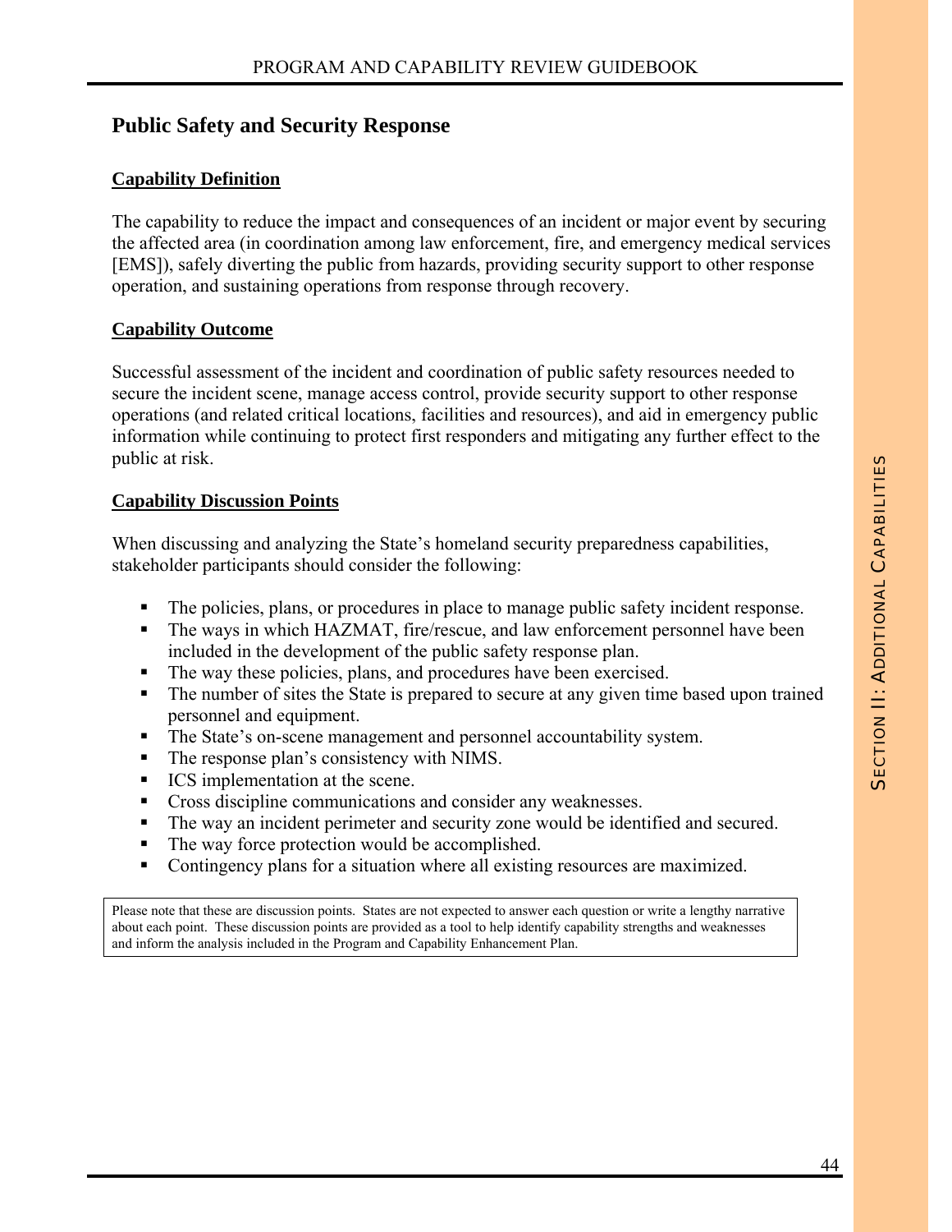## Public Safety and Security Response

### Capability Definition

The capability to reduce the impact and consequences of an incident or major event by securing the affected area (in coordination among law enforcement, fire, and emergency medical services [EMS]), safely diverting the public from hazards, providing security support to other response operation, and sustaining operations from response through recovery.

### Capability Outcome

Successful assessment of the incident and coordination of public safety resources needed to secure the incident scene, manage access control, provide security support to other response operations (and related critical locations, facilities and resources), and aid in emergency public information while continuing to protect first responders and mitigating any further effect to the public at risk.

### Capability Discussion Points

When discussing and analyzing the State's homeland security preparedness capabilities, stakeholder participants should consider the following:

- The policies, plans, or procedures in place to manage public safety incident response.
- The ways in which HAZMAT, fire/rescue, and law enforcement personnel have been included in the development of the public safety response plan.
- The way these policies, plans, and procedures have been exercised.
- The number of sites the State is prepared to secure at any given time based upon trained personnel and equipment.
- The State's on-scene management and personnel accountability system.
- The response plan's consistency with NIMS.
- ICS implementation at the scene.
- Cross discipline communications and consider any weaknesses.
- The way an incident perimeter and security zone would be identified and secured.
- The way force protection would be accomplished.
- Contingency plans for a situation where all existing resources are maximized.

Please note that these are discussion points. States are not expected to answer each question or write a lengthy narrative about each point. These discussion points are provided as a tool to help identify capability strengths and weaknesses and inform the analysis included in the Program and Capability Enhancement Plan.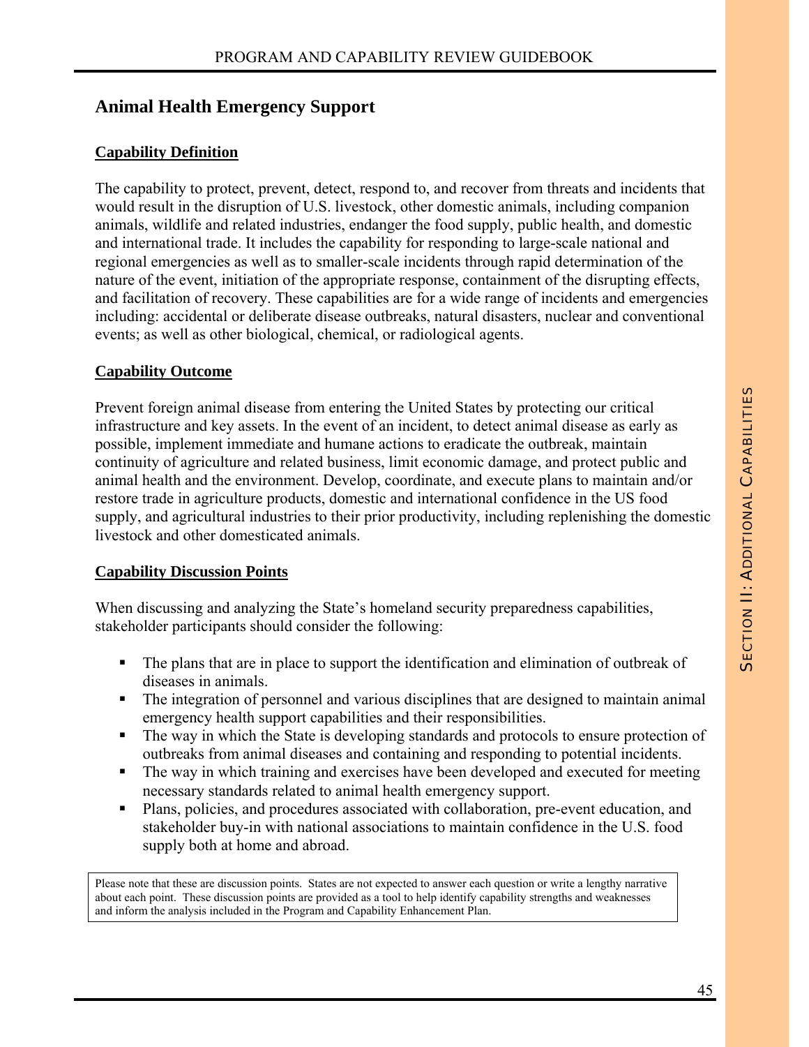## Animal Health Emergency Support

**Capability Definition**

The capability to protect, prevent, detect, respond to, and recover from threats and incidents that would result in the disruption of U.S. livestock, other domestic animals, including companion animals, wildlife and related industries, endanger the food supply, public health, and domestic and international trade. It includes the capability for responding to large-scale national and regional emergencies as well as to smaller-scale incidents through rapid determination of the nature of the event, initiation of the appropriate response, containment of the disrupting effects, and facilitation of recovery. These capabilities are for a wide range of incidents and emergencies including: accidental or deliberate disease outbreaks, natural disasters, nuclear and conventional events; as well as other biological, chemical, or radiological agents.

**Capability Outcome**

Prevent foreign animal disease from entering the United States by protecting our critical infrastructure and key assets. In the event of an incident, to detect animal disease as early as possible, implement immediate and humane actions to eradicate the outbreak, maintain continuity of agriculture and related business, limit economic damage, and protect public and animal health and the environment. Develop, coordinate, and execute plans to maintain and/or restore trade in agriculture products, domestic and international confidence in the US food supply, and agricultural industries to their prior productivity, including replenishing the domestic livestock and other domesticated animals.

**Capability Discussion Points**

When discussing and analyzing the State's homeland security preparedness capabilities, stakeholder participants should consider the following:

- The plans that are in place to support the identification and elimination of outbreak of diseases in animals.
- The integration of personnel and various disciplines that are designed to maintain animal emergency health support capabilities and their responsibilities.
- The way in which the State is developing standards and protocols to ensure protection of outbreaks from animal diseases and containing and responding to potential incidents.
- The way in which training and exercises have been developed and executed for meeting necessary standards related to animal health emergency support.
- Plans, policies, and procedures associated with collaboration, pre-event education, and stakeholder buy-in with national associations to maintain confidence in the U.S. food supply both at home and abroad.

Please note that these are discussion points. States are not expected to answer each question or write a lengthy narrative about each point. These discussion points are provided as a tool to help identify capability strengths and weaknesses and inform the analysis included in the Program and Capability Enhancement Plan.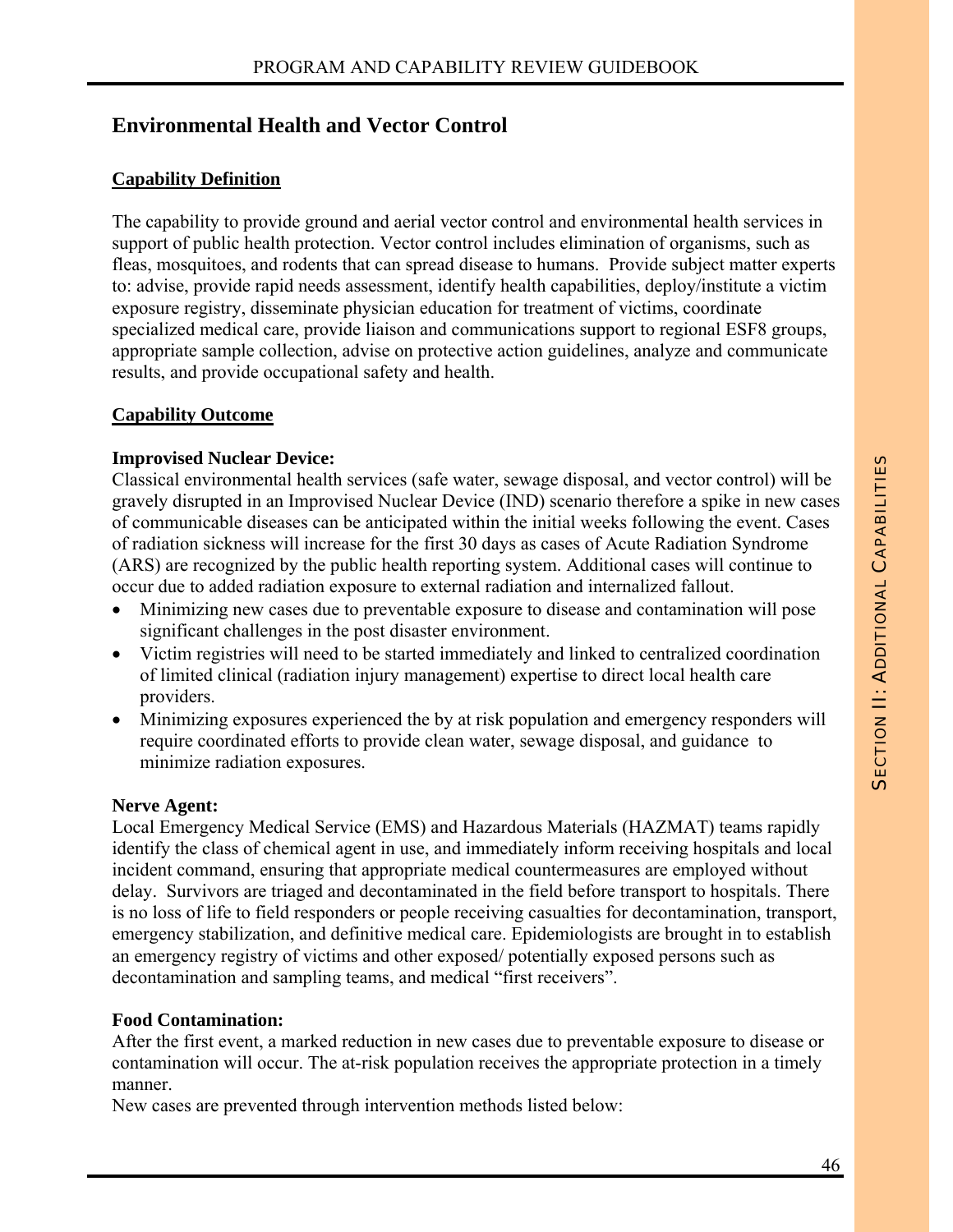## Environmental Health and Vector Control

### Capability Definition

The capability to provide ground and aerial vector control and environmental health services in support of public health protection. Vector control includes elimination of organisms, such as fleas, mosquitoes, and rodents that can spread disease to humans. Provide subject matter experts to: advise, provide rapid needs assessment, identify health capabilities, deploy/institute a victim exposure registry, disseminate physician education for treatment of victims, coordinate specialized medical care, provide liaison and communications support to regional ESF8 groups, appropriate sample collection, advise on protective action guidelines, analyze and communicate results, and provide occupational safety and health.

### Capability Outcome

**Improvised Nuclear Device:**

Classical environmental health services (safe water, sewage disposal, and vector control) will be gravely disrupted in an Improvised Nuclear Device (IND) scenario therefore a spike in new cases of communicable diseases can be anticipated within the initial weeks following the event. Cases of radiation sickness will increase for the first 30 days as cases of Acute Radiation Syndrome (ARS) are recognized by the public health reporting system. Additional cases will continue to occur due to added radiation exposure to external radiation and internalized fallout.

- Minimizing new cases due to preventable exposure to disease and contamination will pose significant challenges in the post disaster environment.
- Victim registries will need to be started immediately and linked to centralized coordination of limited clinical (radiation injury management) expertise to direct local health care providers.
- Minimizing exposures experienced the by at risk population and emergency responders will require coordinated efforts to provide clean water, sewage disposal, and guidance to minimize radiation exposures.

**Nerve Agent:**

Local Emergency Medical Service (EMS) and Hazardous Materials (HAZMAT) teams rapidly identify the class of chemical agent in use, and immediately inform receiving hospitals and local incident command, ensuring that appropriate medical countermeasures are employed without delay. Survivors are triaged and decontaminated in the field before transport to hospitals. There is no loss of life to field responders or people receiving casualties for decontamination, transport, emergency stabilization, and definitive medical care. Epidemiologists are brought in to establish an emergency registry of victims and other exposed/ potentially exposed persons such as decontamination and sampling teams, and medical “first receivers”.

**Food Contamination:**

After the first event, a marked reduction in new cases due to preventable exposure to disease or contamination will occur. The at-risk population receives the appropriate protection in a timely manner.

New cases are prevented through intervention methods listed below: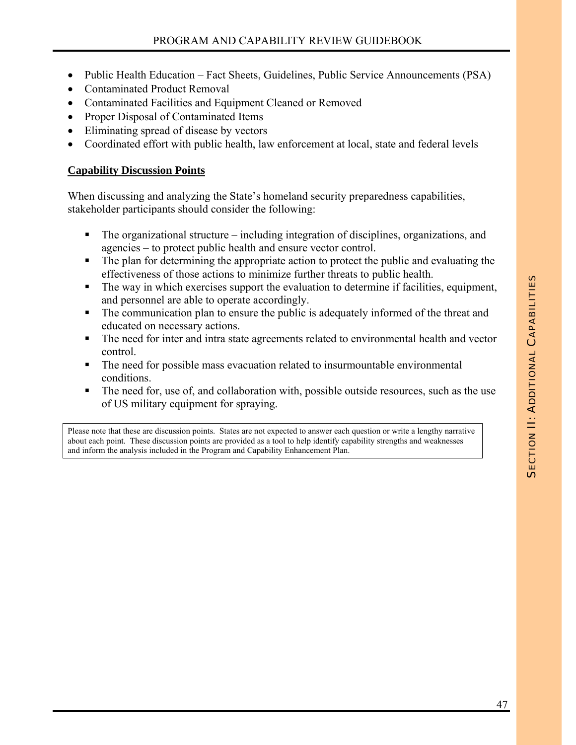- Public Health Education – Fact Sheets, Guidelines, Public Service Announcements (PSA)
- Contaminated Product Removal
- Contaminated Facilities and Equipment Cleaned or Removed
- Proper Disposal of Contaminated Items
- Eliminating spread of disease by vectors
- Coordinated effort with public health, law enforcement at local, state and federal levels

**Capability Discussion Points**

When discussing and analyzing the State's homeland security preparedness capabilities, stakeholder participants should consider the following:

- The organizational structure – including integration of disciplines, organizations, and agencies – to protect public health and ensure vector control.
- The plan for determining the appropriate action to protect the public and evaluating the effectiveness of those actions to minimize further threats to public health.
- The way in which exercises support the evaluation to determine if facilities, equipment, and personnel are able to operate accordingly.
- The communication plan to ensure the public is adequately informed of the threat and educated on necessary actions.
- The need for inter and intra state agreements related to environmental health and vector control.
- The need for possible mass evacuation related to insurmountable environmental conditions.
- The need for, use of, and collaboration with, possible outside resources, such as the use of US military equipment for spraying.

Please note that these are discussion points. States are not expected to answer each question or write a lengthy narrative about each point. These discussion points are provided as a tool to help identify capability strengths and weaknesses and inform the analysis included in the Program and Capability Enhancement Plan.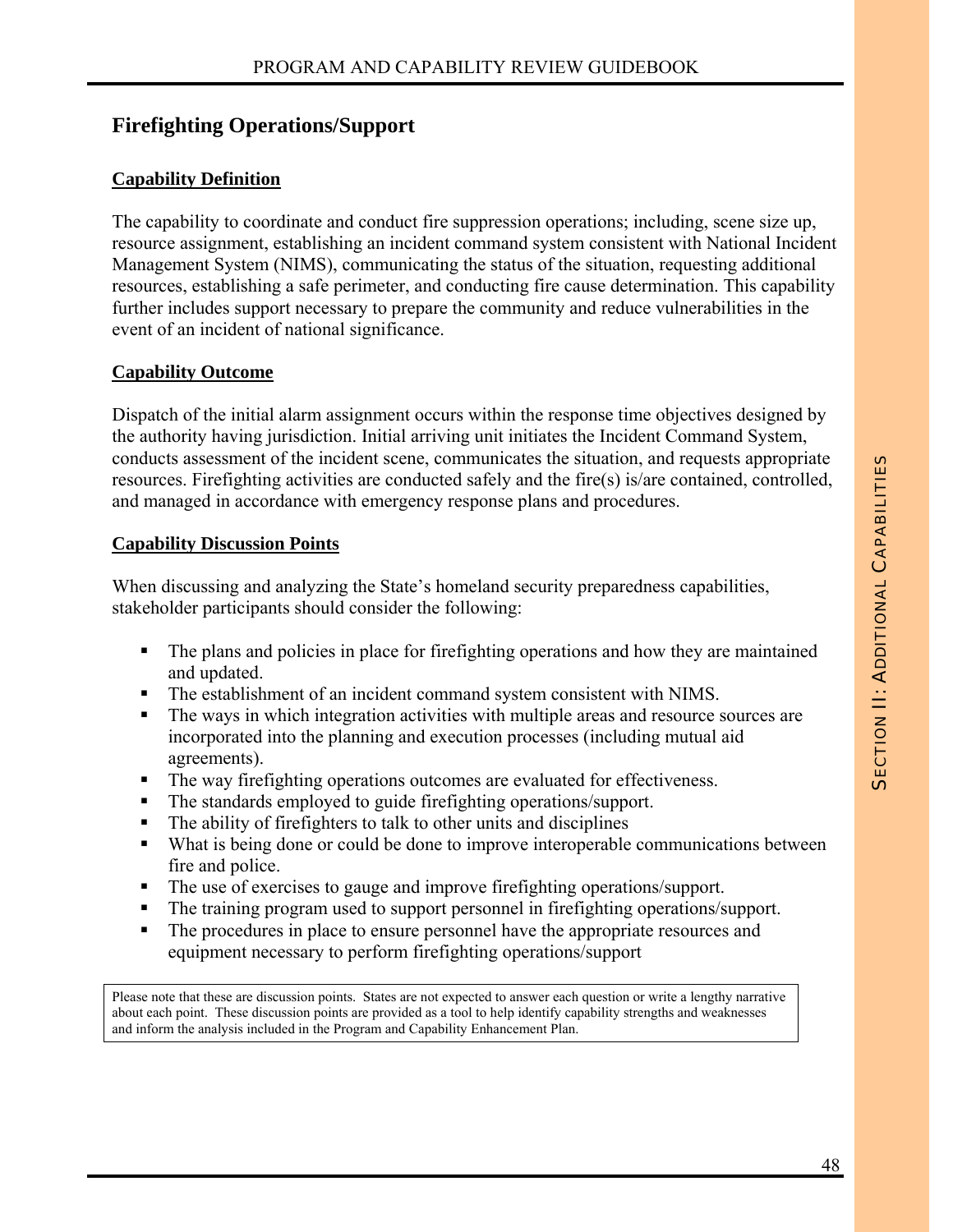## Firefighting Operations/Support

**Capability Definition**

The capability to coordinate and conduct fire suppression operations; including, scene size up, resource assignment, establishing an incident command system consistent with National Incident Management System (NIMS), communicating the status of the situation, requesting additional resources, establishing a safe perimeter, and conducting fire cause determination. This capability further includes support necessary to prepare the community and reduce vulnerabilities in the event of an incident of national significance.

**Capability Outcome**

Dispatch of the initial alarm assignment occurs within the response time objectives designed by the authority having jurisdiction. Initial arriving unit initiates the Incident Command System, conducts assessment of the incident scene, communicates the situation, and requests appropriate resources. Firefighting activities are conducted safely and the fire(s) is/are contained, controlled, and managed in accordance with emergency response plans and procedures.

**Capability Discussion Points**

When discussing and analyzing the State's homeland security preparedness capabilities, stakeholder participants should consider the following:

- The plans and policies in place for firefighting operations and how they are maintained and updated.
- The establishment of an incident command system consistent with NIMS.
- The ways in which integration activities with multiple areas and resource sources are incorporated into the planning and execution processes (including mutual aid agreements).
- The way firefighting operations outcomes are evaluated for effectiveness.
- The standards employed to guide firefighting operations/support.
- The ability of firefighters to talk to other units and disciplines
- What is being done or could be done to improve interoperable communications between fire and police.
- The use of exercises to gauge and improve firefighting operations/support.
- The training program used to support personnel in firefighting operations/support.
- The procedures in place to ensure personnel have the appropriate resources and equipment necessary to perform firefighting operations/support

Please note that these are discussion points. States are not expected to answer each question or write a lengthy narrative about each point. These discussion points are provided as a tool to help identify capability strengths and weaknesses and inform the analysis included in the Program and Capability Enhancement Plan.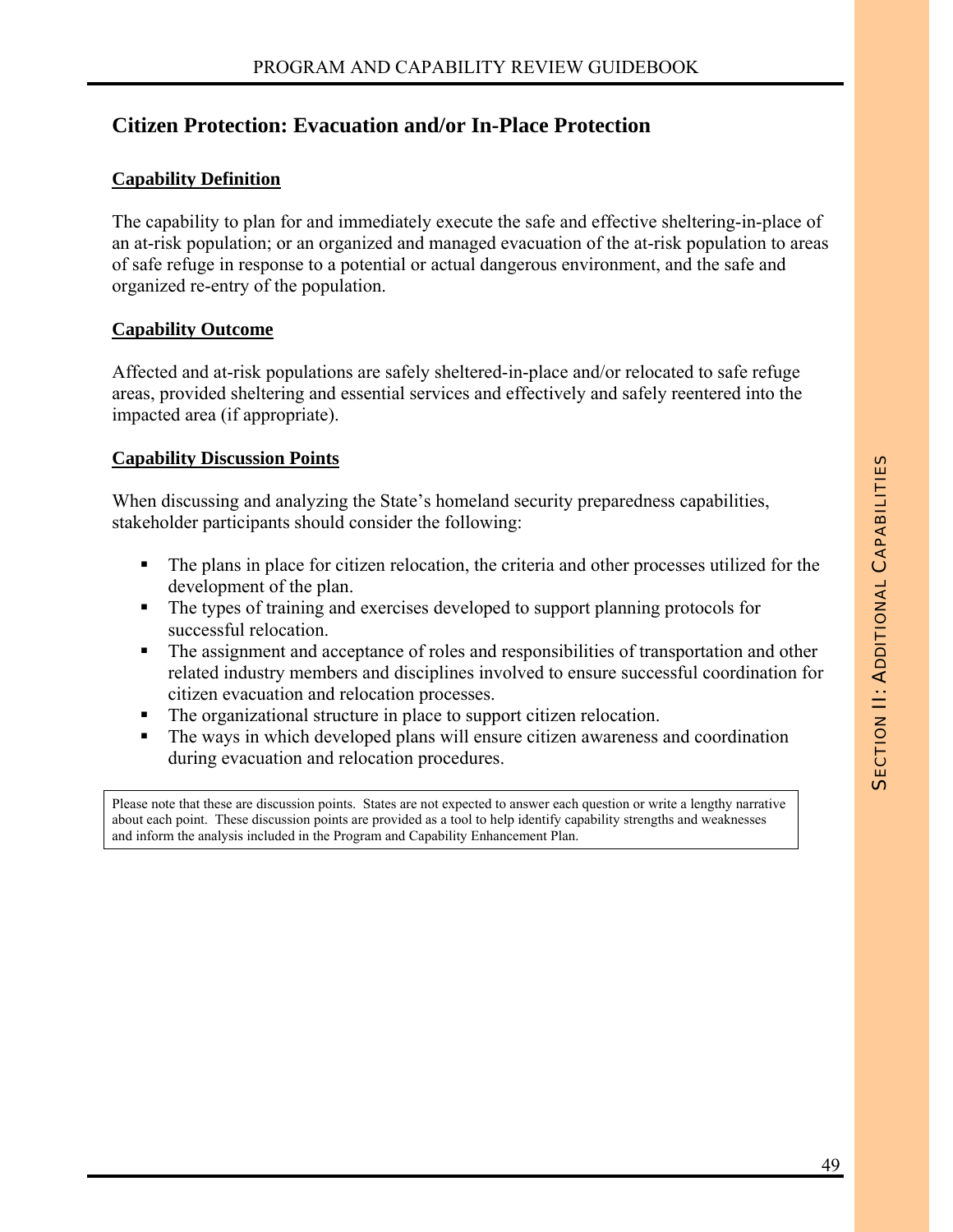## Citizen Protection: Evacuation and/or In-Place Protection

### Capability Definition

The capability to plan for and immediately execute the safe and effective sheltering-in-place of an at-risk population; or an organized and managed evacuation of the at-risk population to areas of safe refuge in response to a potential or actual dangerous environment, and the safe and organized re-entry of the population.

### Capability Outcome

Affected and at-risk populations are safely sheltered-in-place and/or relocated to safe refuge areas, provided sheltering and essential services and effectively and safely reentered into the impacted area (if appropriate).

### Capability Discussion Points

When discussing and analyzing the State's homeland security preparedness capabilities, stakeholder participants should consider the following:

- The plans in place for citizen relocation, the criteria and other processes utilized for the development of the plan.
- The types of training and exercises developed to support planning protocols for successful relocation.
- The assignment and acceptance of roles and responsibilities of transportation and other related industry members and disciplines involved to ensure successful coordination for citizen evacuation and relocation processes.
- The organizational structure in place to support citizen relocation.
- The ways in which developed plans will ensure citizen awareness and coordination during evacuation and relocation procedures.

Please note that these are discussion points. States are not expected to answer each question or write a lengthy narrative about each point. These discussion points are provided as a tool to help identify capability strengths and weaknesses and inform the analysis included in the Program and Capability Enhancement Plan.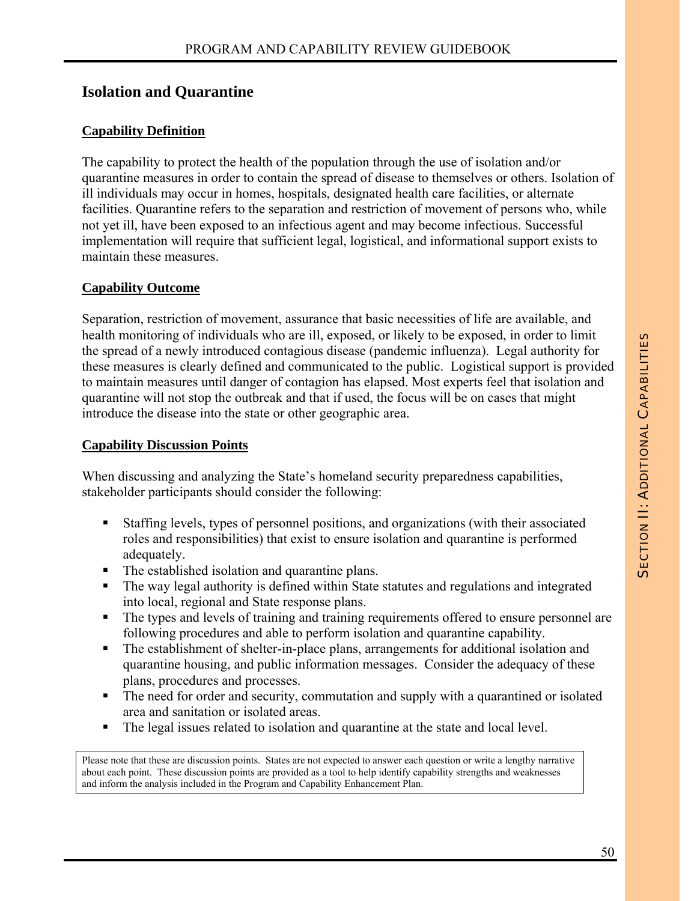## Isolation and Quarantine

### Capability Definition

The capability to protect the health of the population through the use of isolation and/or quarantine measures in order to contain the spread of disease to themselves or others. Isolation of ill individuals may occur in homes, hospitals, designated health care facilities, or alternate facilities. Quarantine refers to the separation and restriction of movement of persons who, while not yet ill, have been exposed to an infectious agent and may become infectious. Successful implementation will require that sufficient legal, logistical, and informational support exists to maintain these measures.

### Capability Outcome

Separation, restriction of movement, assurance that basic necessities of life are available, and health monitoring of individuals who are ill, exposed, or likely to be exposed, in order to limit the spread of a newly introduced contagious disease (pandemic influenza). Legal authority for these measures is clearly defined and communicated to the public. Logistical support is provided to maintain measures until danger of contagion has elapsed. Most experts feel that isolation and quarantine will not stop the outbreak and that if used, the focus will be on cases that might introduce the disease into the state or other geographic area.

### Capability Discussion Points

When discussing and analyzing the State's homeland security preparedness capabilities, stakeholder participants should consider the following:

- Staffing levels, types of personnel positions, and organizations (with their associated roles and responsibilities) that exist to ensure isolation and quarantine is performed adequately.
- The established isolation and quarantine plans.
- The way legal authority is defined within State statutes and regulations and integrated into local, regional and State response plans.
- The types and levels of training and training requirements offered to ensure personnel are following procedures and able to perform isolation and quarantine capability.
- The establishment of shelter-in-place plans, arrangements for additional isolation and quarantine housing, and public information messages. Consider the adequacy of these plans, procedures and processes.
- The need for order and security, commutation and supply with a quarantined or isolated area and sanitation or isolated areas.
- The legal issues related to isolation and quarantine at the state and local level.

Please note that these are discussion points. States are not expected to answer each question or write a lengthy narrative about each point. These discussion points are provided as a tool to help identify capability strengths and weaknesses and inform the analysis included in the Program and Capability Enhancement Plan.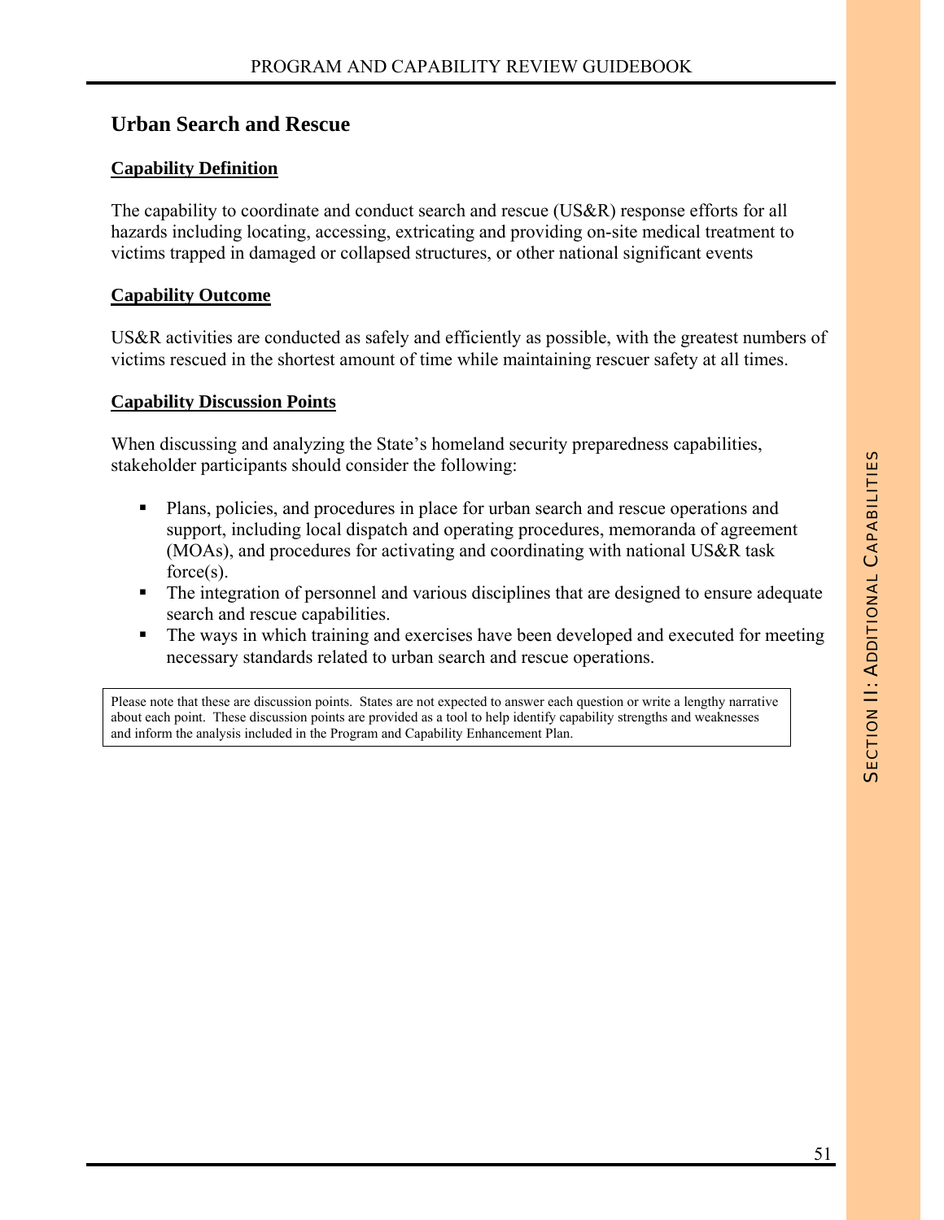## Urban Search and Rescue

### Capability Definition

The capability to coordinate and conduct search and rescue (US&R) response efforts for all hazards including locating, accessing, extricating and providing on-site medical treatment to victims trapped in damaged or collapsed structures, or other national significant events

### Capability Outcome

US&R activities are conducted as safely and efficiently as possible, with the greatest numbers of victims rescued in the shortest amount of time while maintaining rescuer safety at all times.

### Capability Discussion Points

When discussing and analyzing the State's homeland security preparedness capabilities, stakeholder participants should consider the following:

- Plans, policies, and procedures in place for urban search and rescue operations and support, including local dispatch and operating procedures, memoranda of agreement (MOAs), and procedures for activating and coordinating with national US&R task force(s).
- The integration of personnel and various disciplines that are designed to ensure adequate search and rescue capabilities.
- The ways in which training and exercises have been developed and executed for meeting necessary standards related to urban search and rescue operations.

Please note that these are discussion points. States are not expected to answer each question or write a lengthy narrative about each point. These discussion points are provided as a tool to help identify capability strengths and weaknesses and inform the analysis included in the Program and Capability Enhancement Plan.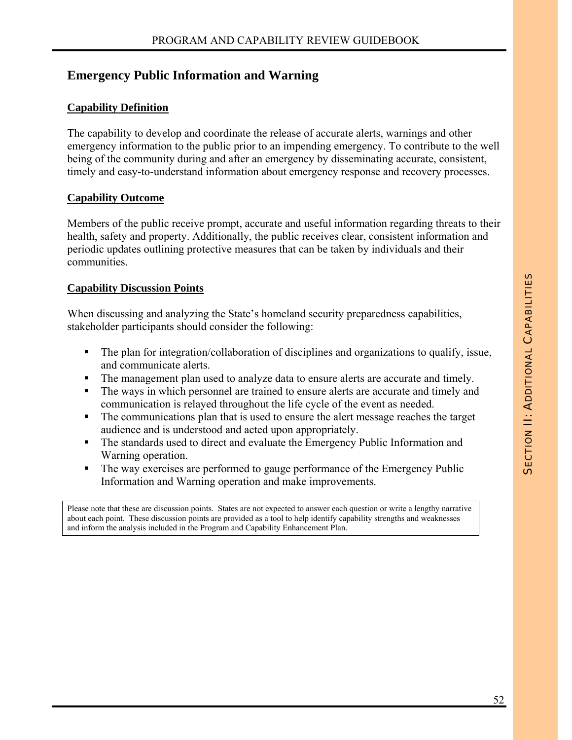## Emergency Public Information and Warning

### Capability Definition

The capability to develop and coordinate the release of accurate alerts, warnings and other emergency information to the public prior to an impending emergency. To contribute to the well being of the community during and after an emergency by disseminating accurate, consistent, timely and easy-to-understand information about emergency response and recovery processes.

### Capability Outcome

Members of the public receive prompt, accurate and useful information regarding threats to their health, safety and property. Additionally, the public receives clear, consistent information and periodic updates outlining protective measures that can be taken by individuals and their communities.

### Capability Discussion Points

When discussing and analyzing the State's homeland security preparedness capabilities, stakeholder participants should consider the following:

- The plan for integration/collaboration of disciplines and organizations to qualify, issue, and communicate alerts.
- The management plan used to analyze data to ensure alerts are accurate and timely.
- The ways in which personnel are trained to ensure alerts are accurate and timely and communication is relayed throughout the life cycle of the event as needed.
- The communications plan that is used to ensure the alert message reaches the target audience and is understood and acted upon appropriately.
- The standards used to direct and evaluate the Emergency Public Information and Warning operation.
- The way exercises are performed to gauge performance of the Emergency Public Information and Warning operation and make improvements.

Please note that these are discussion points. States are not expected to answer each question or write a lengthy narrative about each point. These discussion points are provided as a tool to help identify capability strengths and weaknesses and inform the analysis included in the Program and Capability Enhancement Plan.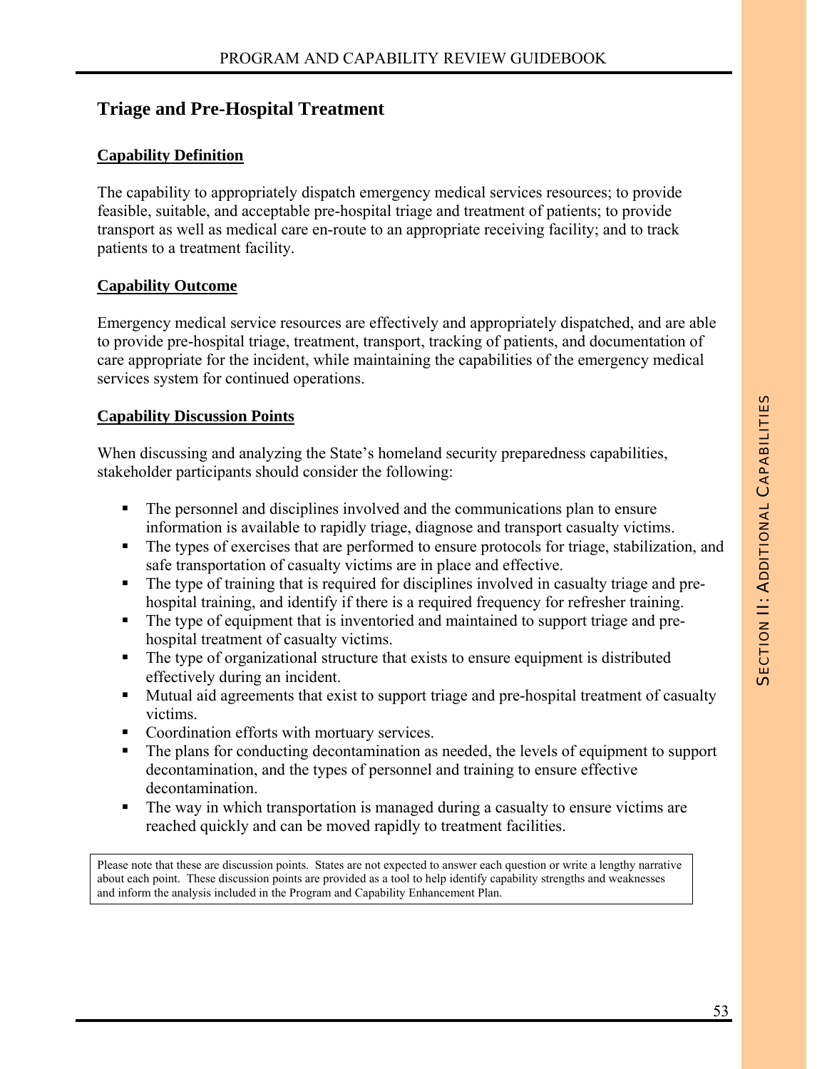## Triage and Pre-Hospital Treatment

### Capability Definition

The capability to appropriately dispatch emergency medical services resources; to provide feasible, suitable, and acceptable pre-hospital triage and treatment of patients; to provide transport as well as medical care en-route to an appropriate receiving facility; and to track patients to a treatment facility.

### Capability Outcome

Emergency medical service resources are effectively and appropriately dispatched, and are able to provide pre-hospital triage, treatment, transport, tracking of patients, and documentation of care appropriate for the incident, while maintaining the capabilities of the emergency medical services system for continued operations.

### Capability Discussion Points

When discussing and analyzing the State's homeland security preparedness capabilities, stakeholder participants should consider the following:

- The personnel and disciplines involved and the communications plan to ensure information is available to rapidly triage, diagnose and transport casualty victims.
- The types of exercises that are performed to ensure protocols for triage, stabilization, and safe transportation of casualty victims are in place and effective.
- The type of training that is required for disciplines involved in casualty triage and pre-hospital training, and identify if there is a required frequency for refresher training.
- The type of equipment that is inventoried and maintained to support triage and pre-hospital treatment of casualty victims.
- The type of organizational structure that exists to ensure equipment is distributed effectively during an incident.
- Mutual aid agreements that exist to support triage and pre-hospital treatment of casualty victims.
- Coordination efforts with mortuary services.
- The plans for conducting decontamination as needed, the levels of equipment to support decontamination, and the types of personnel and training to ensure effective decontamination.
- The way in which transportation is managed during a casualty to ensure victims are reached quickly and can be moved rapidly to treatment facilities.

Please note that these are discussion points. States are not expected to answer each question or write a lengthy narrative about each point. These discussion points are provided as a tool to help identify capability strengths and weaknesses and inform the analysis included in the Program and Capability Enhancement Plan.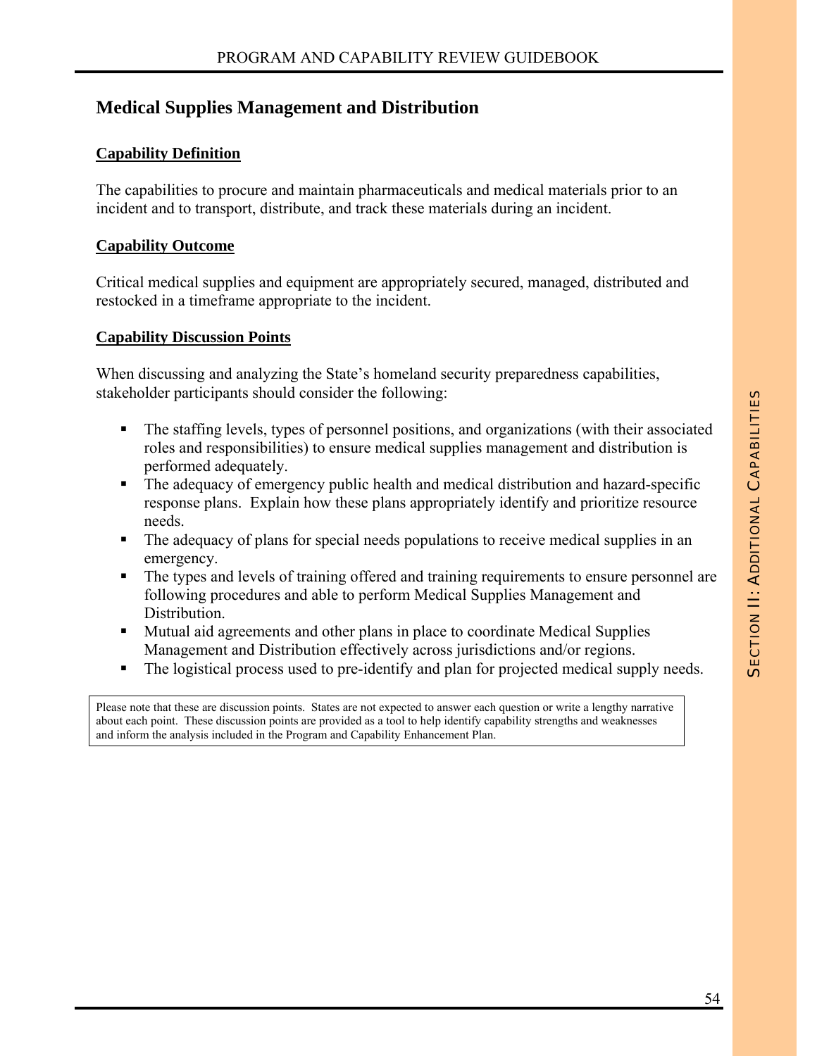## Medical Supplies Management and Distribution

**Capability Definition**

The capabilities to procure and maintain pharmaceuticals and medical materials prior to an incident and to transport, distribute, and track these materials during an incident.

**Capability Outcome**

Critical medical supplies and equipment are appropriately secured, managed, distributed and restocked in a timeframe appropriate to the incident.

**Capability Discussion Points**

When discussing and analyzing the State's homeland security preparedness capabilities, stakeholder participants should consider the following:

- The staffing levels, types of personnel positions, and organizations (with their associated roles and responsibilities) to ensure medical supplies management and distribution is performed adequately.
- The adequacy of emergency public health and medical distribution and hazard-specific response plans. Explain how these plans appropriately identify and prioritize resource needs.
- The adequacy of plans for special needs populations to receive medical supplies in an emergency.
- The types and levels of training offered and training requirements to ensure personnel are following procedures and able to perform Medical Supplies Management and Distribution.
- Mutual aid agreements and other plans in place to coordinate Medical Supplies Management and Distribution effectively across jurisdictions and/or regions.
- The logistical process used to pre-identify and plan for projected medical supply needs.

Please note that these are discussion points. States are not expected to answer each question or write a lengthy narrative about each point. These discussion points are provided as a tool to help identify capability strengths and weaknesses and inform the analysis included in the Program and Capability Enhancement Plan.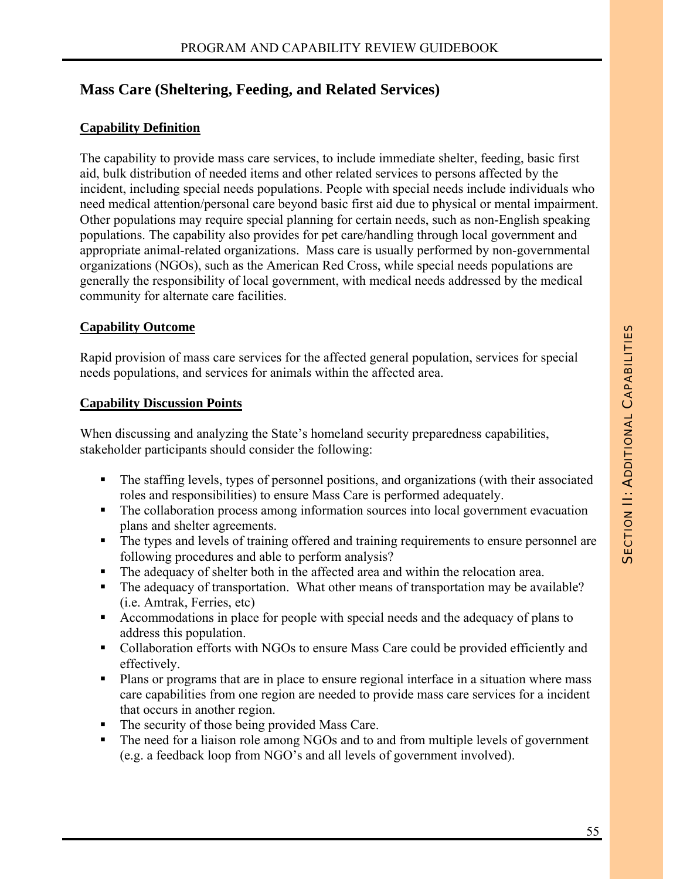## Mass Care (Sheltering, Feeding, and Related Services)

### Capability Definition

The capability to provide mass care services, to include immediate shelter, feeding, basic first aid, bulk distribution of needed items and other related services to persons affected by the incident, including special needs populations. People with special needs include individuals who need medical attention/personal care beyond basic first aid due to physical or mental impairment. Other populations may require special planning for certain needs, such as non-English speaking populations. The capability also provides for pet care/handling through local government and appropriate animal-related organizations. Mass care is usually performed by non-governmental organizations (NGOs), such as the American Red Cross, while special needs populations are generally the responsibility of local government, with medical needs addressed by the medical community for alternate care facilities.

### Capability Outcome

Rapid provision of mass care services for the affected general population, services for special needs populations, and services for animals within the affected area.

### Capability Discussion Points

When discussing and analyzing the State's homeland security preparedness capabilities, stakeholder participants should consider the following:

- The staffing levels, types of personnel positions, and organizations (with their associated roles and responsibilities) to ensure Mass Care is performed adequately.
- The collaboration process among information sources into local government evacuation plans and shelter agreements.
- The types and levels of training offered and training requirements to ensure personnel are following procedures and able to perform analysis?
- The adequacy of shelter both in the affected area and within the relocation area.
- The adequacy of transportation. What other means of transportation may be available? (i.e. Amtrak, Ferries, etc)
- Accommodations in place for people with special needs and the adequacy of plans to address this population.
- Collaboration efforts with NGOs to ensure Mass Care could be provided efficiently and effectively.
- Plans or programs that are in place to ensure regional interface in a situation where mass care capabilities from one region are needed to provide mass care services for a incident that occurs in another region.
- The security of those being provided Mass Care.
- The need for a liaison role among NGOs and to and from multiple levels of government (e.g. a feedback loop from NGO's and all levels of government involved).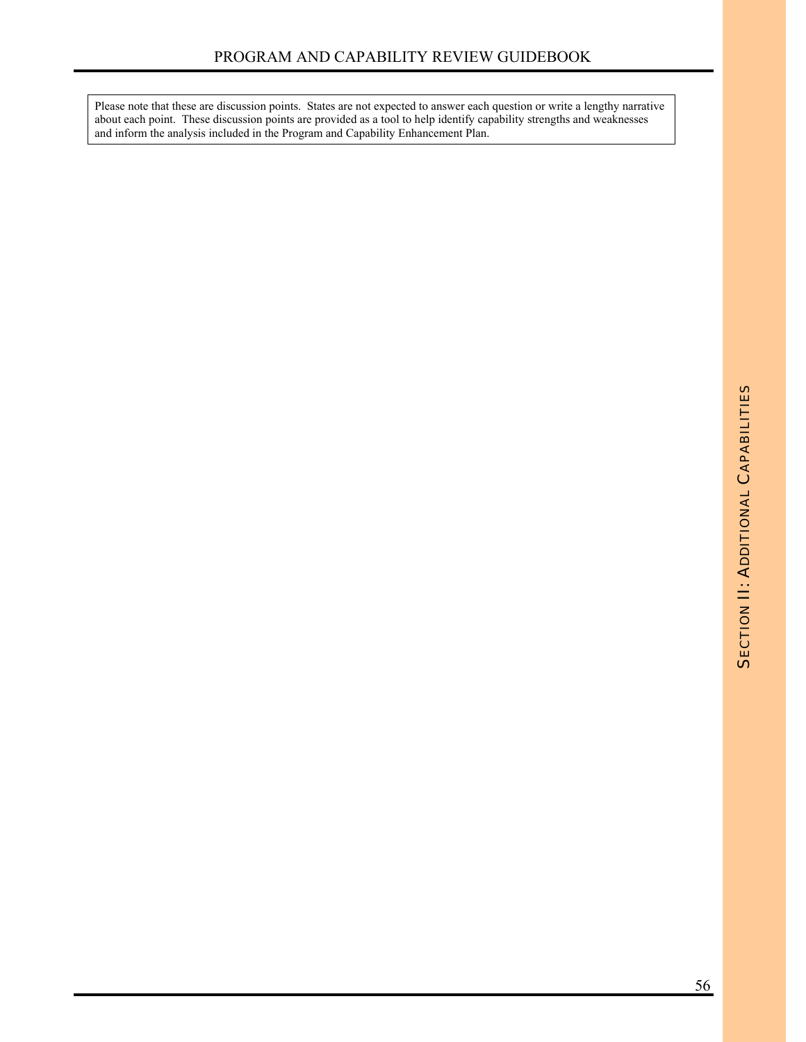Please note that these are discussion points. States are not expected to answer each question or write a lengthy narrative about each point. These discussion points are provided as a tool to help identify capability strengths and weaknesses and inform the analysis included in the Program and Capability Enhancement Plan.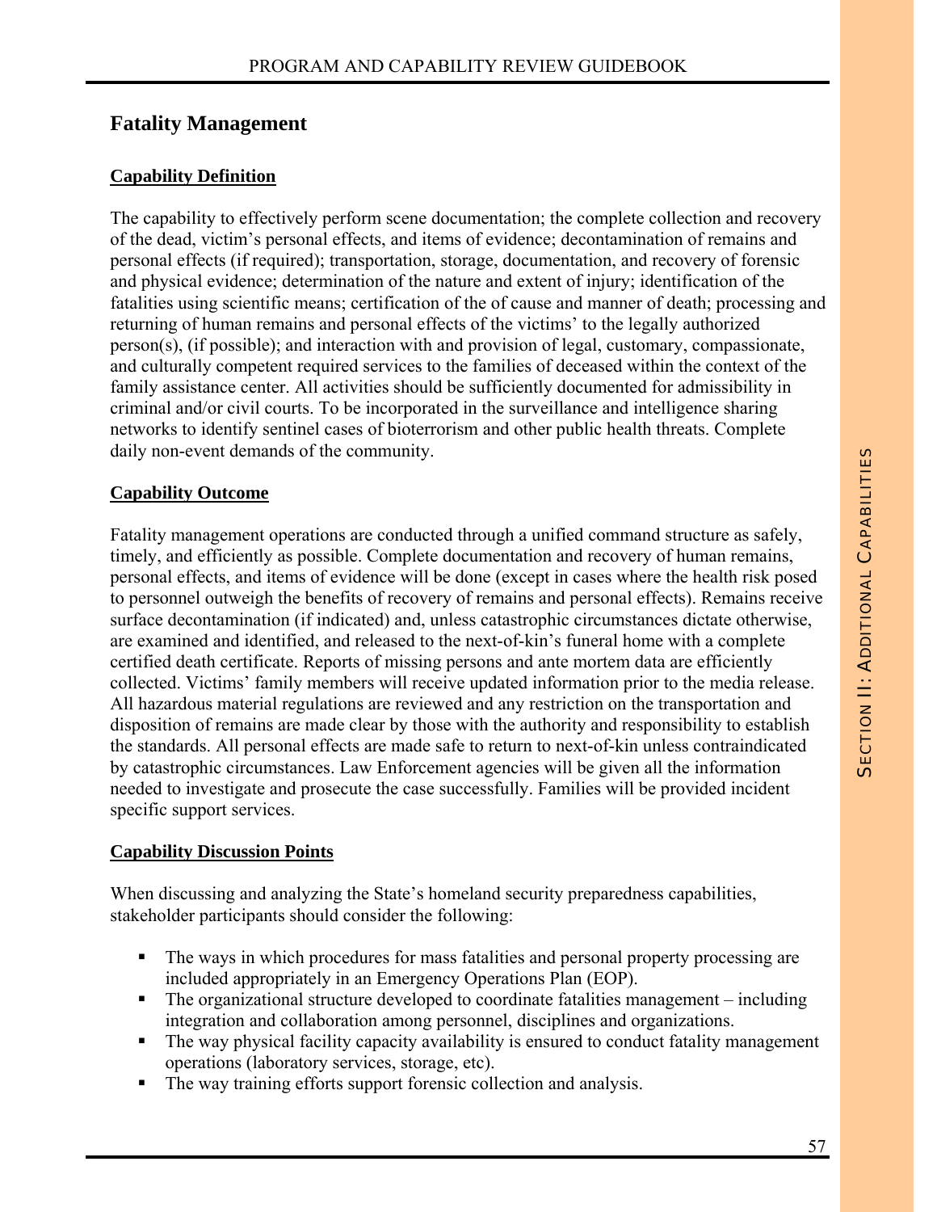## Fatality Management

**Capability Definition**

The capability to effectively perform scene documentation; the complete collection and recovery of the dead, victim's personal effects, and items of evidence; decontamination of remains and personal effects (if required); transportation, storage, documentation, and recovery of forensic and physical evidence; determination of the nature and extent of injury; identification of the fatalities using scientific means; certification of the of cause and manner of death; processing and returning of human remains and personal effects of the victims' to the legally authorized person(s), (if possible); and interaction with and provision of legal, customary, compassionate, and culturally competent required services to the families of deceased within the context of the family assistance center. All activities should be sufficiently documented for admissibility in criminal and/or civil courts. To be incorporated in the surveillance and intelligence sharing networks to identify sentinel cases of bioterrorism and other public health threats. Complete daily non-event demands of the community.

**Capability Outcome**

Fatality management operations are conducted through a unified command structure as safely, timely, and efficiently as possible. Complete documentation and recovery of human remains, personal effects, and items of evidence will be done (except in cases where the health risk posed to personnel outweigh the benefits of recovery of remains and personal effects). Remains receive surface decontamination (if indicated) and, unless catastrophic circumstances dictate otherwise, are examined and identified, and released to the next-of-kin's funeral home with a complete certified death certificate. Reports of missing persons and ante mortem data are efficiently collected. Victims' family members will receive updated information prior to the media release. All hazardous material regulations are reviewed and any restriction on the transportation and disposition of remains are made clear by those with the authority and responsibility to establish the standards. All personal effects are made safe to return to next-of-kin unless contraindicated by catastrophic circumstances. Law Enforcement agencies will be given all the information needed to investigate and prosecute the case successfully. Families will be provided incident specific support services.

**Capability Discussion Points**

When discussing and analyzing the State's homeland security preparedness capabilities, stakeholder participants should consider the following:

- The ways in which procedures for mass fatalities and personal property processing are included appropriately in an Emergency Operations Plan (EOP).
- The organizational structure developed to coordinate fatalities management – including integration and collaboration among personnel, disciplines and organizations.
- The way physical facility capacity availability is ensured to conduct fatality management operations (laboratory services, storage, etc).
- The way training efforts support forensic collection and analysis.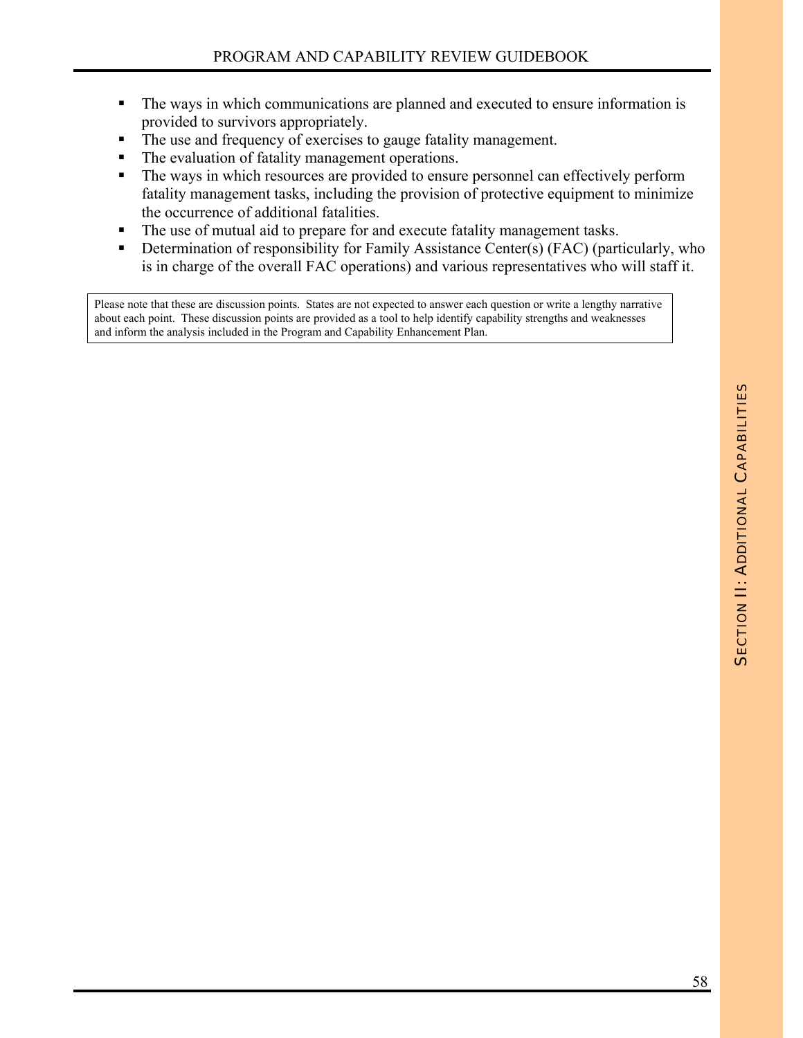- The ways in which communications are planned and executed to ensure information is provided to survivors appropriately.
- The use and frequency of exercises to gauge fatality management.
- The evaluation of fatality management operations.
- The ways in which resources are provided to ensure personnel can effectively perform fatality management tasks, including the provision of protective equipment to minimize the occurrence of additional fatalities.
- The use of mutual aid to prepare for and execute fatality management tasks.
- Determination of responsibility for Family Assistance Center(s) (FAC) (particularly, who is in charge of the overall FAC operations) and various representatives who will staff it.

> Please note that these are discussion points. States are not expected to answer each question or write a lengthy narrative about each point. These discussion points are provided as a tool to help identify capability strengths and weaknesses and inform the analysis included in the Program and Capability Enhancement Plan.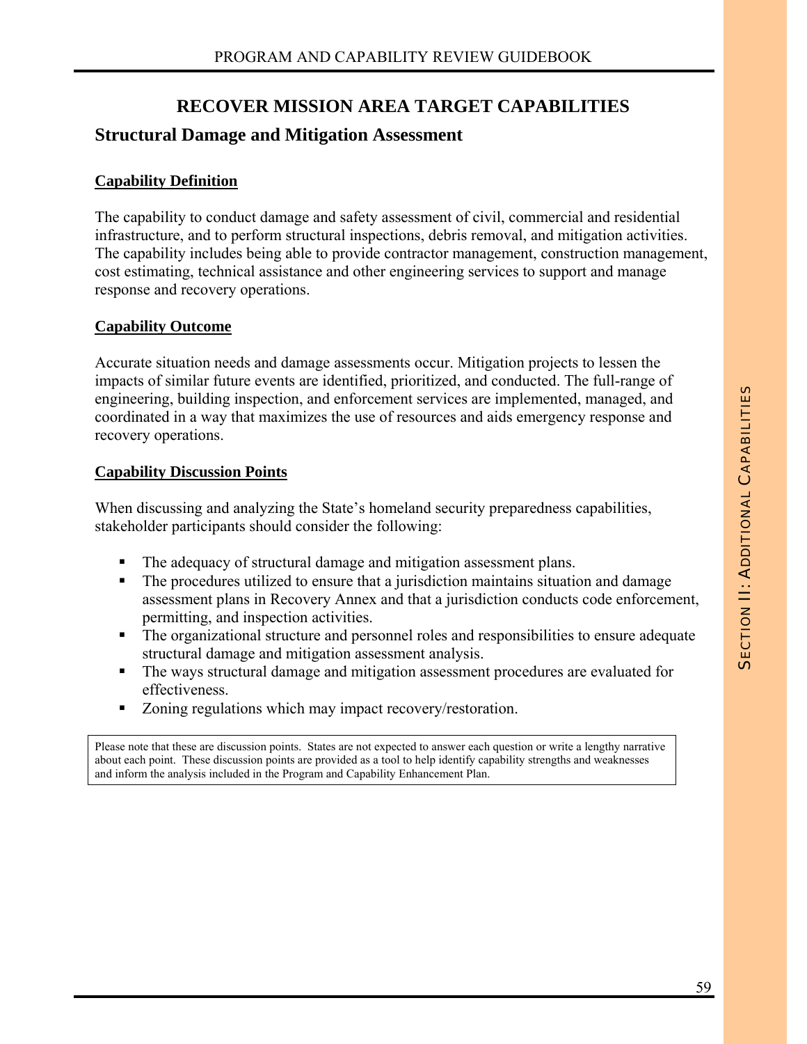# RECOVER MISSION AREA TARGET CAPABILITIES

## Structural Damage and Mitigation Assessment

**Capability Definition**

The capability to conduct damage and safety assessment of civil, commercial and residential infrastructure, and to perform structural inspections, debris removal, and mitigation activities. The capability includes being able to provide contractor management, construction management, cost estimating, technical assistance and other engineering services to support and manage response and recovery operations.

**Capability Outcome**

Accurate situation needs and damage assessments occur. Mitigation projects to lessen the impacts of similar future events are identified, prioritized, and conducted. The full-range of engineering, building inspection, and enforcement services are implemented, managed, and coordinated in a way that maximizes the use of resources and aids emergency response and recovery operations.

**Capability Discussion Points**

When discussing and analyzing the State's homeland security preparedness capabilities, stakeholder participants should consider the following:

- The adequacy of structural damage and mitigation assessment plans.
- The procedures utilized to ensure that a jurisdiction maintains situation and damage assessment plans in Recovery Annex and that a jurisdiction conducts code enforcement, permitting, and inspection activities.
- The organizational structure and personnel roles and responsibilities to ensure adequate structural damage and mitigation assessment analysis.
- The ways structural damage and mitigation assessment procedures are evaluated for effectiveness.
- Zoning regulations which may impact recovery/restoration.

Please note that these are discussion points. States are not expected to answer each question or write a lengthy narrative about each point. These discussion points are provided as a tool to help identify capability strengths and weaknesses and inform the analysis included in the Program and Capability Enhancement Plan.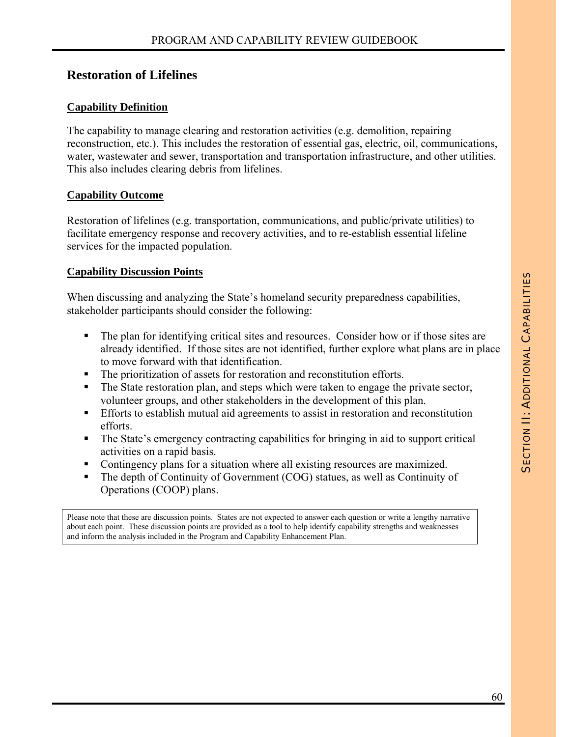## Restoration of Lifelines

### Capability Definition

The capability to manage clearing and restoration activities (e.g. demolition, repairing reconstruction, etc.). This includes the restoration of essential gas, electric, oil, communications, water, wastewater and sewer, transportation and transportation infrastructure, and other utilities. This also includes clearing debris from lifelines.

### Capability Outcome

Restoration of lifelines (e.g. transportation, communications, and public/private utilities) to facilitate emergency response and recovery activities, and to re-establish essential lifeline services for the impacted population.

### Capability Discussion Points

When discussing and analyzing the State's homeland security preparedness capabilities, stakeholder participants should consider the following:

- The plan for identifying critical sites and resources. Consider how or if those sites are already identified. If those sites are not identified, further explore what plans are in place to move forward with that identification.
- The prioritization of assets for restoration and reconstitution efforts.
- The State restoration plan, and steps which were taken to engage the private sector, volunteer groups, and other stakeholders in the development of this plan.
- Efforts to establish mutual aid agreements to assist in restoration and reconstitution efforts.
- The State's emergency contracting capabilities for bringing in aid to support critical activities on a rapid basis.
- Contingency plans for a situation where all existing resources are maximized.
- The depth of Continuity of Government (COG) statues, as well as Continuity of Operations (COOP) plans.

Please note that these are discussion points. States are not expected to answer each question or write a lengthy narrative about each point. These discussion points are provided as a tool to help identify capability strengths and weaknesses and inform the analysis included in the Program and Capability Enhancement Plan.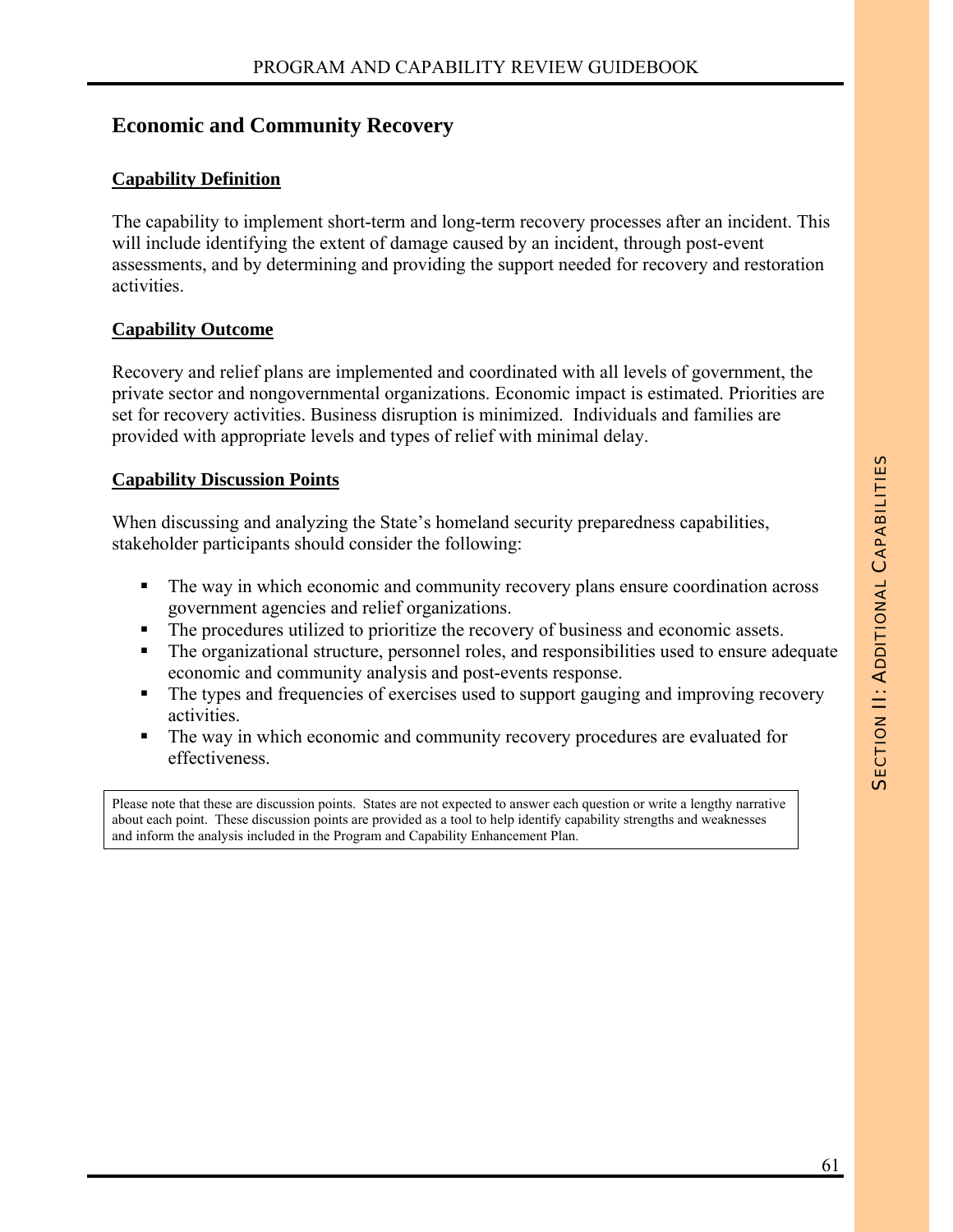## Economic and Community Recovery

### Capability Definition

The capability to implement short-term and long-term recovery processes after an incident. This will include identifying the extent of damage caused by an incident, through post-event assessments, and by determining and providing the support needed for recovery and restoration activities.

### Capability Outcome

Recovery and relief plans are implemented and coordinated with all levels of government, the private sector and nongovernmental organizations. Economic impact is estimated. Priorities are set for recovery activities. Business disruption is minimized. Individuals and families are provided with appropriate levels and types of relief with minimal delay.

### Capability Discussion Points

When discussing and analyzing the State's homeland security preparedness capabilities, stakeholder participants should consider the following:

- The way in which economic and community recovery plans ensure coordination across government agencies and relief organizations.
- The procedures utilized to prioritize the recovery of business and economic assets.
- The organizational structure, personnel roles, and responsibilities used to ensure adequate economic and community analysis and post-events response.
- The types and frequencies of exercises used to support gauging and improving recovery activities.
- The way in which economic and community recovery procedures are evaluated for effectiveness.

Please note that these are discussion points. States are not expected to answer each question or write a lengthy narrative about each point. These discussion points are provided as a tool to help identify capability strengths and weaknesses and inform the analysis included in the Program and Capability Enhancement Plan.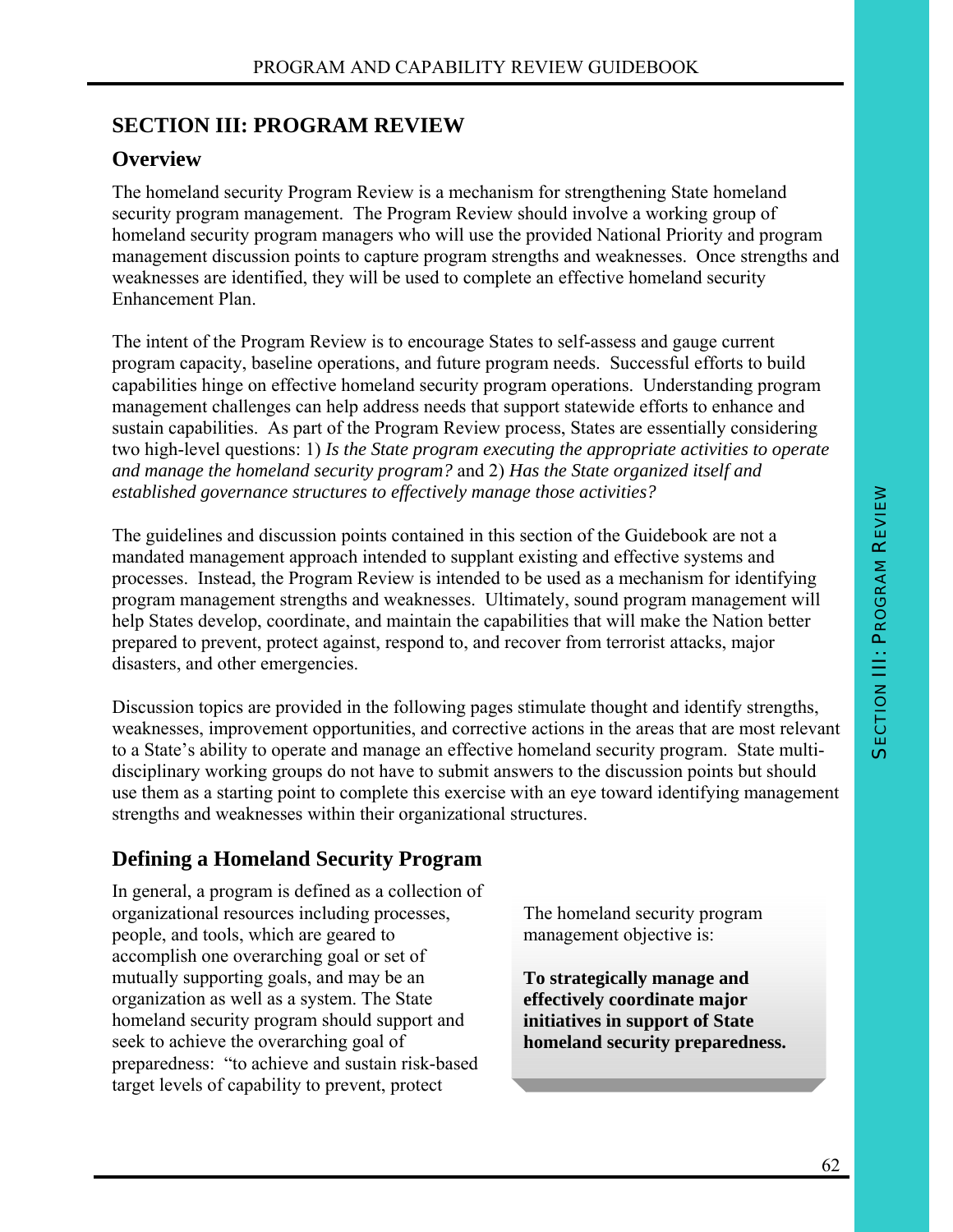## SECTION III: PROGRAM REVIEW

### Overview

The homeland security Program Review is a mechanism for strengthening State homeland security program management. The Program Review should involve a working group of homeland security program managers who will use the provided National Priority and program management discussion points to capture program strengths and weaknesses. Once strengths and weaknesses are identified, they will be used to complete an effective homeland security Enhancement Plan.

The intent of the Program Review is to encourage States to self-assess and gauge current program capacity, baseline operations, and future program needs. Successful efforts to build capabilities hinge on effective homeland security program operations. Understanding program management challenges can help address needs that support statewide efforts to enhance and sustain capabilities. As part of the Program Review process, States are essentially considering two high-level questions: 1) *Is the State program executing the appropriate activities to operate and manage the homeland security program?* and 2) *Has the State organized itself and established governance structures to effectively manage those activities?*

The guidelines and discussion points contained in this section of the Guidebook are not a mandated management approach intended to supplant existing and effective systems and processes. Instead, the Program Review is intended to be used as a mechanism for identifying program management strengths and weaknesses. Ultimately, sound program management will help States develop, coordinate, and maintain the capabilities that will make the Nation better prepared to prevent, protect against, respond to, and recover from terrorist attacks, major disasters, and other emergencies.

Discussion topics are provided in the following pages stimulate thought and identify strengths, weaknesses, improvement opportunities, and corrective actions in the areas that are most relevant to a State's ability to operate and manage an effective homeland security program. State multi-disciplinary working groups do not have to submit answers to the discussion points but should use them as a starting point to complete this exercise with an eye toward identifying management strengths and weaknesses within their organizational structures.

### Defining a Homeland Security Program

The homeland security program management objective is:

**To strategically manage and effectively coordinate major initiatives in support of State homeland security preparedness.**

In general, a program is defined as a collection of organizational resources including processes, people, and tools, which are geared to accomplish one overarching goal or set of mutually supporting goals, and may be an organization as well as a system. The State homeland security program should support and seek to achieve the overarching goal of preparedness: "to achieve and sustain risk-based target levels of capability to prevent, protect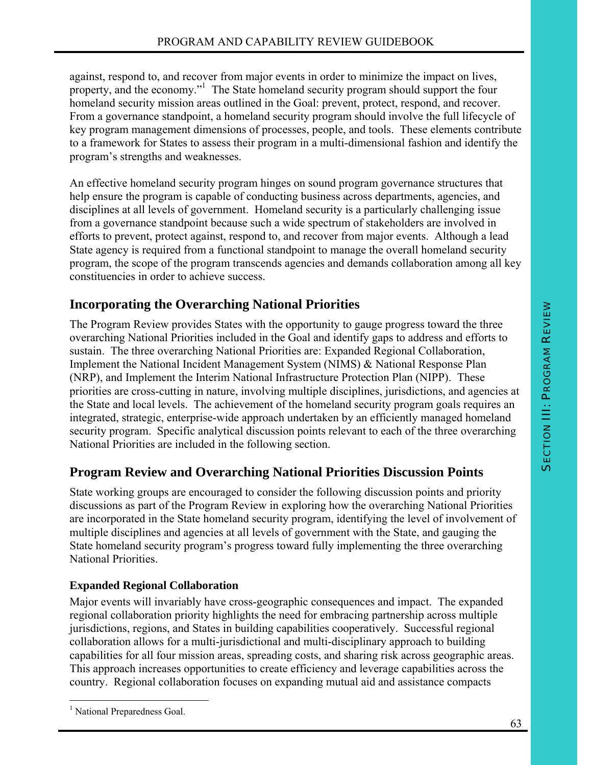against, respond to, and recover from major events in order to minimize the impact on lives, property, and the economy."[1] The State homeland security program should support the four homeland security mission areas outlined in the Goal: prevent, protect, respond, and recover. From a governance standpoint, a homeland security program should involve the full lifecycle of key program management dimensions of processes, people, and tools. These elements contribute to a framework for States to assess their program in a multi-dimensional fashion and identify the program's strengths and weaknesses.

An effective homeland security program hinges on sound program governance structures that help ensure the program is capable of conducting business across departments, agencies, and disciplines at all levels of government. Homeland security is a particularly challenging issue from a governance standpoint because such a wide spectrum of stakeholders are involved in efforts to prevent, protect against, respond to, and recover from major events. Although a lead State agency is required from a functional standpoint to manage the overall homeland security program, the scope of the program transcends agencies and demands collaboration among all key constituencies in order to achieve success.

## Incorporating the Overarching National Priorities

The Program Review provides States with the opportunity to gauge progress toward the three overarching National Priorities included in the Goal and identify gaps to address and efforts to sustain. The three overarching National Priorities are: Expanded Regional Collaboration, Implement the National Incident Management System (NIMS) & National Response Plan (NRP), and Implement the Interim National Infrastructure Protection Plan (NIPP). These priorities are cross-cutting in nature, involving multiple disciplines, jurisdictions, and agencies at the State and local levels. The achievement of the homeland security program goals requires an integrated, strategic, enterprise-wide approach undertaken by an efficiently managed homeland security program. Specific analytical discussion points relevant to each of the three overarching National Priorities are included in the following section.

## Program Review and Overarching National Priorities Discussion Points

State working groups are encouraged to consider the following discussion points and priority discussions as part of the Program Review in exploring how the overarching National Priorities are incorporated in the State homeland security program, identifying the level of involvement of multiple disciplines and agencies at all levels of government with the State, and gauging the State homeland security program's progress toward fully implementing the three overarching National Priorities.

### Expanded Regional Collaboration

Major events will invariably have cross-geographic consequences and impact. The expanded regional collaboration priority highlights the need for embracing partnership across multiple jurisdictions, regions, and States in building capabilities cooperatively. Successful regional collaboration allows for a multi-jurisdictional and multi-disciplinary approach to building capabilities for all four mission areas, spreading costs, and sharing risk across geographic areas. This approach increases opportunities to create efficiency and leverage capabilities across the country. Regional collaboration focuses on expanding mutual aid and assistance compacts

[1] National Preparedness Goal.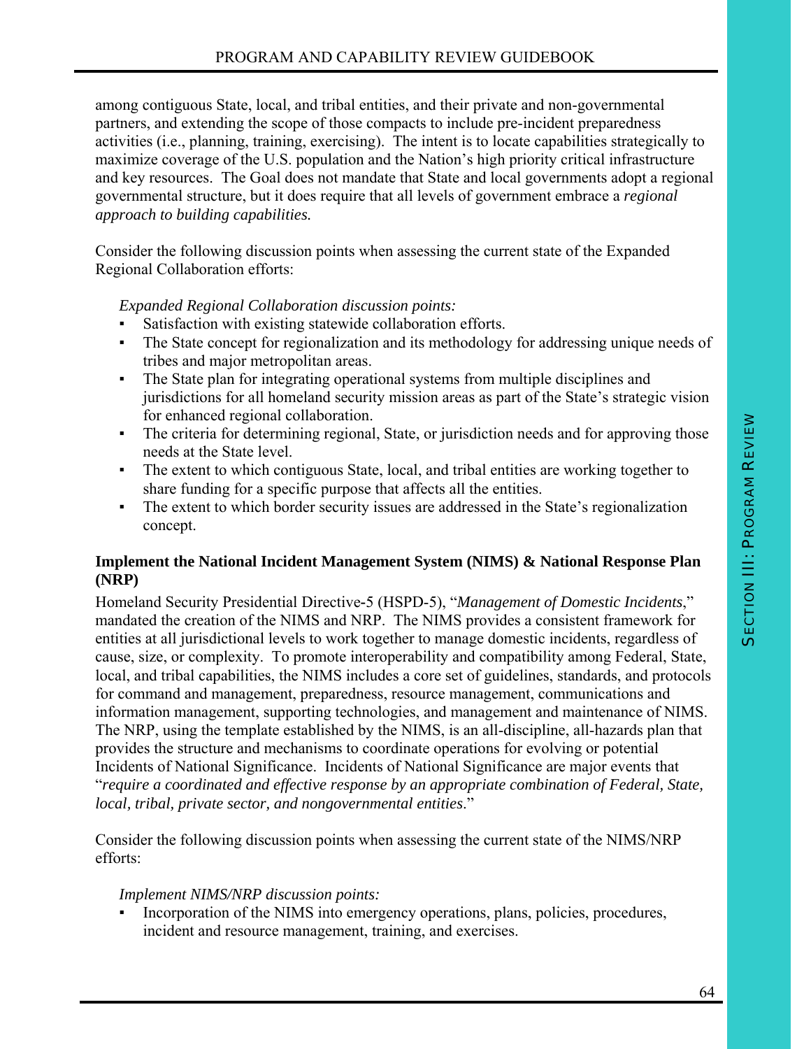among contiguous State, local, and tribal entities, and their private and non-governmental partners, and extending the scope of those compacts to include pre-incident preparedness activities (i.e., planning, training, exercising). The intent is to locate capabilities strategically to maximize coverage of the U.S. population and the Nation's high priority critical infrastructure and key resources. The Goal does not mandate that State and local governments adopt a regional governmental structure, but it does require that all levels of government embrace a *regional approach to building capabilities.*

Consider the following discussion points when assessing the current state of the Expanded Regional Collaboration efforts:

*Expanded Regional Collaboration discussion points:*

- Satisfaction with existing statewide collaboration efforts.
- The State concept for regionalization and its methodology for addressing unique needs of tribes and major metropolitan areas.
- The State plan for integrating operational systems from multiple disciplines and jurisdictions for all homeland security mission areas as part of the State's strategic vision for enhanced regional collaboration.
- The criteria for determining regional, State, or jurisdiction needs and for approving those needs at the State level.
- The extent to which contiguous State, local, and tribal entities are working together to share funding for a specific purpose that affects all the entities.
- The extent to which border security issues are addressed in the State's regionalization concept.

**Implement the National Incident Management System (NIMS) & National Response Plan (NRP)**

Homeland Security Presidential Directive-5 (HSPD-5), "*Management of Domestic Incidents*," mandated the creation of the NIMS and NRP. The NIMS provides a consistent framework for entities at all jurisdictional levels to work together to manage domestic incidents, regardless of cause, size, or complexity. To promote interoperability and compatibility among Federal, State, local, and tribal capabilities, the NIMS includes a core set of guidelines, standards, and protocols for command and management, preparedness, resource management, communications and information management, supporting technologies, and management and maintenance of NIMS. The NRP, using the template established by the NIMS, is an all-discipline, all-hazards plan that provides the structure and mechanisms to coordinate operations for evolving or potential Incidents of National Significance. Incidents of National Significance are major events that "*require a coordinated and effective response by an appropriate combination of Federal, State, local, tribal, private sector, and nongovernmental entities*."

Consider the following discussion points when assessing the current state of the NIMS/NRP efforts:

*Implement NIMS/NRP discussion points:*

- Incorporation of the NIMS into emergency operations, plans, policies, procedures, incident and resource management, training, and exercises.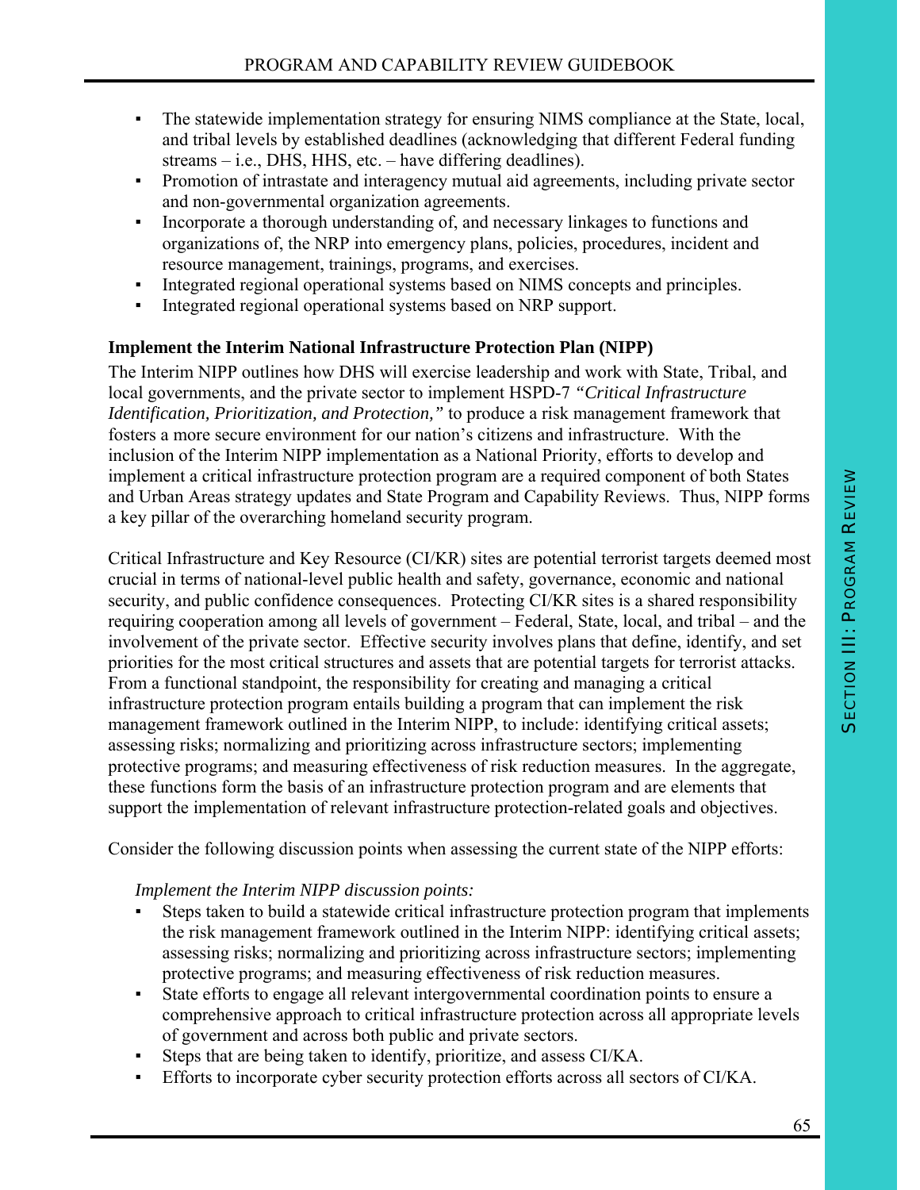- The statewide implementation strategy for ensuring NIMS compliance at the State, local, and tribal levels by established deadlines (acknowledging that different Federal funding streams – i.e., DHS, HHS, etc. – have differing deadlines).
- Promotion of intrastate and interagency mutual aid agreements, including private sector and non-governmental organization agreements.
- Incorporate a thorough understanding of, and necessary linkages to functions and organizations of, the NRP into emergency plans, policies, procedures, incident and resource management, trainings, programs, and exercises.
- Integrated regional operational systems based on NIMS concepts and principles.
- Integrated regional operational systems based on NRP support.

**Implement the Interim National Infrastructure Protection Plan (NIPP)**

The Interim NIPP outlines how DHS will exercise leadership and work with State, Tribal, and local governments, and the private sector to implement HSPD-7 *"Critical Infrastructure Identification, Prioritization, and Protection,"* to produce a risk management framework that fosters a more secure environment for our nation's citizens and infrastructure. With the inclusion of the Interim NIPP implementation as a National Priority, efforts to develop and implement a critical infrastructure protection program are a required component of both States and Urban Areas strategy updates and State Program and Capability Reviews. Thus, NIPP forms a key pillar of the overarching homeland security program.

Critical Infrastructure and Key Resource (CI/KR) sites are potential terrorist targets deemed most crucial in terms of national-level public health and safety, governance, economic and national security, and public confidence consequences. Protecting CI/KR sites is a shared responsibility requiring cooperation among all levels of government – Federal, State, local, and tribal – and the involvement of the private sector. Effective security involves plans that define, identify, and set priorities for the most critical structures and assets that are potential targets for terrorist attacks. From a functional standpoint, the responsibility for creating and managing a critical infrastructure protection program entails building a program that can implement the risk management framework outlined in the Interim NIPP, to include: identifying critical assets; assessing risks; normalizing and prioritizing across infrastructure sectors; implementing protective programs; and measuring effectiveness of risk reduction measures. In the aggregate, these functions form the basis of an infrastructure protection program and are elements that support the implementation of relevant infrastructure protection-related goals and objectives.

Consider the following discussion points when assessing the current state of the NIPP efforts:

*Implement the Interim NIPP discussion points:*

- Steps taken to build a statewide critical infrastructure protection program that implements the risk management framework outlined in the Interim NIPP: identifying critical assets; assessing risks; normalizing and prioritizing across infrastructure sectors; implementing protective programs; and measuring effectiveness of risk reduction measures.
- State efforts to engage all relevant intergovernmental coordination points to ensure a comprehensive approach to critical infrastructure protection across all appropriate levels of government and across both public and private sectors.
- Steps that are being taken to identify, prioritize, and assess CI/KA.
- Efforts to incorporate cyber security protection efforts across all sectors of CI/KA.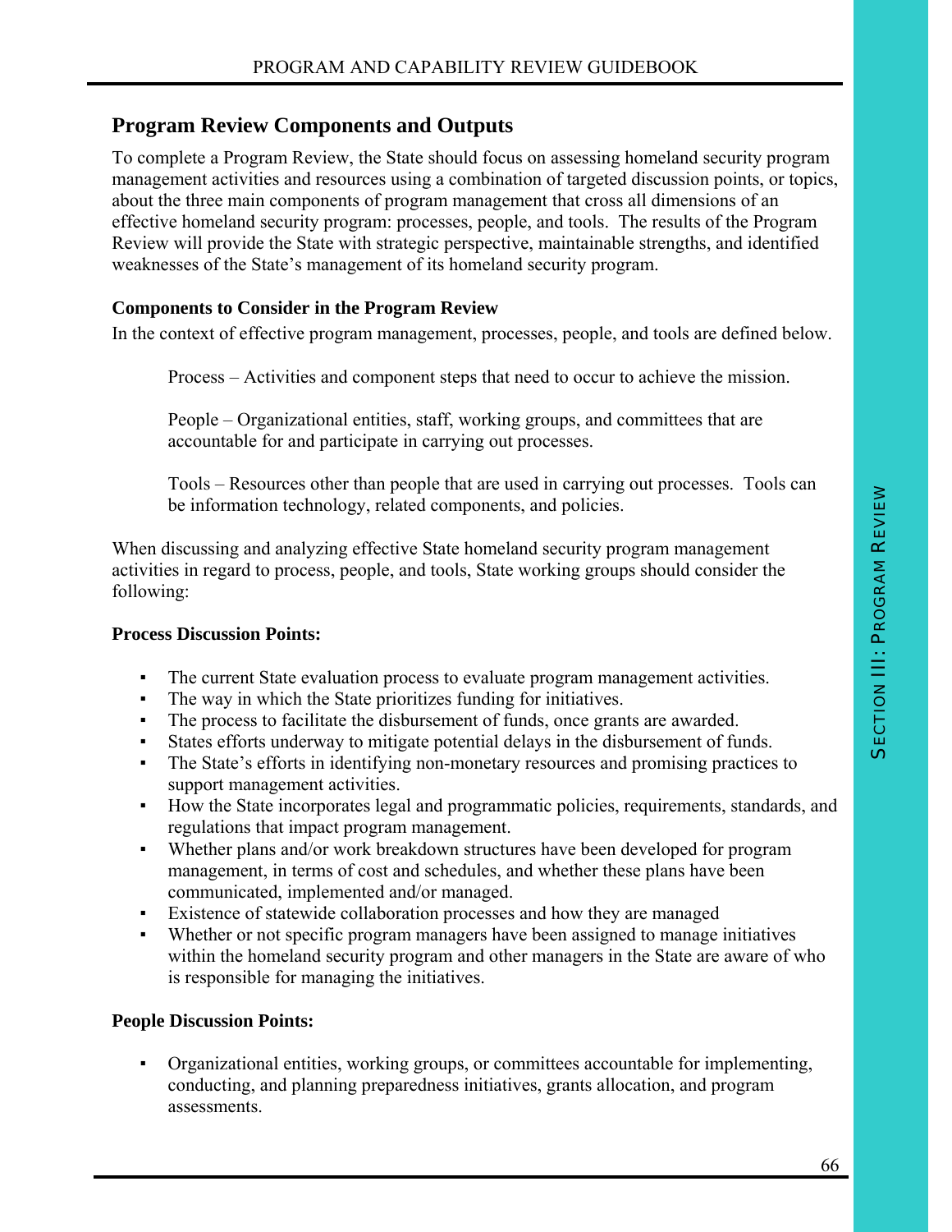## Program Review Components and Outputs

To complete a Program Review, the State should focus on assessing homeland security program management activities and resources using a combination of targeted discussion points, or topics, about the three main components of program management that cross all dimensions of an effective homeland security program: processes, people, and tools. The results of the Program Review will provide the State with strategic perspective, maintainable strengths, and identified weaknesses of the State's management of its homeland security program.

### Components to Consider in the Program Review

In the context of effective program management, processes, people, and tools are defined below.

> Process – Activities and component steps that need to occur to achieve the mission.
>
> People – Organizational entities, staff, working groups, and committees that are accountable for and participate in carrying out processes.
>
> Tools – Resources other than people that are used in carrying out processes. Tools can be information technology, related components, and policies.

When discussing and analyzing effective State homeland security program management activities in regard to process, people, and tools, State working groups should consider the following:

**Process Discussion Points:**

- The current State evaluation process to evaluate program management activities.
- The way in which the State prioritizes funding for initiatives.
- The process to facilitate the disbursement of funds, once grants are awarded.
- States efforts underway to mitigate potential delays in the disbursement of funds.
- The State's efforts in identifying non-monetary resources and promising practices to support management activities.
- How the State incorporates legal and programmatic policies, requirements, standards, and regulations that impact program management.
- Whether plans and/or work breakdown structures have been developed for program management, in terms of cost and schedules, and whether these plans have been communicated, implemented and/or managed.
- Existence of statewide collaboration processes and how they are managed
- Whether or not specific program managers have been assigned to manage initiatives within the homeland security program and other managers in the State are aware of who is responsible for managing the initiatives.

**People Discussion Points:**

- Organizational entities, working groups, or committees accountable for implementing, conducting, and planning preparedness initiatives, grants allocation, and program assessments.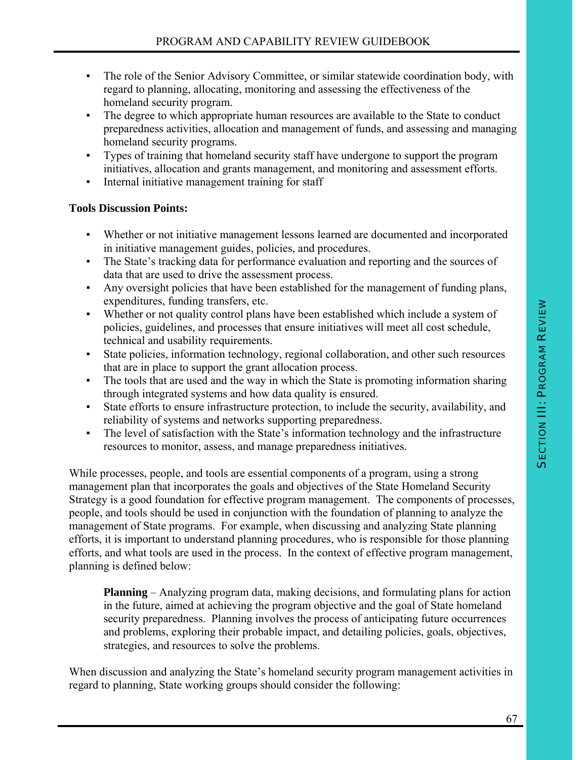- The role of the Senior Advisory Committee, or similar statewide coordination body, with regard to planning, allocating, monitoring and assessing the effectiveness of the homeland security program.
- The degree to which appropriate human resources are available to the State to conduct preparedness activities, allocation and management of funds, and assessing and managing homeland security programs.
- Types of training that homeland security staff have undergone to support the program initiatives, allocation and grants management, and monitoring and assessment efforts.
- Internal initiative management training for staff

**Tools Discussion Points:**

- Whether or not initiative management lessons learned are documented and incorporated in initiative management guides, policies, and procedures.
- The State's tracking data for performance evaluation and reporting and the sources of data that are used to drive the assessment process.
- Any oversight policies that have been established for the management of funding plans, expenditures, funding transfers, etc.
- Whether or not quality control plans have been established which include a system of policies, guidelines, and processes that ensure initiatives will meet all cost schedule, technical and usability requirements.
- State policies, information technology, regional collaboration, and other such resources that are in place to support the grant allocation process.
- The tools that are used and the way in which the State is promoting information sharing through integrated systems and how data quality is ensured.
- State efforts to ensure infrastructure protection, to include the security, availability, and reliability of systems and networks supporting preparedness.
- The level of satisfaction with the State's information technology and the infrastructure resources to monitor, assess, and manage preparedness initiatives.

While processes, people, and tools are essential components of a program, using a strong management plan that incorporates the goals and objectives of the State Homeland Security Strategy is a good foundation for effective program management. The components of processes, people, and tools should be used in conjunction with the foundation of planning to analyze the management of State programs. For example, when discussing and analyzing State planning efforts, it is important to understand planning procedures, who is responsible for those planning efforts, and what tools are used in the process. In the context of effective program management, planning is defined below:

> **Planning** – Analyzing program data, making decisions, and formulating plans for action in the future, aimed at achieving the program objective and the goal of State homeland security preparedness. Planning involves the process of anticipating future occurrences and problems, exploring their probable impact, and detailing policies, goals, objectives, strategies, and resources to solve the problems.

When discussion and analyzing the State's homeland security program management activities in regard to planning, State working groups should consider the following: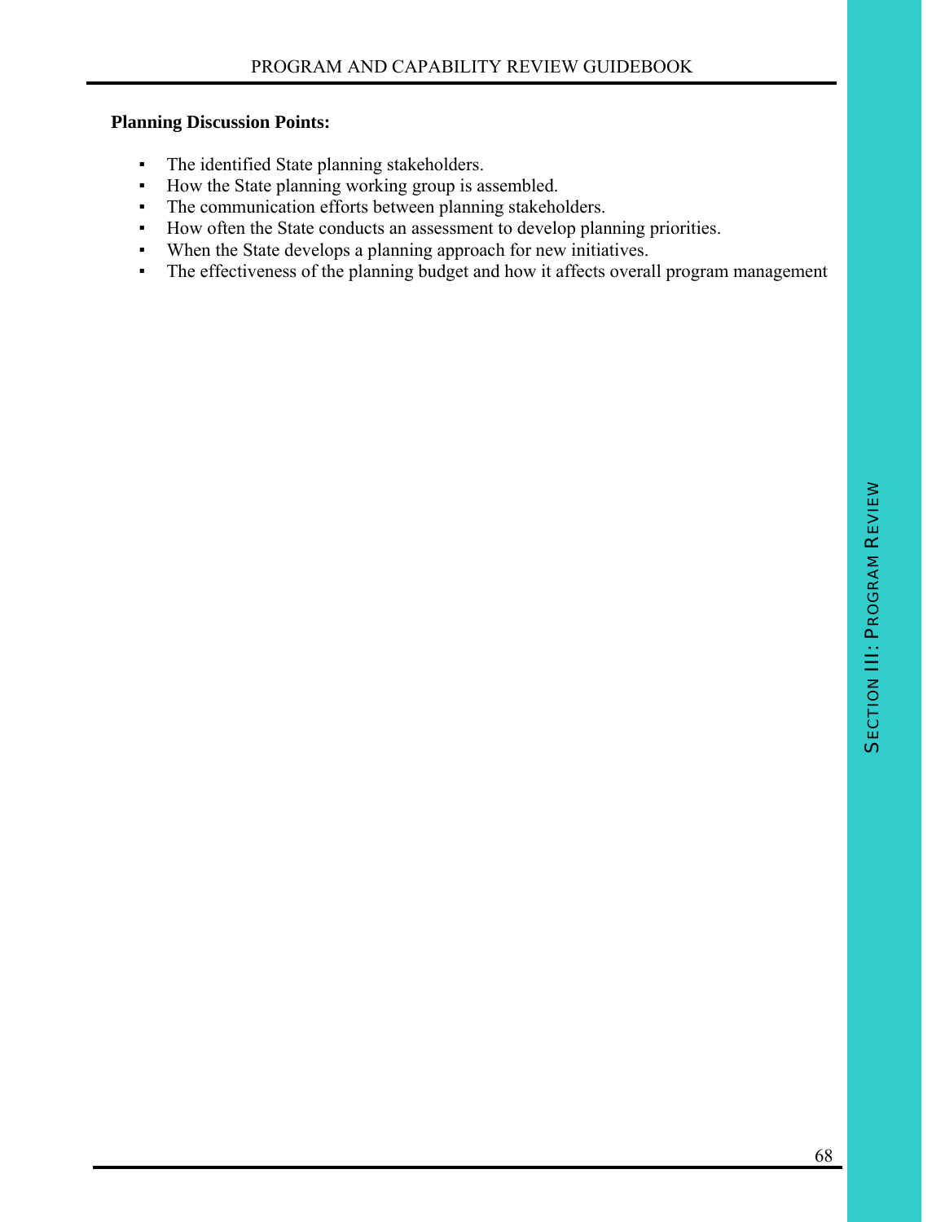**Planning Discussion Points:**

- The identified State planning stakeholders.
- How the State planning working group is assembled.
- The communication efforts between planning stakeholders.
- How often the State conducts an assessment to develop planning priorities.
- When the State develops a planning approach for new initiatives.
- The effectiveness of the planning budget and how it affects overall program management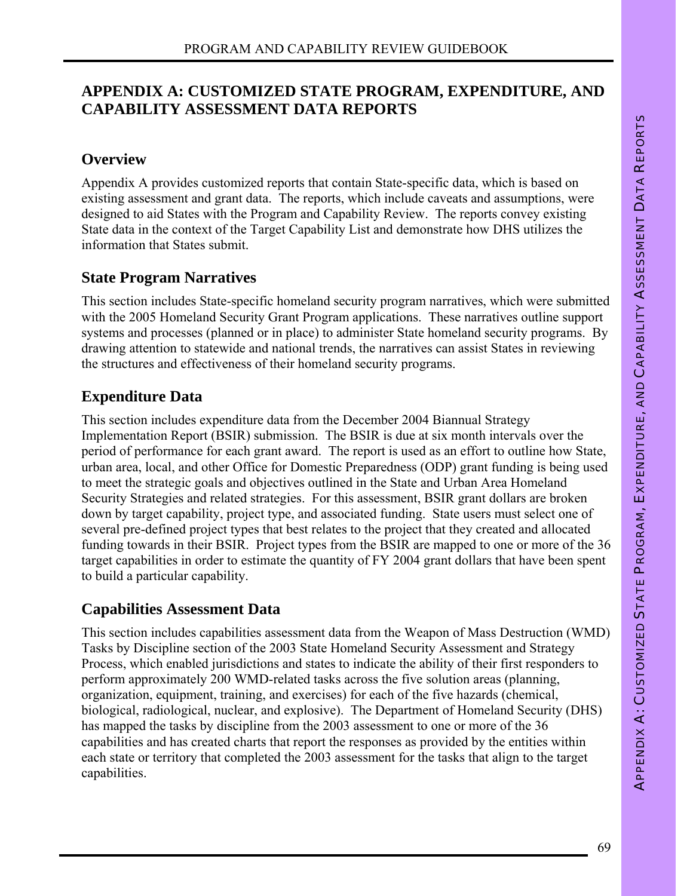# APPENDIX A: CUSTOMIZED STATE PROGRAM, EXPENDITURE, AND CAPABILITY ASSESSMENT DATA REPORTS

## Overview

Appendix A provides customized reports that contain State-specific data, which is based on existing assessment and grant data. The reports, which include caveats and assumptions, were designed to aid States with the Program and Capability Review. The reports convey existing State data in the context of the Target Capability List and demonstrate how DHS utilizes the information that States submit.

## State Program Narratives

This section includes State-specific homeland security program narratives, which were submitted with the 2005 Homeland Security Grant Program applications. These narratives outline support systems and processes (planned or in place) to administer State homeland security programs. By drawing attention to statewide and national trends, the narratives can assist States in reviewing the structures and effectiveness of their homeland security programs.

## Expenditure Data

This section includes expenditure data from the December 2004 Biannual Strategy Implementation Report (BSIR) submission. The BSIR is due at six month intervals over the period of performance for each grant award. The report is used as an effort to outline how State, urban area, local, and other Office for Domestic Preparedness (ODP) grant funding is being used to meet the strategic goals and objectives outlined in the State and Urban Area Homeland Security Strategies and related strategies. For this assessment, BSIR grant dollars are broken down by target capability, project type, and associated funding. State users must select one of several pre-defined project types that best relates to the project that they created and allocated funding towards in their BSIR. Project types from the BSIR are mapped to one or more of the 36 target capabilities in order to estimate the quantity of FY 2004 grant dollars that have been spent to build a particular capability.

## Capabilities Assessment Data

This section includes capabilities assessment data from the Weapon of Mass Destruction (WMD) Tasks by Discipline section of the 2003 State Homeland Security Assessment and Strategy Process, which enabled jurisdictions and states to indicate the ability of their first responders to perform approximately 200 WMD-related tasks across the five solution areas (planning, organization, equipment, training, and exercises) for each of the five hazards (chemical, biological, radiological, nuclear, and explosive). The Department of Homeland Security (DHS) has mapped the tasks by discipline from the 2003 assessment to one or more of the 36 capabilities and has created charts that report the responses as provided by the entities within each state or territory that completed the 2003 assessment for the tasks that align to the target capabilities.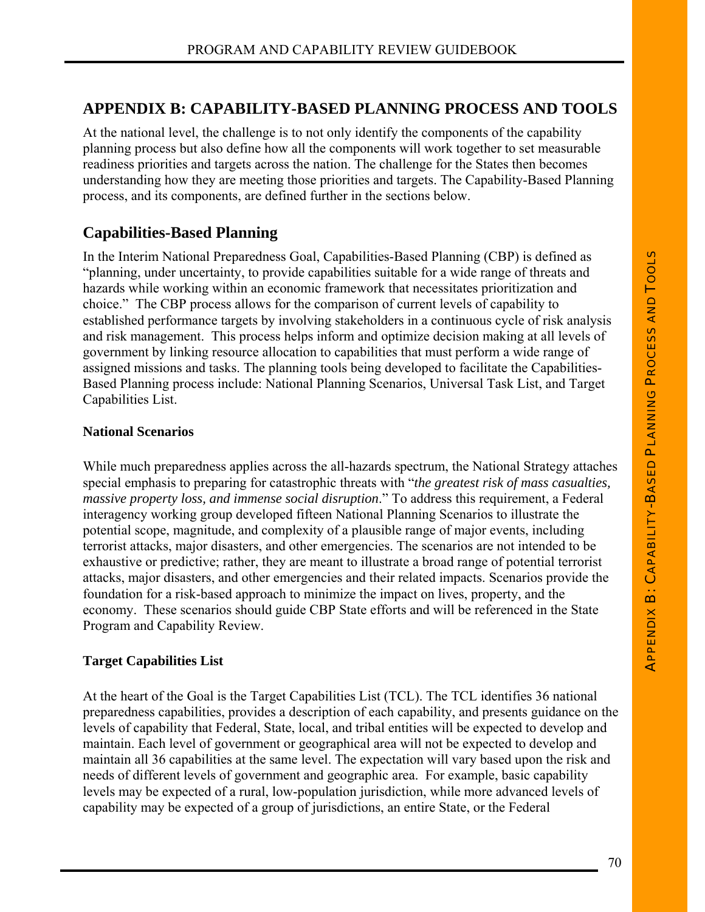# APPENDIX B: CAPABILITY-BASED PLANNING PROCESS AND TOOLS

At the national level, the challenge is to not only identify the components of the capability planning process but also define how all the components will work together to set measurable readiness priorities and targets across the nation. The challenge for the States then becomes understanding how they are meeting those priorities and targets. The Capability-Based Planning process, and its components, are defined further in the sections below.

## Capabilities-Based Planning

In the Interim National Preparedness Goal, Capabilities-Based Planning (CBP) is defined as "planning, under uncertainty, to provide capabilities suitable for a wide range of threats and hazards while working within an economic framework that necessitates prioritization and choice." The CBP process allows for the comparison of current levels of capability to established performance targets by involving stakeholders in a continuous cycle of risk analysis and risk management. This process helps inform and optimize decision making at all levels of government by linking resource allocation to capabilities that must perform a wide range of assigned missions and tasks. The planning tools being developed to facilitate the Capabilities-Based Planning process include: National Planning Scenarios, Universal Task List, and Target Capabilities List.

### National Scenarios

While much preparedness applies across the all-hazards spectrum, the National Strategy attaches special emphasis to preparing for catastrophic threats with "*the greatest risk of mass casualties, massive property loss, and immense social disruption*." To address this requirement, a Federal interagency working group developed fifteen National Planning Scenarios to illustrate the potential scope, magnitude, and complexity of a plausible range of major events, including terrorist attacks, major disasters, and other emergencies. The scenarios are not intended to be exhaustive or predictive; rather, they are meant to illustrate a broad range of potential terrorist attacks, major disasters, and other emergencies and their related impacts. Scenarios provide the foundation for a risk-based approach to minimize the impact on lives, property, and the economy. These scenarios should guide CBP State efforts and will be referenced in the State Program and Capability Review.

### Target Capabilities List

At the heart of the Goal is the Target Capabilities List (TCL). The TCL identifies 36 national preparedness capabilities, provides a description of each capability, and presents guidance on the levels of capability that Federal, State, local, and tribal entities will be expected to develop and maintain. Each level of government or geographical area will not be expected to develop and maintain all 36 capabilities at the same level. The expectation will vary based upon the risk and needs of different levels of government and geographic area. For example, basic capability levels may be expected of a rural, low-population jurisdiction, while more advanced levels of capability may be expected of a group of jurisdictions, an entire State, or the Federal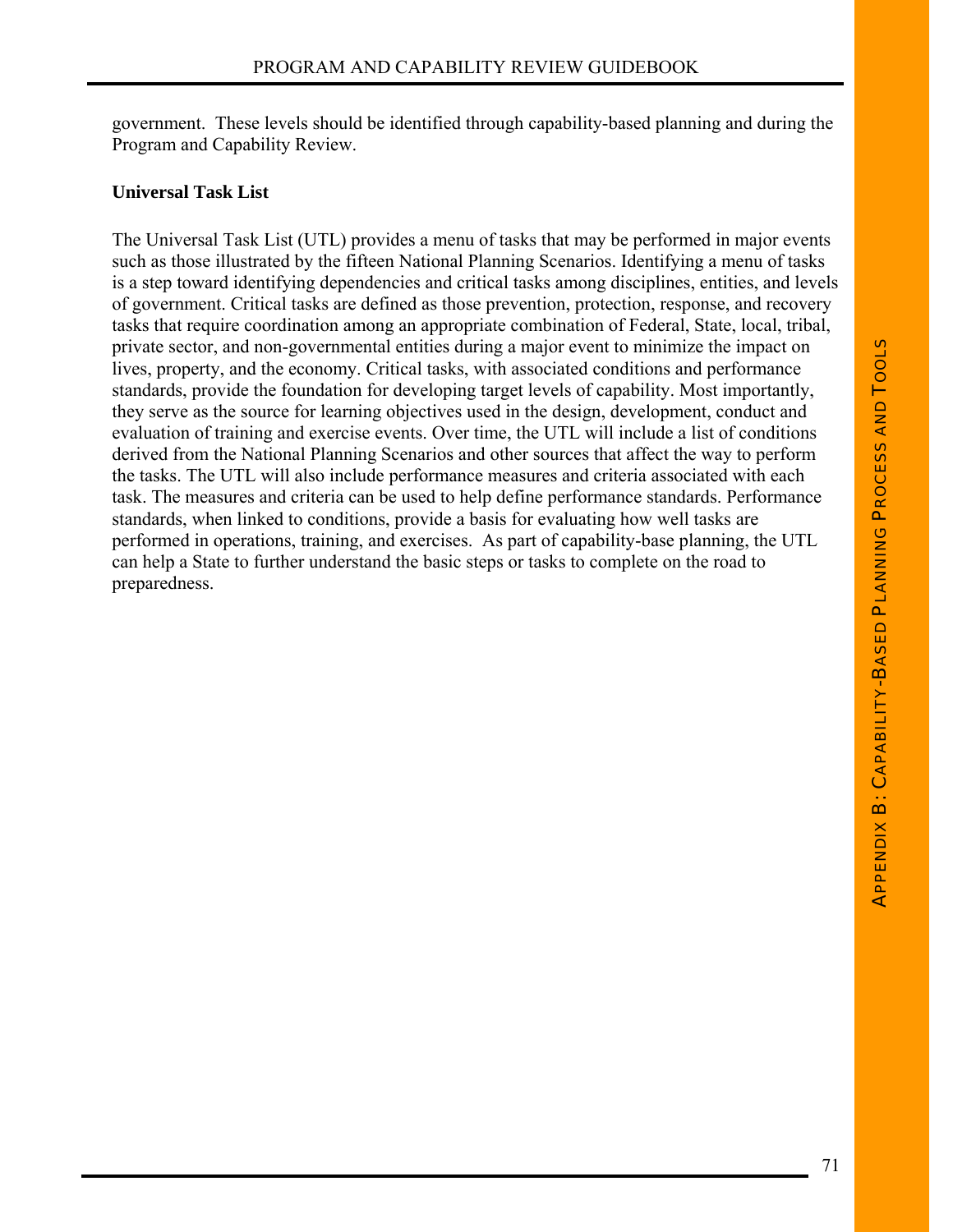government. These levels should be identified through capability-based planning and during the Program and Capability Review.

**Universal Task List**

The Universal Task List (UTL) provides a menu of tasks that may be performed in major events such as those illustrated by the fifteen National Planning Scenarios. Identifying a menu of tasks is a step toward identifying dependencies and critical tasks among disciplines, entities, and levels of government. Critical tasks are defined as those prevention, protection, response, and recovery tasks that require coordination among an appropriate combination of Federal, State, local, tribal, private sector, and non-governmental entities during a major event to minimize the impact on lives, property, and the economy. Critical tasks, with associated conditions and performance standards, provide the foundation for developing target levels of capability. Most importantly, they serve as the source for learning objectives used in the design, development, conduct and evaluation of training and exercise events. Over time, the UTL will include a list of conditions derived from the National Planning Scenarios and other sources that affect the way to perform the tasks. The UTL will also include performance measures and criteria associated with each task. The measures and criteria can be used to help define performance standards. Performance standards, when linked to conditions, provide a basis for evaluating how well tasks are performed in operations, training, and exercises. As part of capability-base planning, the UTL can help a State to further understand the basic steps or tasks to complete on the road to preparedness.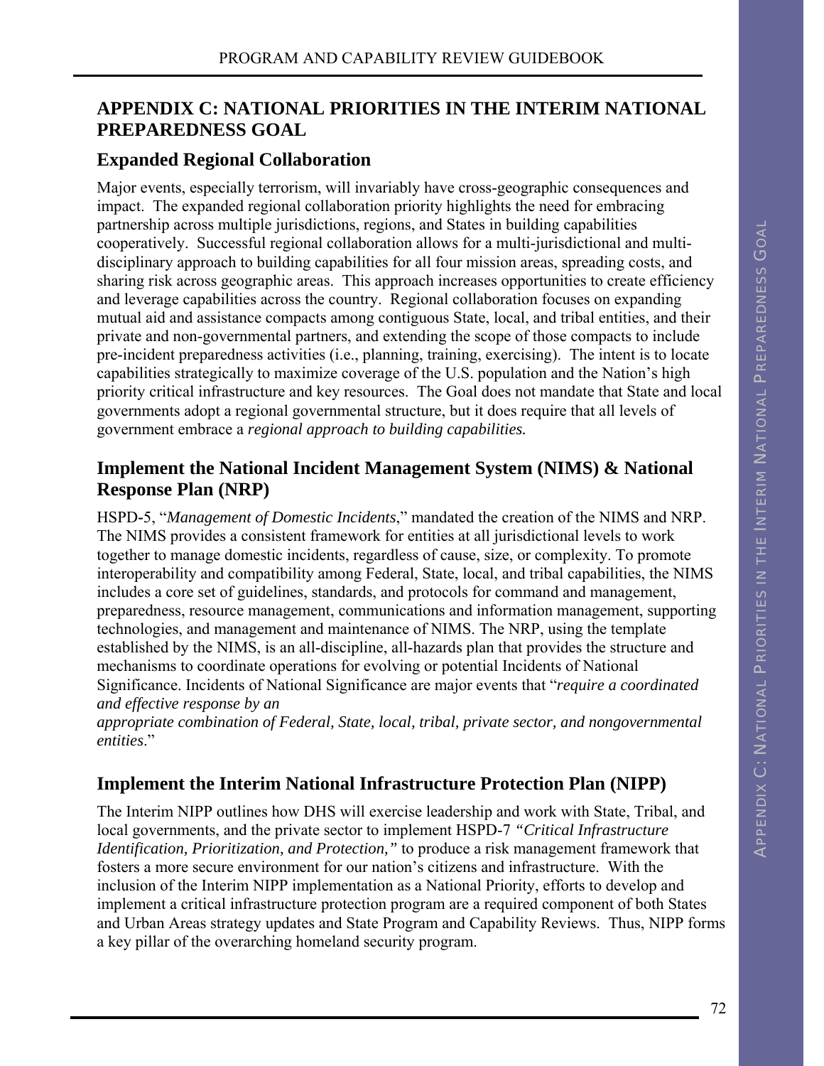# APPENDIX C: NATIONAL PRIORITIES IN THE INTERIM NATIONAL PREPAREDNESS GOAL

## Expanded Regional Collaboration

Major events, especially terrorism, will invariably have cross-geographic consequences and impact. The expanded regional collaboration priority highlights the need for embracing partnership across multiple jurisdictions, regions, and States in building capabilities cooperatively. Successful regional collaboration allows for a multi-jurisdictional and multi-disciplinary approach to building capabilities for all four mission areas, spreading costs, and sharing risk across geographic areas. This approach increases opportunities to create efficiency and leverage capabilities across the country. Regional collaboration focuses on expanding mutual aid and assistance compacts among contiguous State, local, and tribal entities, and their private and non-governmental partners, and extending the scope of those compacts to include pre-incident preparedness activities (i.e., planning, training, exercising). The intent is to locate capabilities strategically to maximize coverage of the U.S. population and the Nation's high priority critical infrastructure and key resources. The Goal does not mandate that State and local governments adopt a regional governmental structure, but it does require that all levels of government embrace a *regional approach to building capabilities.*

## Implement the National Incident Management System (NIMS) & National Response Plan (NRP)

HSPD-5, "*Management of Domestic Incidents*," mandated the creation of the NIMS and NRP. The NIMS provides a consistent framework for entities at all jurisdictional levels to work together to manage domestic incidents, regardless of cause, size, or complexity. To promote interoperability and compatibility among Federal, State, local, and tribal capabilities, the NIMS includes a core set of guidelines, standards, and protocols for command and management, preparedness, resource management, communications and information management, supporting technologies, and management and maintenance of NIMS. The NRP, using the template established by the NIMS, is an all-discipline, all-hazards plan that provides the structure and mechanisms to coordinate operations for evolving or potential Incidents of National Significance. Incidents of National Significance are major events that "*require a coordinated and effective response by an appropriate combination of Federal, State, local, tribal, private sector, and nongovernmental entities*."

## Implement the Interim National Infrastructure Protection Plan (NIPP)

The Interim NIPP outlines how DHS will exercise leadership and work with State, Tribal, and local governments, and the private sector to implement HSPD-7 *"Critical Infrastructure Identification, Prioritization, and Protection,"* to produce a risk management framework that fosters a more secure environment for our nation's citizens and infrastructure. With the inclusion of the Interim NIPP implementation as a National Priority, efforts to develop and implement a critical infrastructure protection program are a required component of both States and Urban Areas strategy updates and State Program and Capability Reviews. Thus, NIPP forms a key pillar of the overarching homeland security program.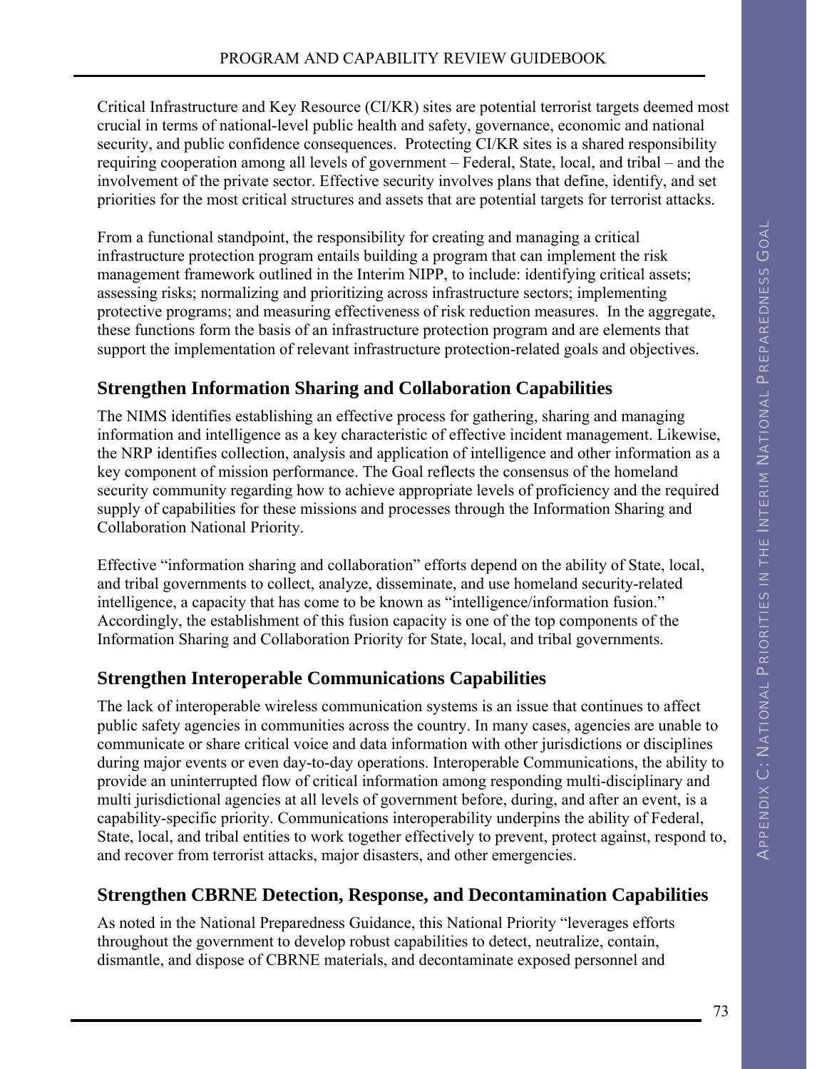Critical Infrastructure and Key Resource (CI/KR) sites are potential terrorist targets deemed most crucial in terms of national-level public health and safety, governance, economic and national security, and public confidence consequences. Protecting CI/KR sites is a shared responsibility requiring cooperation among all levels of government – Federal, State, local, and tribal – and the involvement of the private sector. Effective security involves plans that define, identify, and set priorities for the most critical structures and assets that are potential targets for terrorist attacks.

From a functional standpoint, the responsibility for creating and managing a critical infrastructure protection program entails building a program that can implement the risk management framework outlined in the Interim NIPP, to include: identifying critical assets; assessing risks; normalizing and prioritizing across infrastructure sectors; implementing protective programs; and measuring effectiveness of risk reduction measures. In the aggregate, these functions form the basis of an infrastructure protection program and are elements that support the implementation of relevant infrastructure protection-related goals and objectives.

## Strengthen Information Sharing and Collaboration Capabilities

The NIMS identifies establishing an effective process for gathering, sharing and managing information and intelligence as a key characteristic of effective incident management. Likewise, the NRP identifies collection, analysis and application of intelligence and other information as a key component of mission performance. The Goal reflects the consensus of the homeland security community regarding how to achieve appropriate levels of proficiency and the required supply of capabilities for these missions and processes through the Information Sharing and Collaboration National Priority.

Effective "information sharing and collaboration" efforts depend on the ability of State, local, and tribal governments to collect, analyze, disseminate, and use homeland security-related intelligence, a capacity that has come to be known as "intelligence/information fusion." Accordingly, the establishment of this fusion capacity is one of the top components of the Information Sharing and Collaboration Priority for State, local, and tribal governments.

## Strengthen Interoperable Communications Capabilities

The lack of interoperable wireless communication systems is an issue that continues to affect public safety agencies in communities across the country. In many cases, agencies are unable to communicate or share critical voice and data information with other jurisdictions or disciplines during major events or even day-to-day operations. Interoperable Communications, the ability to provide an uninterrupted flow of critical information among responding multi-disciplinary and multi jurisdictional agencies at all levels of government before, during, and after an event, is a capability-specific priority. Communications interoperability underpins the ability of Federal, State, local, and tribal entities to work together effectively to prevent, protect against, respond to, and recover from terrorist attacks, major disasters, and other emergencies.

## Strengthen CBRNE Detection, Response, and Decontamination Capabilities

As noted in the National Preparedness Guidance, this National Priority "leverages efforts throughout the government to develop robust capabilities to detect, neutralize, contain, dismantle, and dispose of CBRNE materials, and decontaminate exposed personnel and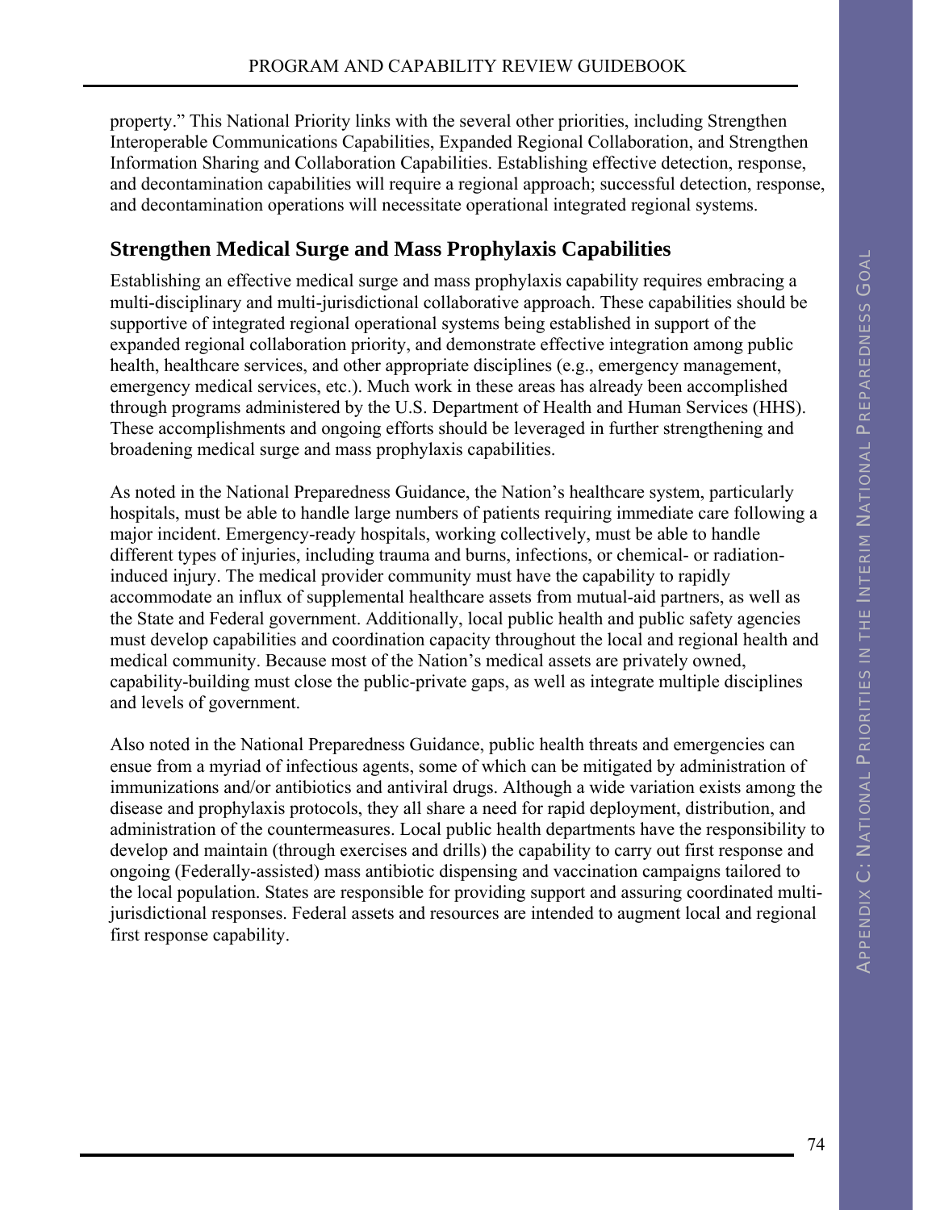property." This National Priority links with the several other priorities, including Strengthen Interoperable Communications Capabilities, Expanded Regional Collaboration, and Strengthen Information Sharing and Collaboration Capabilities. Establishing effective detection, response, and decontamination capabilities will require a regional approach; successful detection, response, and decontamination operations will necessitate operational integrated regional systems.

## Strengthen Medical Surge and Mass Prophylaxis Capabilities

Establishing an effective medical surge and mass prophylaxis capability requires embracing a multi-disciplinary and multi-jurisdictional collaborative approach. These capabilities should be supportive of integrated regional operational systems being established in support of the expanded regional collaboration priority, and demonstrate effective integration among public health, healthcare services, and other appropriate disciplines (e.g., emergency management, emergency medical services, etc.). Much work in these areas has already been accomplished through programs administered by the U.S. Department of Health and Human Services (HHS). These accomplishments and ongoing efforts should be leveraged in further strengthening and broadening medical surge and mass prophylaxis capabilities.

As noted in the National Preparedness Guidance, the Nation's healthcare system, particularly hospitals, must be able to handle large numbers of patients requiring immediate care following a major incident. Emergency-ready hospitals, working collectively, must be able to handle different types of injuries, including trauma and burns, infections, or chemical- or radiation-induced injury. The medical provider community must have the capability to rapidly accommodate an influx of supplemental healthcare assets from mutual-aid partners, as well as the State and Federal government. Additionally, local public health and public safety agencies must develop capabilities and coordination capacity throughout the local and regional health and medical community. Because most of the Nation's medical assets are privately owned, capability-building must close the public-private gaps, as well as integrate multiple disciplines and levels of government.

Also noted in the National Preparedness Guidance, public health threats and emergencies can ensue from a myriad of infectious agents, some of which can be mitigated by administration of immunizations and/or antibiotics and antiviral drugs. Although a wide variation exists among the disease and prophylaxis protocols, they all share a need for rapid deployment, distribution, and administration of the countermeasures. Local public health departments have the responsibility to develop and maintain (through exercises and drills) the capability to carry out first response and ongoing (Federally-assisted) mass antibiotic dispensing and vaccination campaigns tailored to the local population. States are responsible for providing support and assuring coordinated multi-jurisdictional responses. Federal assets and resources are intended to augment local and regional first response capability.